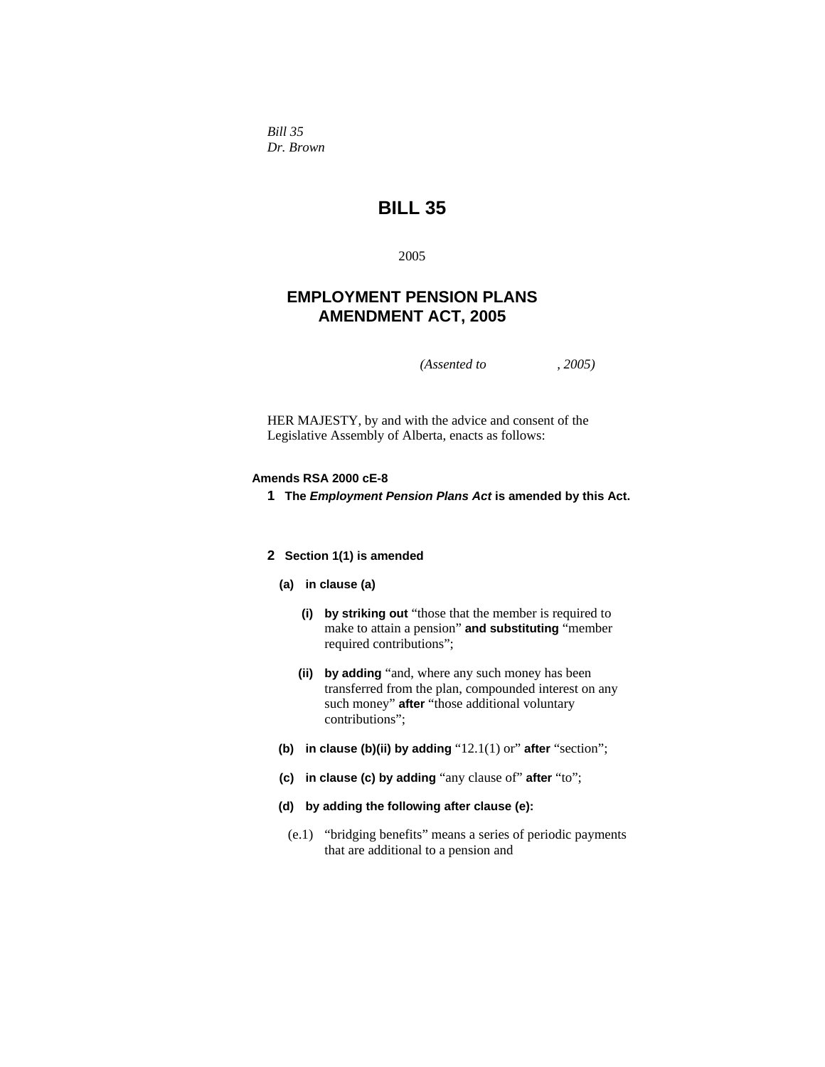*Bill 35*
*Dr. Brown*

# BILL 35

2005

## EMPLOYMENT PENSION PLANS AMENDMENT ACT, 2005

*(Assented to , 2005)*

HER MAJESTY, by and with the advice and consent of the Legislative Assembly of Alberta, enacts as follows:

**Amends RSA 2000 cE-8**

**1** **The *Employment Pension Plans Act* is amended by this Act.**

**2** **Section 1(1) is amended**

**(a)** **in clause (a)**

**(i)** **by striking out** "those that the member is required to make to attain a pension" **and substituting** "member required contributions";

**(ii)** **by adding** "and, where any such money has been transferred from the plan, compounded interest on any such money" **after** "those additional voluntary contributions";

**(b)** **in clause (b)(ii) by adding** "12.1(1) or" **after** "section";

**(c)** **in clause (c) by adding** "any clause of" **after** "to";

**(d)** **by adding the following after clause (e):**

(e.1) "bridging benefits" means a series of periodic payments that are additional to a pension and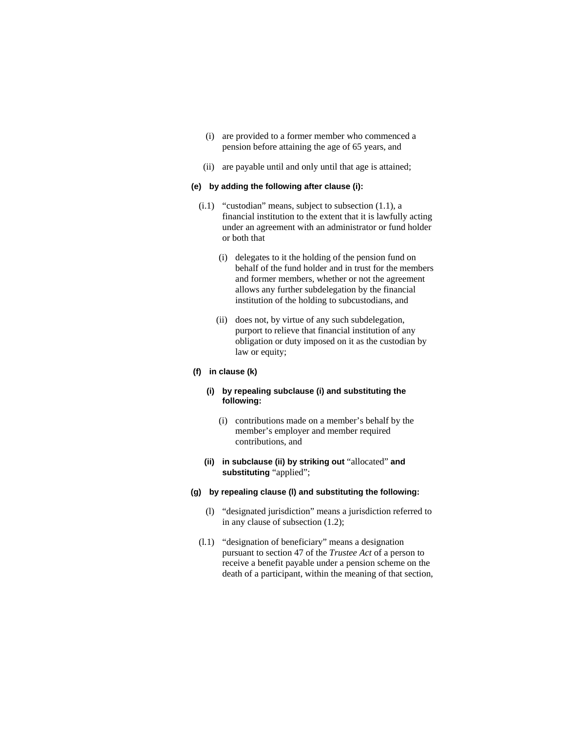(i) are provided to a former member who commenced a pension before attaining the age of 65 years, and

(ii) are payable until and only until that age is attained;

**(e) by adding the following after clause (i):**

(i.1) "custodian" means, subject to subsection (1.1), a financial institution to the extent that it is lawfully acting under an agreement with an administrator or fund holder or both that

(i) delegates to it the holding of the pension fund on behalf of the fund holder and in trust for the members and former members, whether or not the agreement allows any further subdelegation by the financial institution of the holding to subcustodians, and

(ii) does not, by virtue of any such subdelegation, purport to relieve that financial institution of any obligation or duty imposed on it as the custodian by law or equity;

**(f) in clause (k)**

**(i) by repealing subclause (i) and substituting the following:**

(i) contributions made on a member's behalf by the member's employer and member required contributions, and

**(ii) in subclause (ii) by striking out** "allocated" **and substituting** "applied";

**(g) by repealing clause (l) and substituting the following:**

(l) "designated jurisdiction" means a jurisdiction referred to in any clause of subsection (1.2);

(l.1) "designation of beneficiary" means a designation pursuant to section 47 of the *Trustee Act* of a person to receive a benefit payable under a pension scheme on the death of a participant, within the meaning of that section,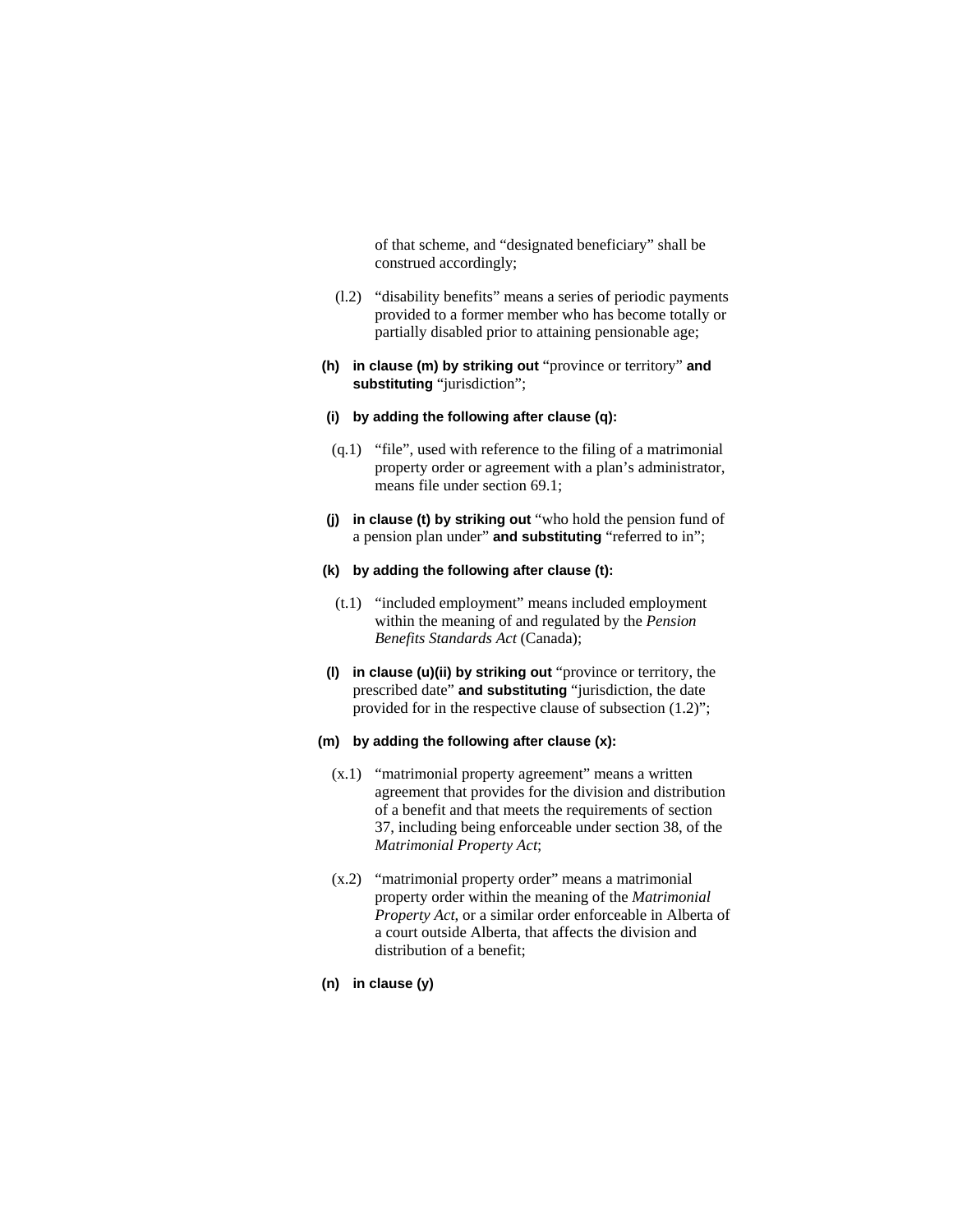of that scheme, and "designated beneficiary" shall be construed accordingly;

(l.2) "disability benefits" means a series of periodic payments provided to a former member who has become totally or partially disabled prior to attaining pensionable age;

**(h) in clause (m) by striking out** "province or territory" **and substituting** "jurisdiction";

**(i) by adding the following after clause (q):**

(q.1) "file", used with reference to the filing of a matrimonial property order or agreement with a plan's administrator, means file under section 69.1;

**(j) in clause (t) by striking out** "who hold the pension fund of a pension plan under" **and substituting** "referred to in";

**(k) by adding the following after clause (t):**

(t.1) "included employment" means included employment within the meaning of and regulated by the *Pension Benefits Standards Act* (Canada);

**(l) in clause (u)(ii) by striking out** "province or territory, the prescribed date" **and substituting** "jurisdiction, the date provided for in the respective clause of subsection (1.2)";

**(m) by adding the following after clause (x):**

(x.1) "matrimonial property agreement" means a written agreement that provides for the division and distribution of a benefit and that meets the requirements of section 37, including being enforceable under section 38, of the *Matrimonial Property Act*;

(x.2) "matrimonial property order" means a matrimonial property order within the meaning of the *Matrimonial Property Act*, or a similar order enforceable in Alberta of a court outside Alberta, that affects the division and distribution of a benefit;

**(n) in clause (y)**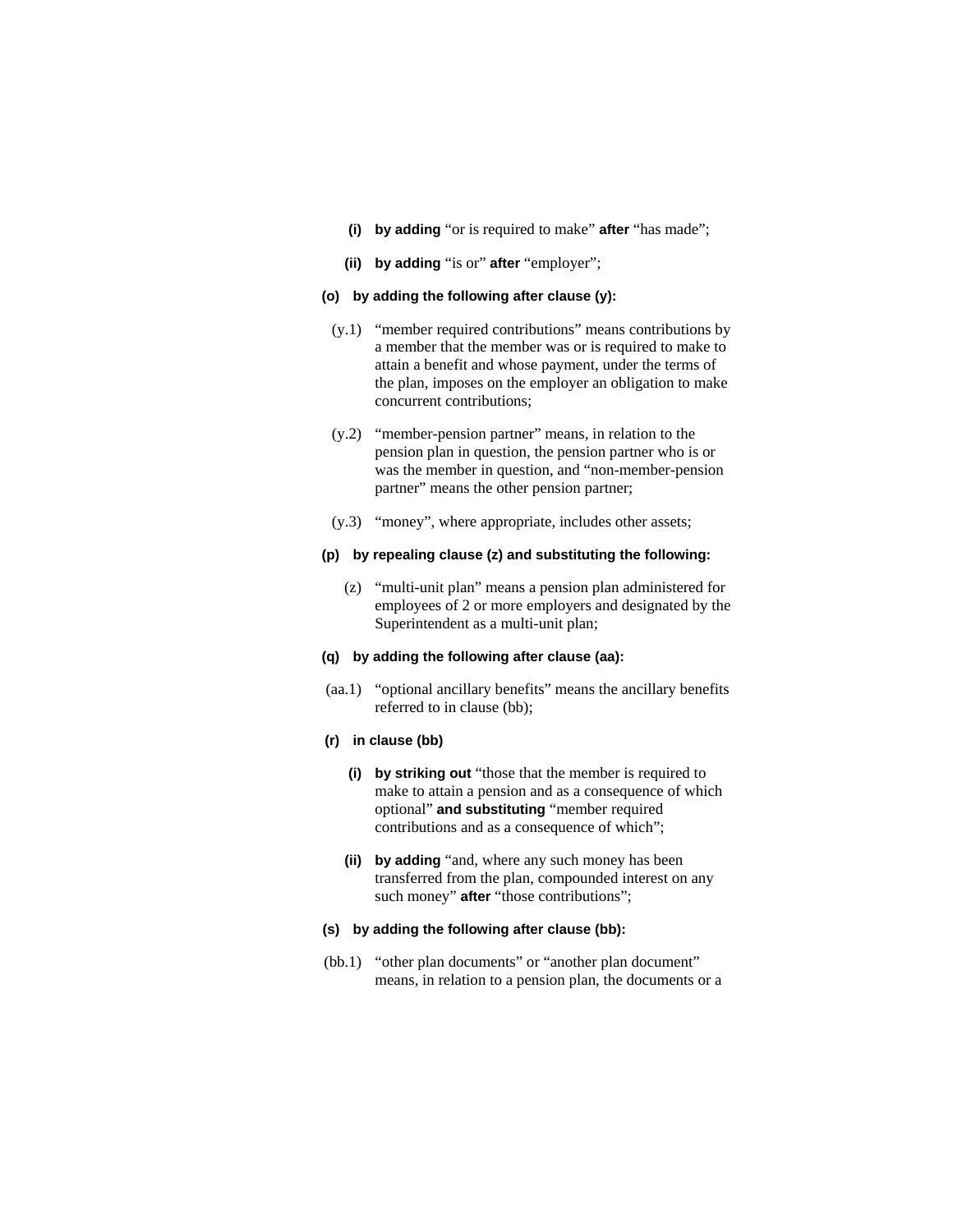**(i)** **by adding** “or is required to make” **after** “has made”;

**(ii)** **by adding** “is or” **after** “employer”;

**(o)** **by adding the following after clause (y):**

(y.1) “member required contributions” means contributions by a member that the member was or is required to make to attain a benefit and whose payment, under the terms of the plan, imposes on the employer an obligation to make concurrent contributions;

(y.2) “member-pension partner” means, in relation to the pension plan in question, the pension partner who is or was the member in question, and “non-member-pension partner” means the other pension partner;

(y.3) “money”, where appropriate, includes other assets;

**(p)** **by repealing clause (z) and substituting the following:**

(z) “multi-unit plan” means a pension plan administered for employees of 2 or more employers and designated by the Superintendent as a multi-unit plan;

**(q)** **by adding the following after clause (aa):**

(aa.1) “optional ancillary benefits” means the ancillary benefits referred to in clause (bb);

**(r)** **in clause (bb)**

**(i)** **by striking out** “those that the member is required to make to attain a pension and as a consequence of which optional” **and substituting** “member required contributions and as a consequence of which”;

**(ii)** **by adding** “and, where any such money has been transferred from the plan, compounded interest on any such money” **after** “those contributions”;

**(s)** **by adding the following after clause (bb):**

(bb.1) “other plan documents” or “another plan document” means, in relation to a pension plan, the documents or a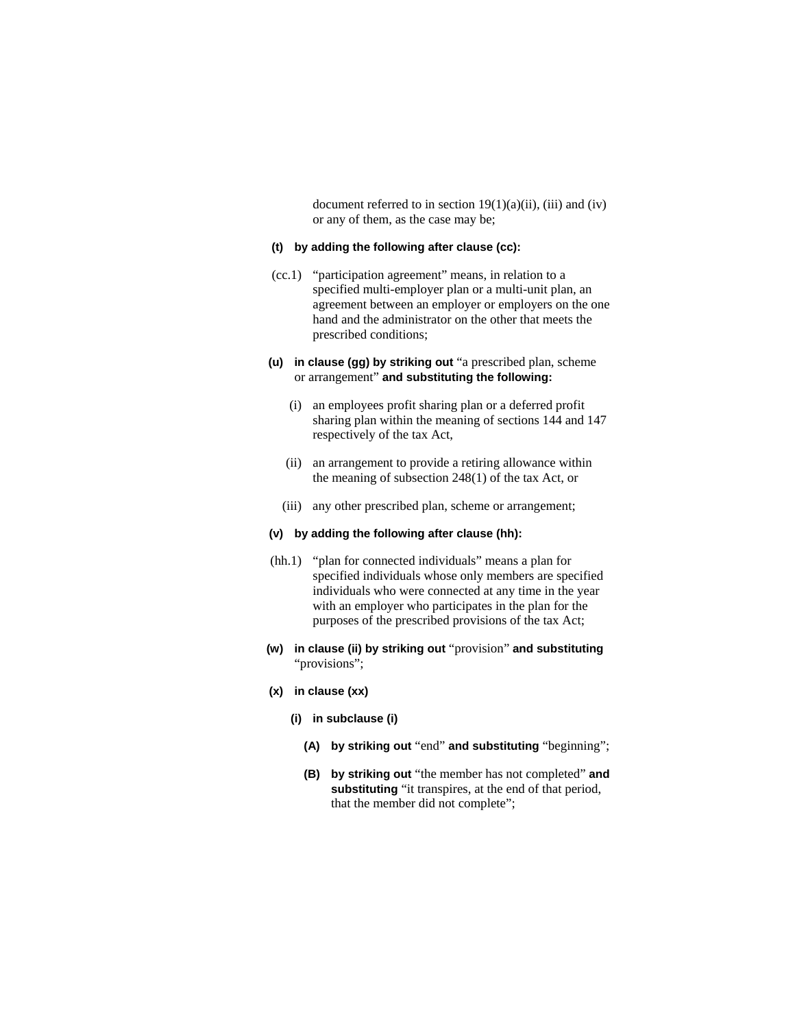document referred to in section 19(1)(a)(ii), (iii) and (iv) or any of them, as the case may be;

**(t) by adding the following after clause (cc):**

(cc.1) “participation agreement” means, in relation to a specified multi-employer plan or a multi-unit plan, an agreement between an employer or employers on the one hand and the administrator on the other that meets the prescribed conditions;

**(u) in clause (gg) by striking out** “a prescribed plan, scheme or arrangement” **and substituting the following:**

(i) an employees profit sharing plan or a deferred profit sharing plan within the meaning of sections 144 and 147 respectively of the tax Act,

(ii) an arrangement to provide a retiring allowance within the meaning of subsection 248(1) of the tax Act, or

(iii) any other prescribed plan, scheme or arrangement;

**(v) by adding the following after clause (hh):**

(hh.1) “plan for connected individuals” means a plan for specified individuals whose only members are specified individuals who were connected at any time in the year with an employer who participates in the plan for the purposes of the prescribed provisions of the tax Act;

**(w) in clause (ii) by striking out** “provision” **and substituting** “provisions”;

**(x) in clause (xx)**

**(i) in subclause (i)**

**(A) by striking out** “end” **and substituting** “beginning”;

**(B) by striking out** “the member has not completed” **and substituting** “it transpires, at the end of that period, that the member did not complete”;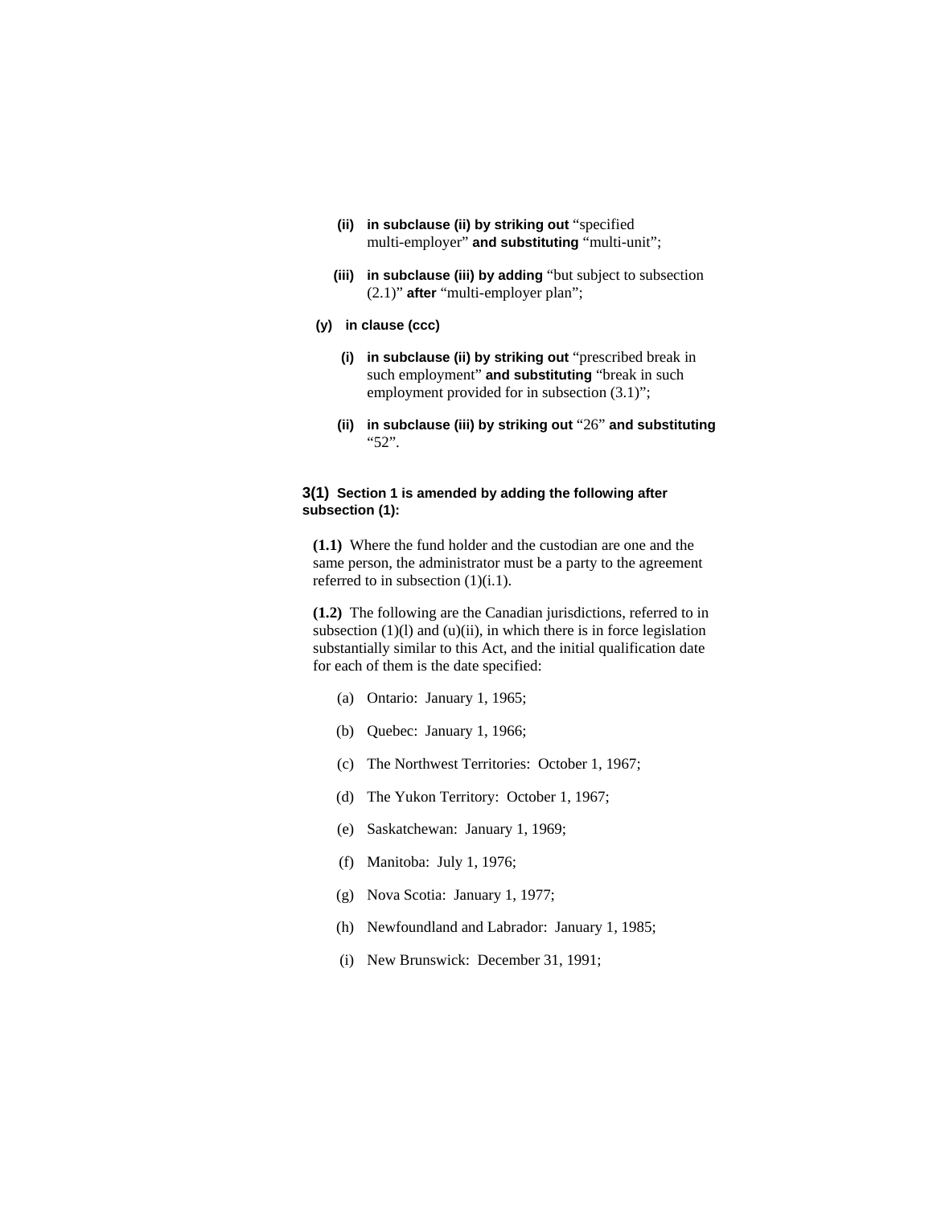**(ii) in subclause (ii) by striking out** “specified multi-employer” **and substituting** “multi-unit”;

**(iii) in subclause (iii) by adding** “but subject to subsection (2.1)” **after** “multi-employer plan”;

**(y) in clause (ccc)**

**(i) in subclause (ii) by striking out** “prescribed break in such employment” **and substituting** “break in such employment provided for in subsection (3.1)”;

**(ii) in subclause (iii) by striking out** “26” **and substituting** “52”.

**3(1) Section 1 is amended by adding the following after subsection (1):**

**(1.1)** Where the fund holder and the custodian are one and the same person, the administrator must be a party to the agreement referred to in subsection (1)(i.1).

**(1.2)** The following are the Canadian jurisdictions, referred to in subsection (1)(l) and (u)(ii), in which there is in force legislation substantially similar to this Act, and the initial qualification date for each of them is the date specified:

(a) Ontario: January 1, 1965;

(b) Quebec: January 1, 1966;

(c) The Northwest Territories: October 1, 1967;

(d) The Yukon Territory: October 1, 1967;

(e) Saskatchewan: January 1, 1969;

(f) Manitoba: July 1, 1976;

(g) Nova Scotia: January 1, 1977;

(h) Newfoundland and Labrador: January 1, 1985;

(i) New Brunswick: December 31, 1991;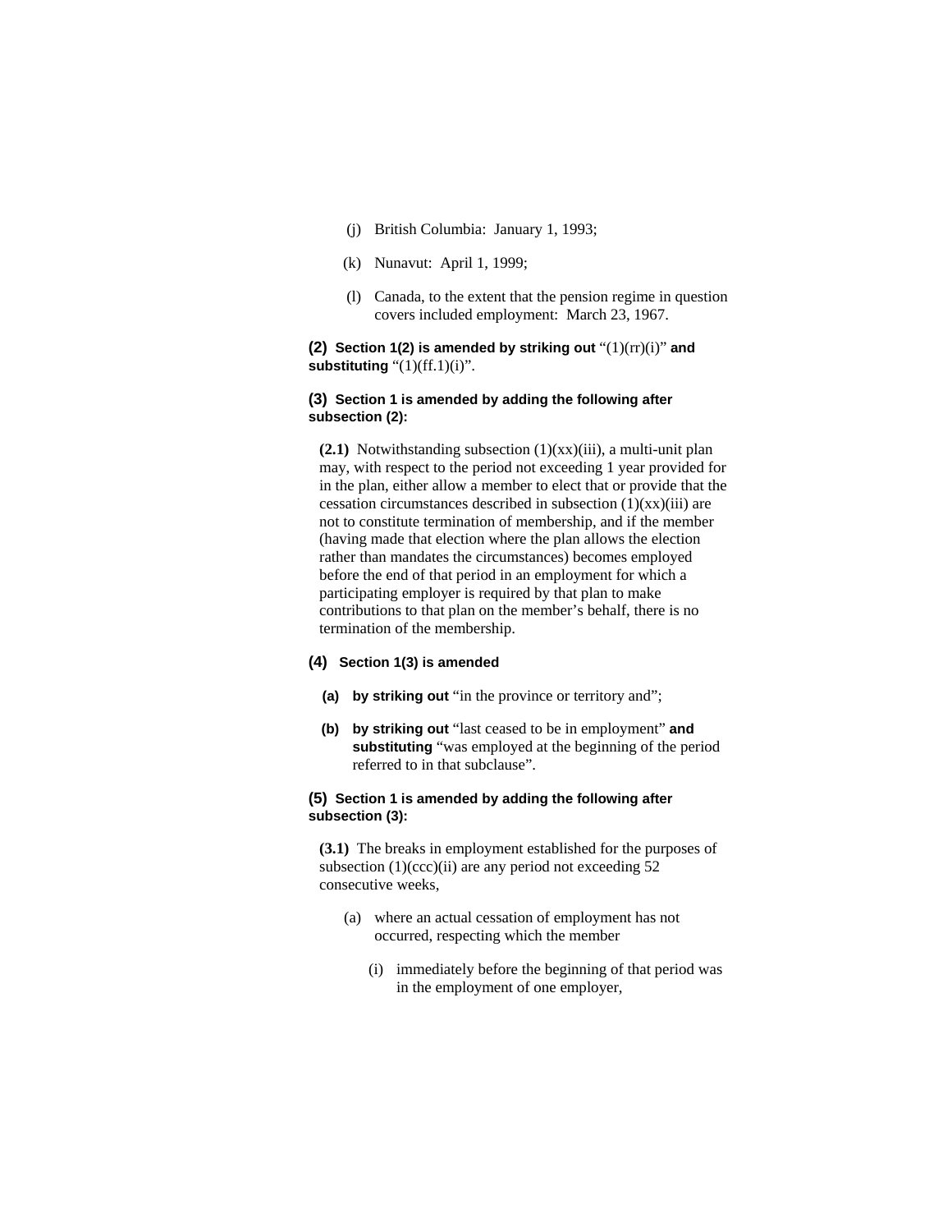(j) British Columbia: January 1, 1993;

(k) Nunavut: April 1, 1999;

(l) Canada, to the extent that the pension regime in question covers included employment: March 23, 1967.

**(2) Section 1(2) is amended by striking out** “(1)(rr)(i)” **and substituting** “(1)(ff.1)(i)”.

**(3) Section 1 is amended by adding the following after subsection (2):**

**(2.1)** Notwithstanding subsection (1)(xx)(iii), a multi-unit plan may, with respect to the period not exceeding 1 year provided for in the plan, either allow a member to elect that or provide that the cessation circumstances described in subsection (1)(xx)(iii) are not to constitute termination of membership, and if the member (having made that election where the plan allows the election rather than mandates the circumstances) becomes employed before the end of that period in an employment for which a participating employer is required by that plan to make contributions to that plan on the member’s behalf, there is no termination of the membership.

**(4) Section 1(3) is amended**

**(a) by striking out** “in the province or territory and”;

**(b) by striking out** “last ceased to be in employment” **and substituting** “was employed at the beginning of the period referred to in that subclause”.

**(5) Section 1 is amended by adding the following after subsection (3):**

**(3.1)** The breaks in employment established for the purposes of subsection (1)(ccc)(ii) are any period not exceeding 52 consecutive weeks,

(a) where an actual cessation of employment has not occurred, respecting which the member

(i) immediately before the beginning of that period was in the employment of one employer,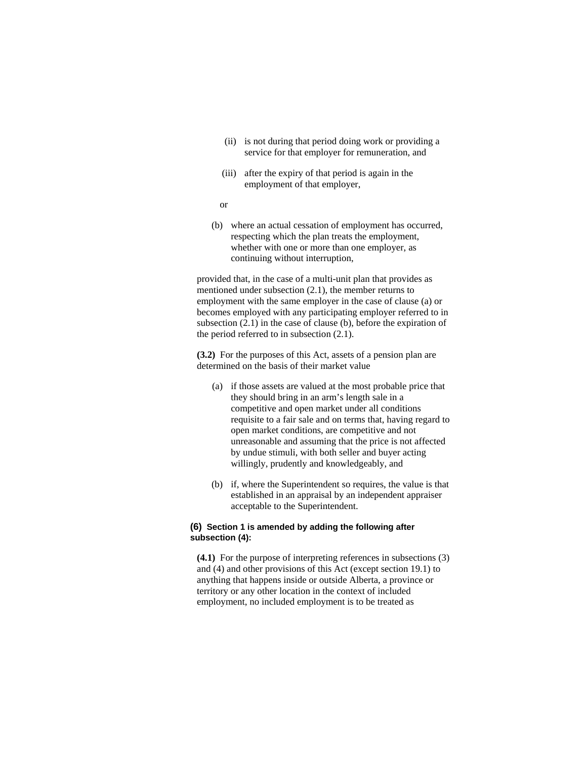(ii) is not during that period doing work or providing a service for that employer for remuneration, and

(iii) after the expiry of that period is again in the employment of that employer,

or

(b) where an actual cessation of employment has occurred, respecting which the plan treats the employment, whether with one or more than one employer, as continuing without interruption,

provided that, in the case of a multi-unit plan that provides as mentioned under subsection (2.1), the member returns to employment with the same employer in the case of clause (a) or becomes employed with any participating employer referred to in subsection (2.1) in the case of clause (b), before the expiration of the period referred to in subsection (2.1).

**(3.2)** For the purposes of this Act, assets of a pension plan are determined on the basis of their market value

(a) if those assets are valued at the most probable price that they should bring in an arm's length sale in a competitive and open market under all conditions requisite to a fair sale and on terms that, having regard to open market conditions, are competitive and not unreasonable and assuming that the price is not affected by undue stimuli, with both seller and buyer acting willingly, prudently and knowledgeably, and

(b) if, where the Superintendent so requires, the value is that established in an appraisal by an independent appraiser acceptable to the Superintendent.

**(6) Section 1 is amended by adding the following after subsection (4):**

**(4.1)** For the purpose of interpreting references in subsections (3) and (4) and other provisions of this Act (except section 19.1) to anything that happens inside or outside Alberta, a province or territory or any other location in the context of included employment, no included employment is to be treated as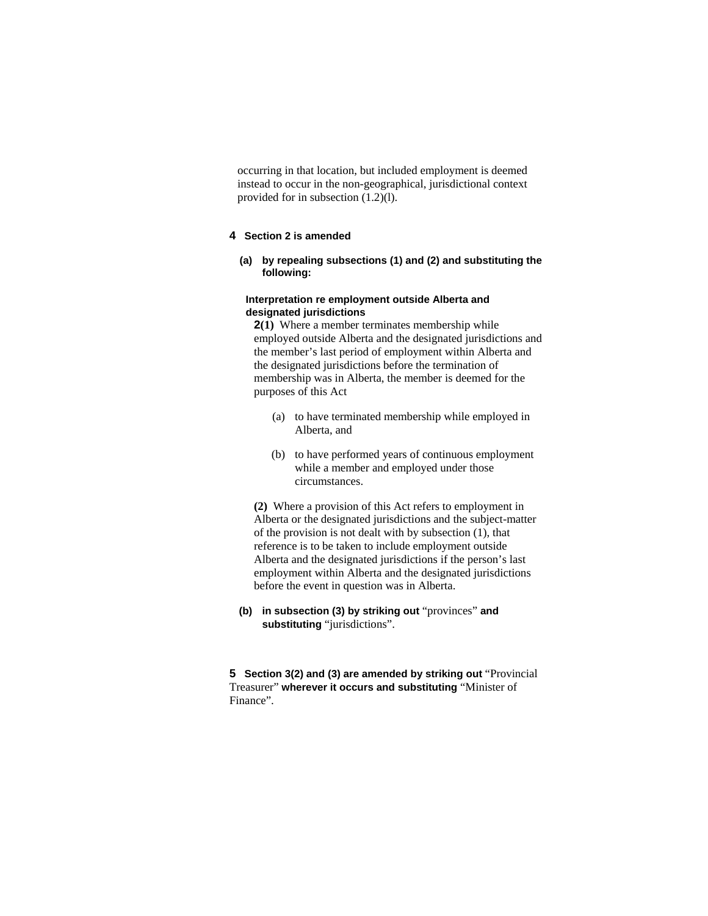occurring in that location, but included employment is deemed instead to occur in the non-geographical, jurisdictional context provided for in subsection (1.2)(l).

**4 Section 2 is amended**

**(a) by repealing subsections (1) and (2) and substituting the following:**

**Interpretation re employment outside Alberta and designated jurisdictions**

**2(1)** Where a member terminates membership while employed outside Alberta and the designated jurisdictions and the member's last period of employment within Alberta and the designated jurisdictions before the termination of membership was in Alberta, the member is deemed for the purposes of this Act

(a) to have terminated membership while employed in Alberta, and

(b) to have performed years of continuous employment while a member and employed under those circumstances.

**(2)** Where a provision of this Act refers to employment in Alberta or the designated jurisdictions and the subject-matter of the provision is not dealt with by subsection (1), that reference is to be taken to include employment outside Alberta and the designated jurisdictions if the person's last employment within Alberta and the designated jurisdictions before the event in question was in Alberta.

**(b) in subsection (3) by striking out** "provinces" **and substituting** "jurisdictions".

**5 Section 3(2) and (3) are amended by striking out** "Provincial Treasurer" **wherever it occurs and substituting** "Minister of Finance".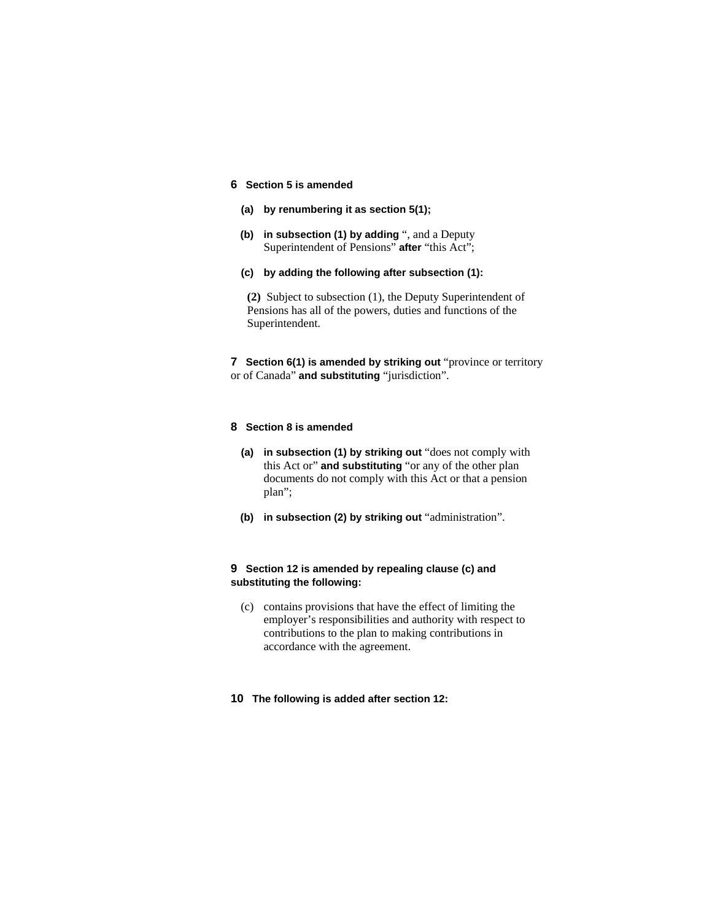**6 Section 5 is amended**

**(a) by renumbering it as section 5(1);**

**(b) in subsection (1) by adding** “, and a Deputy Superintendent of Pensions” **after** “this Act”;

**(c) by adding the following after subsection (1):**

**(2)** Subject to subsection (1), the Deputy Superintendent of Pensions has all of the powers, duties and functions of the Superintendent.

**7 Section 6(1) is amended by striking out** “province or territory or of Canada” **and substituting** “jurisdiction”.

**8 Section 8 is amended**

**(a) in subsection (1) by striking out** “does not comply with this Act or” **and substituting** “or any of the other plan documents do not comply with this Act or that a pension plan”;

**(b) in subsection (2) by striking out** “administration”.

**9 Section 12 is amended by repealing clause (c) and substituting the following:**

(c) contains provisions that have the effect of limiting the employer’s responsibilities and authority with respect to contributions to the plan to making contributions in accordance with the agreement.

**10 The following is added after section 12:**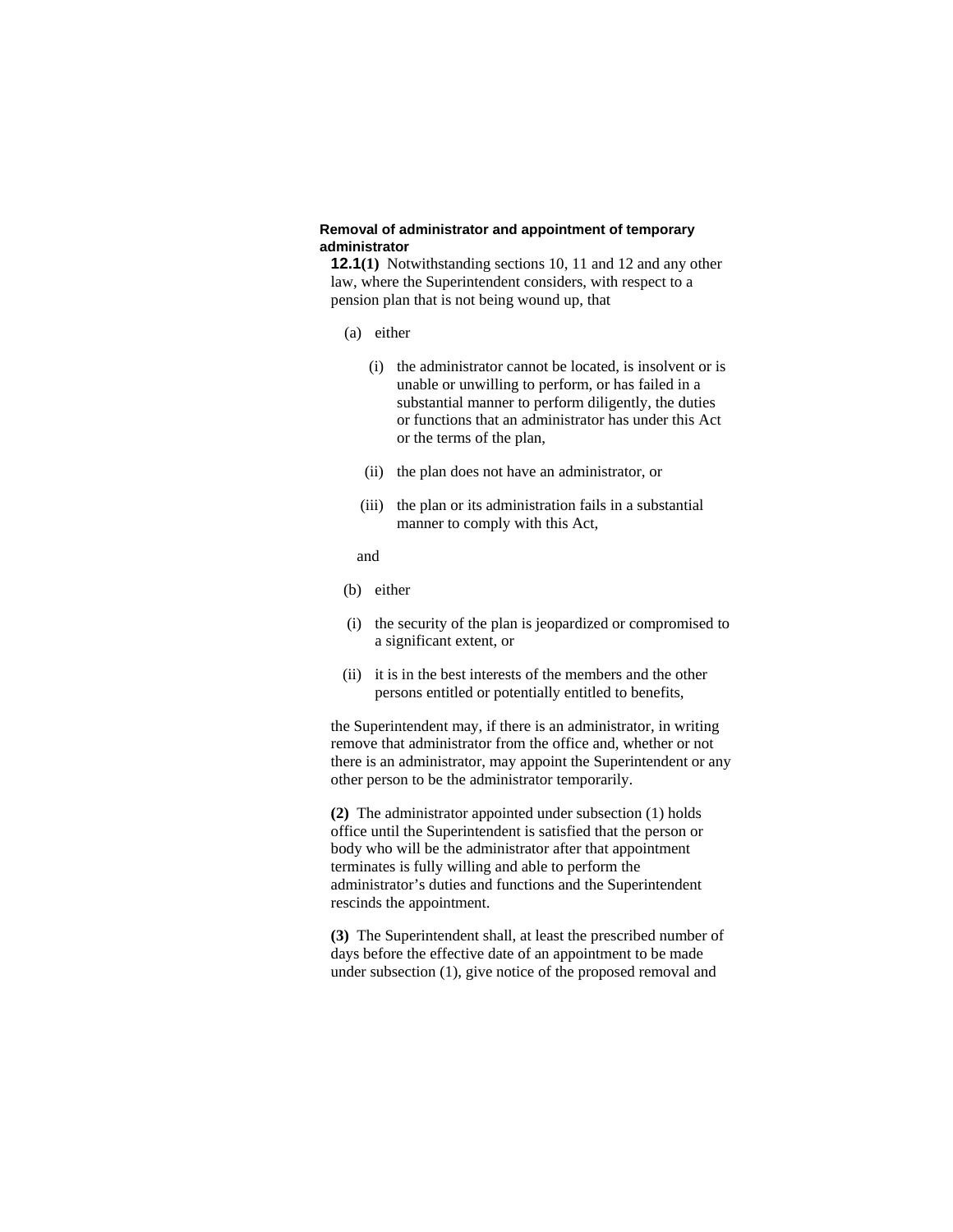**Removal of administrator and appointment of temporary administrator**

**12.1(1)** Notwithstanding sections 10, 11 and 12 and any other law, where the Superintendent considers, with respect to a pension plan that is not being wound up, that

(a) either

(i) the administrator cannot be located, is insolvent or is unable or unwilling to perform, or has failed in a substantial manner to perform diligently, the duties or functions that an administrator has under this Act or the terms of the plan,

(ii) the plan does not have an administrator, or

(iii) the plan or its administration fails in a substantial manner to comply with this Act,

and

(b) either

(i) the security of the plan is jeopardized or compromised to a significant extent, or

(ii) it is in the best interests of the members and the other persons entitled or potentially entitled to benefits,

the Superintendent may, if there is an administrator, in writing remove that administrator from the office and, whether or not there is an administrator, may appoint the Superintendent or any other person to be the administrator temporarily.

**(2)** The administrator appointed under subsection (1) holds office until the Superintendent is satisfied that the person or body who will be the administrator after that appointment terminates is fully willing and able to perform the administrator's duties and functions and the Superintendent rescinds the appointment.

**(3)** The Superintendent shall, at least the prescribed number of days before the effective date of an appointment to be made under subsection (1), give notice of the proposed removal and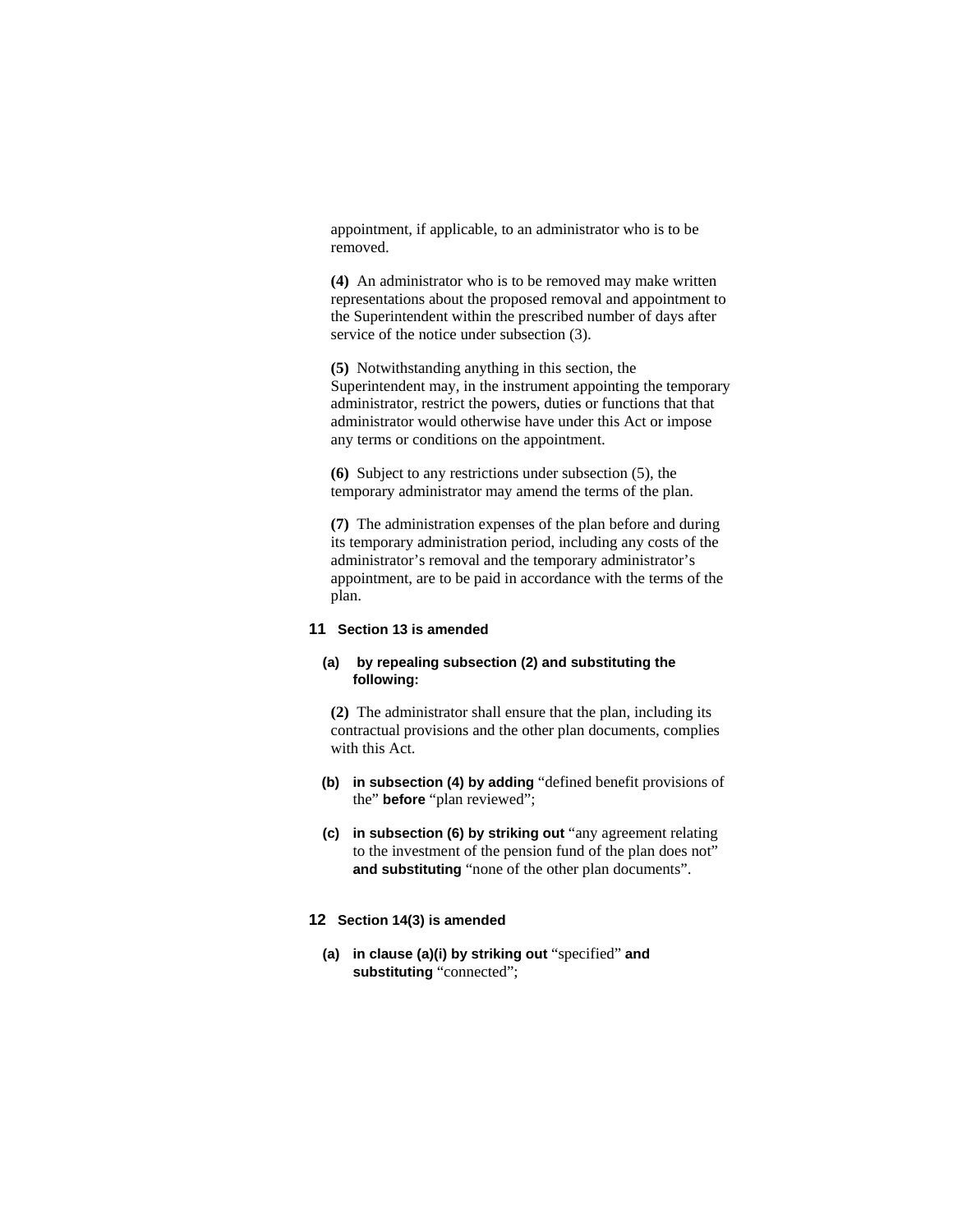appointment, if applicable, to an administrator who is to be removed.

**(4)** An administrator who is to be removed may make written representations about the proposed removal and appointment to the Superintendent within the prescribed number of days after service of the notice under subsection (3).

**(5)** Notwithstanding anything in this section, the Superintendent may, in the instrument appointing the temporary administrator, restrict the powers, duties or functions that that administrator would otherwise have under this Act or impose any terms or conditions on the appointment.

**(6)** Subject to any restrictions under subsection (5), the temporary administrator may amend the terms of the plan.

**(7)** The administration expenses of the plan before and during its temporary administration period, including any costs of the administrator's removal and the temporary administrator's appointment, are to be paid in accordance with the terms of the plan.

**11 Section 13 is amended**

**(a) by repealing subsection (2) and substituting the following:**

**(2)** The administrator shall ensure that the plan, including its contractual provisions and the other plan documents, complies with this Act.

**(b) in subsection (4) by adding** "defined benefit provisions of the" **before** "plan reviewed";

**(c) in subsection (6) by striking out** "any agreement relating to the investment of the pension fund of the plan does not" **and substituting** "none of the other plan documents".

**12 Section 14(3) is amended**

**(a) in clause (a)(i) by striking out** "specified" **and substituting** "connected";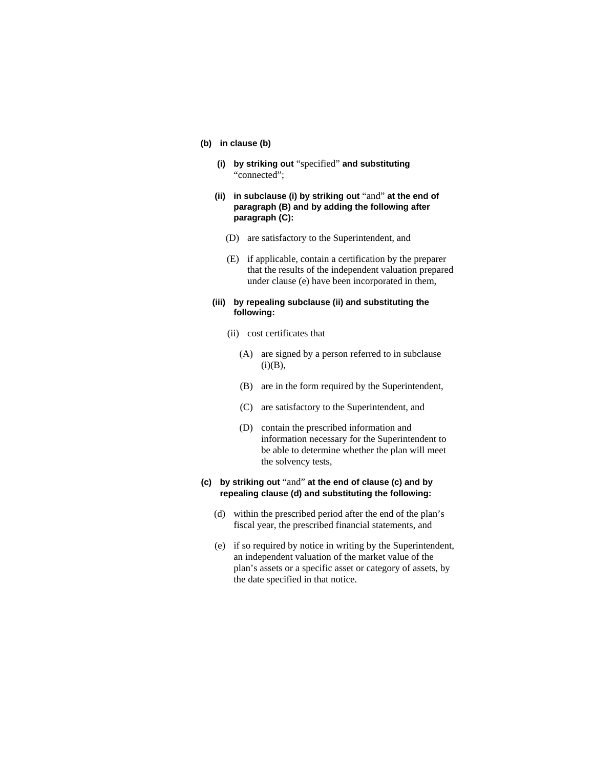**(b) in clause (b)**

**(i) by striking out** "specified" **and substituting** "connected";

**(ii) in subclause (i) by striking out** "and" **at the end of paragraph (B) and by adding the following after paragraph (C):**

(D) are satisfactory to the Superintendent, and

(E) if applicable, contain a certification by the preparer that the results of the independent valuation prepared under clause (e) have been incorporated in them,

**(iii) by repealing subclause (ii) and substituting the following:**

(ii) cost certificates that

(A) are signed by a person referred to in subclause (i)(B),

(B) are in the form required by the Superintendent,

(C) are satisfactory to the Superintendent, and

(D) contain the prescribed information and information necessary for the Superintendent to be able to determine whether the plan will meet the solvency tests,

**(c) by striking out** "and" **at the end of clause (c) and by repealing clause (d) and substituting the following:**

(d) within the prescribed period after the end of the plan's fiscal year, the prescribed financial statements, and

(e) if so required by notice in writing by the Superintendent, an independent valuation of the market value of the plan's assets or a specific asset or category of assets, by the date specified in that notice.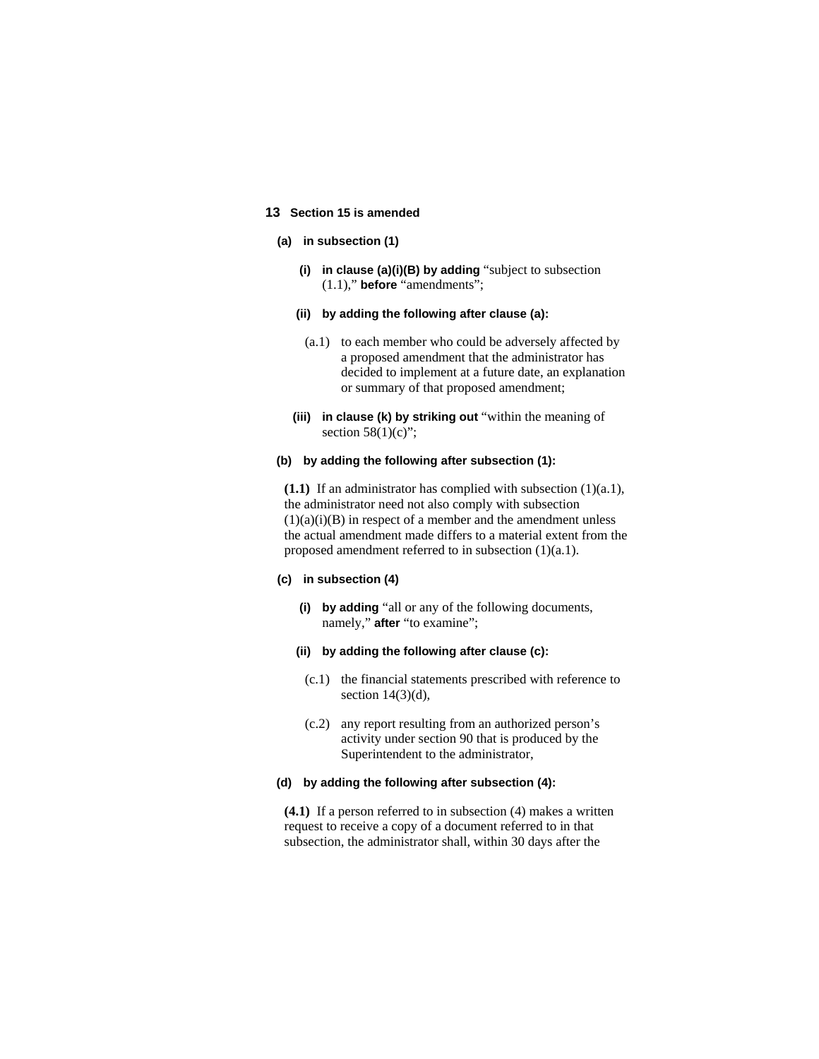**13 Section 15 is amended**

**(a) in subsection (1)**

**(i) in clause (a)(i)(B) by adding** "subject to subsection (1.1)," **before** "amendments";

**(ii) by adding the following after clause (a):**

(a.1) to each member who could be adversely affected by a proposed amendment that the administrator has decided to implement at a future date, an explanation or summary of that proposed amendment;

**(iii) in clause (k) by striking out** "within the meaning of section 58(1)(c)";

**(b) by adding the following after subsection (1):**

**(1.1)** If an administrator has complied with subsection (1)(a.1), the administrator need not also comply with subsection (1)(a)(i)(B) in respect of a member and the amendment unless the actual amendment made differs to a material extent from the proposed amendment referred to in subsection (1)(a.1).

**(c) in subsection (4)**

**(i) by adding** "all or any of the following documents, namely," **after** "to examine";

**(ii) by adding the following after clause (c):**

(c.1) the financial statements prescribed with reference to section 14(3)(d),

(c.2) any report resulting from an authorized person's activity under section 90 that is produced by the Superintendent to the administrator,

**(d) by adding the following after subsection (4):**

**(4.1)** If a person referred to in subsection (4) makes a written request to receive a copy of a document referred to in that subsection, the administrator shall, within 30 days after the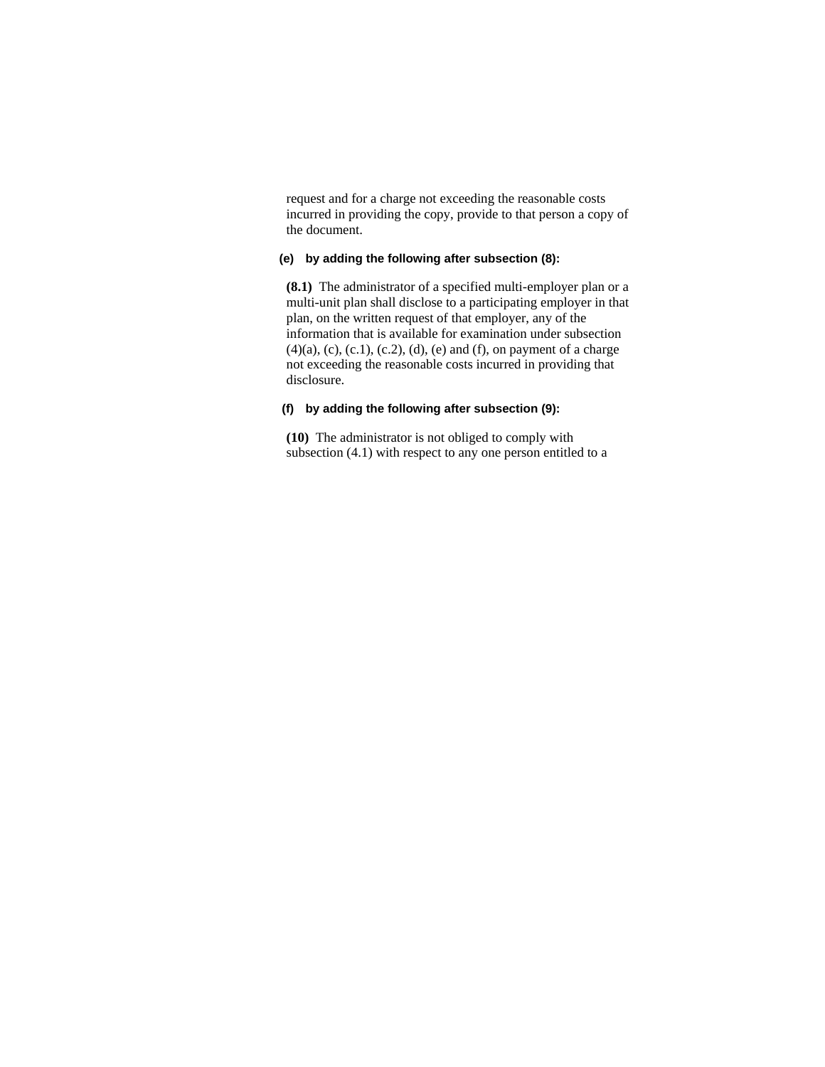request and for a charge not exceeding the reasonable costs incurred in providing the copy, provide to that person a copy of the document.

**(e) by adding the following after subsection (8):**

**(8.1)** The administrator of a specified multi-employer plan or a multi-unit plan shall disclose to a participating employer in that plan, on the written request of that employer, any of the information that is available for examination under subsection (4)(a), (c), (c.1), (c.2), (d), (e) and (f), on payment of a charge not exceeding the reasonable costs incurred in providing that disclosure.

**(f) by adding the following after subsection (9):**

**(10)** The administrator is not obliged to comply with subsection (4.1) with respect to any one person entitled to a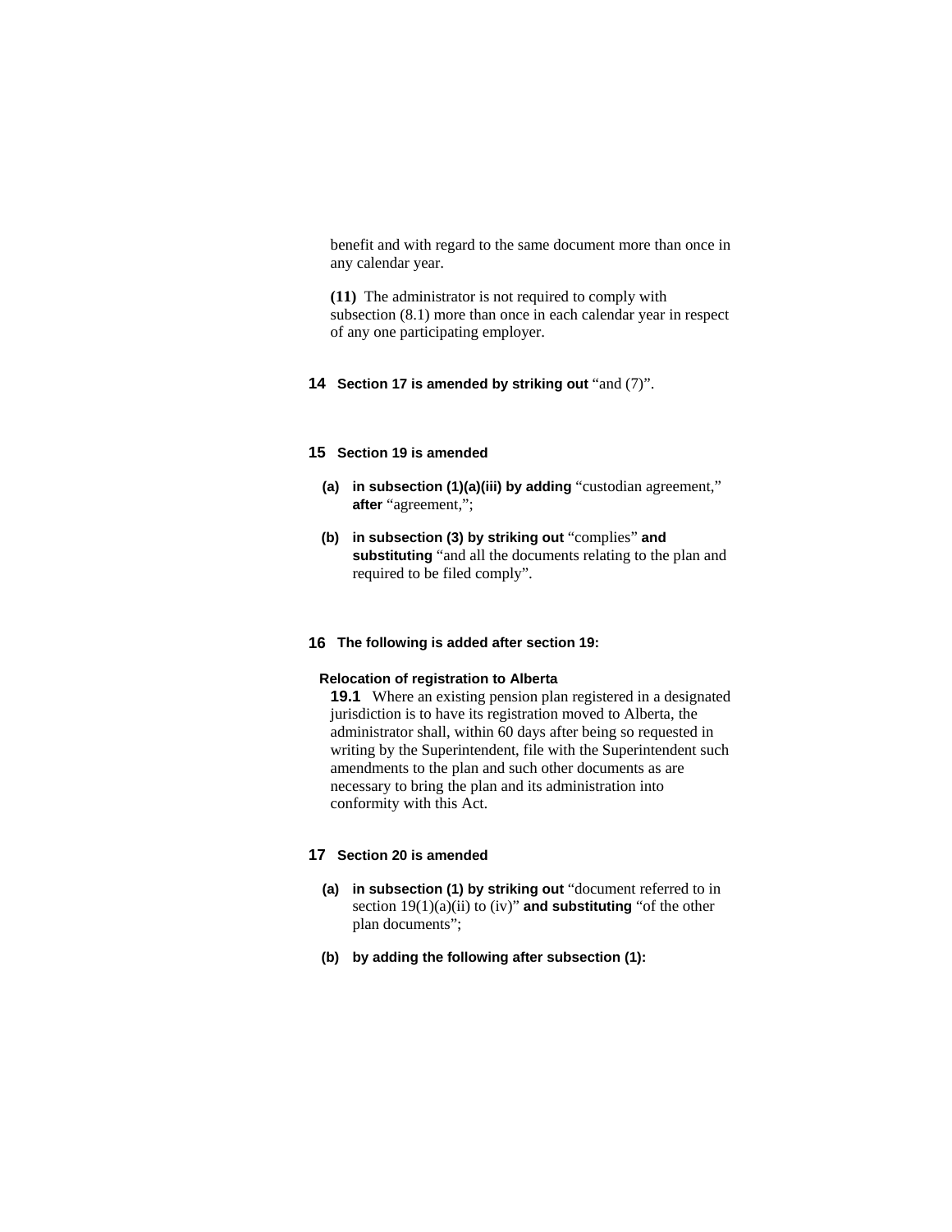benefit and with regard to the same document more than once in any calendar year.

**(11)** The administrator is not required to comply with subsection (8.1) more than once in each calendar year in respect of any one participating employer.

**14 Section 17 is amended by striking out** “and (7)”.

**15 Section 19 is amended**

**(a) in subsection (1)(a)(iii) by adding** “custodian agreement,” **after** “agreement,”;

**(b) in subsection (3) by striking out** “complies” **and substituting** “and all the documents relating to the plan and required to be filed comply”.

**16 The following is added after section 19:**

**Relocation of registration to Alberta**

**19.1** Where an existing pension plan registered in a designated jurisdiction is to have its registration moved to Alberta, the administrator shall, within 60 days after being so requested in writing by the Superintendent, file with the Superintendent such amendments to the plan and such other documents as are necessary to bring the plan and its administration into conformity with this Act.

**17 Section 20 is amended**

**(a) in subsection (1) by striking out** “document referred to in section 19(1)(a)(ii) to (iv)” **and substituting** “of the other plan documents”;

**(b) by adding the following after subsection (1):**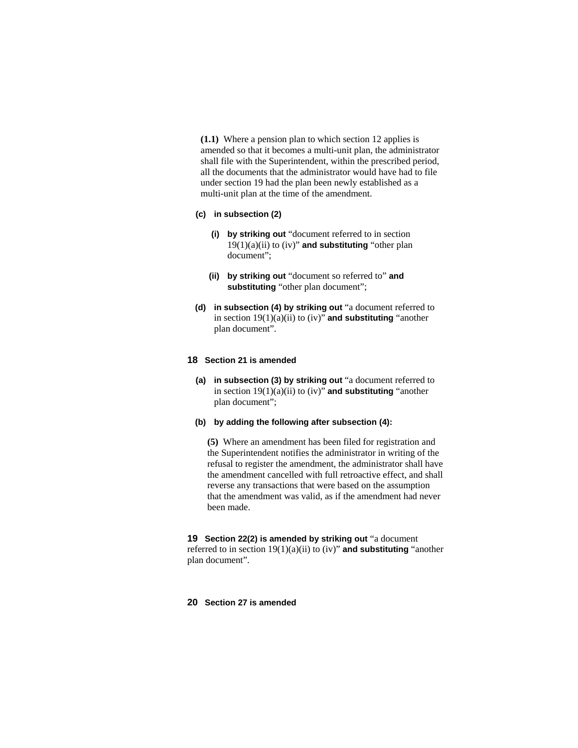**(1.1)** Where a pension plan to which section 12 applies is amended so that it becomes a multi-unit plan, the administrator shall file with the Superintendent, within the prescribed period, all the documents that the administrator would have had to file under section 19 had the plan been newly established as a multi-unit plan at the time of the amendment.

**(c) in subsection (2)**

**(i) by striking out** "document referred to in section 19(1)(a)(ii) to (iv)" **and substituting** "other plan document";

**(ii) by striking out** "document so referred to" **and substituting** "other plan document";

**(d) in subsection (4) by striking out** "a document referred to in section 19(1)(a)(ii) to (iv)" **and substituting** "another plan document".

**18 Section 21 is amended**

**(a) in subsection (3) by striking out** "a document referred to in section 19(1)(a)(ii) to (iv)" **and substituting** "another plan document";

**(b) by adding the following after subsection (4):**

**(5)** Where an amendment has been filed for registration and the Superintendent notifies the administrator in writing of the refusal to register the amendment, the administrator shall have the amendment cancelled with full retroactive effect, and shall reverse any transactions that were based on the assumption that the amendment was valid, as if the amendment had never been made.

**19 Section 22(2) is amended by striking out** "a document referred to in section 19(1)(a)(ii) to (iv)" **and substituting** "another plan document".

**20 Section 27 is amended**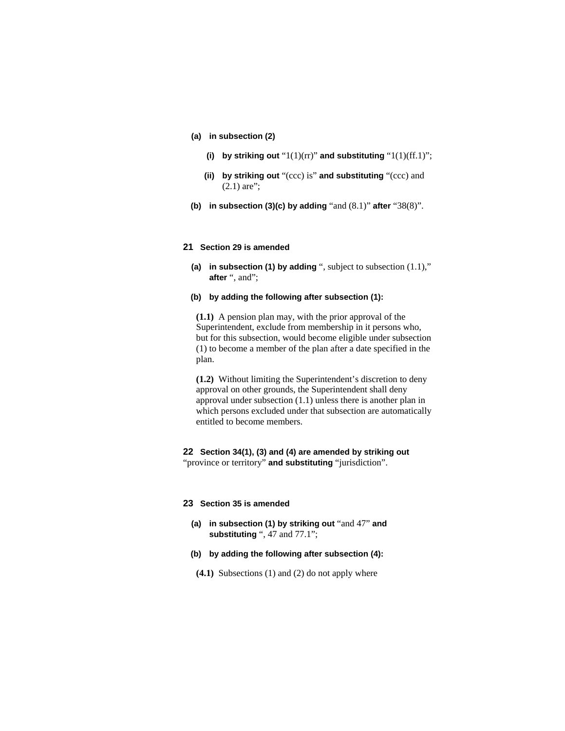**(a) in subsection (2)**

**(i) by striking out** "1(1)(rr)" **and substituting** "1(1)(ff.1)";

**(ii) by striking out** "(ccc) is" **and substituting** "(ccc) and (2.1) are";

**(b) in subsection (3)(c) by adding** "and (8.1)" **after** "38(8)".

**21 Section 29 is amended**

**(a) in subsection (1) by adding** ", subject to subsection (1.1)," **after** ", and";

**(b) by adding the following after subsection (1):**

**(1.1)** A pension plan may, with the prior approval of the Superintendent, exclude from membership in it persons who, but for this subsection, would become eligible under subsection (1) to become a member of the plan after a date specified in the plan.

**(1.2)** Without limiting the Superintendent's discretion to deny approval on other grounds, the Superintendent shall deny approval under subsection (1.1) unless there is another plan in which persons excluded under that subsection are automatically entitled to become members.

**22 Section 34(1), (3) and (4) are amended by striking out** "province or territory" **and substituting** "jurisdiction".

**23 Section 35 is amended**

**(a) in subsection (1) by striking out** "and 47" **and substituting** ", 47 and 77.1";

**(b) by adding the following after subsection (4):**

**(4.1)** Subsections (1) and (2) do not apply where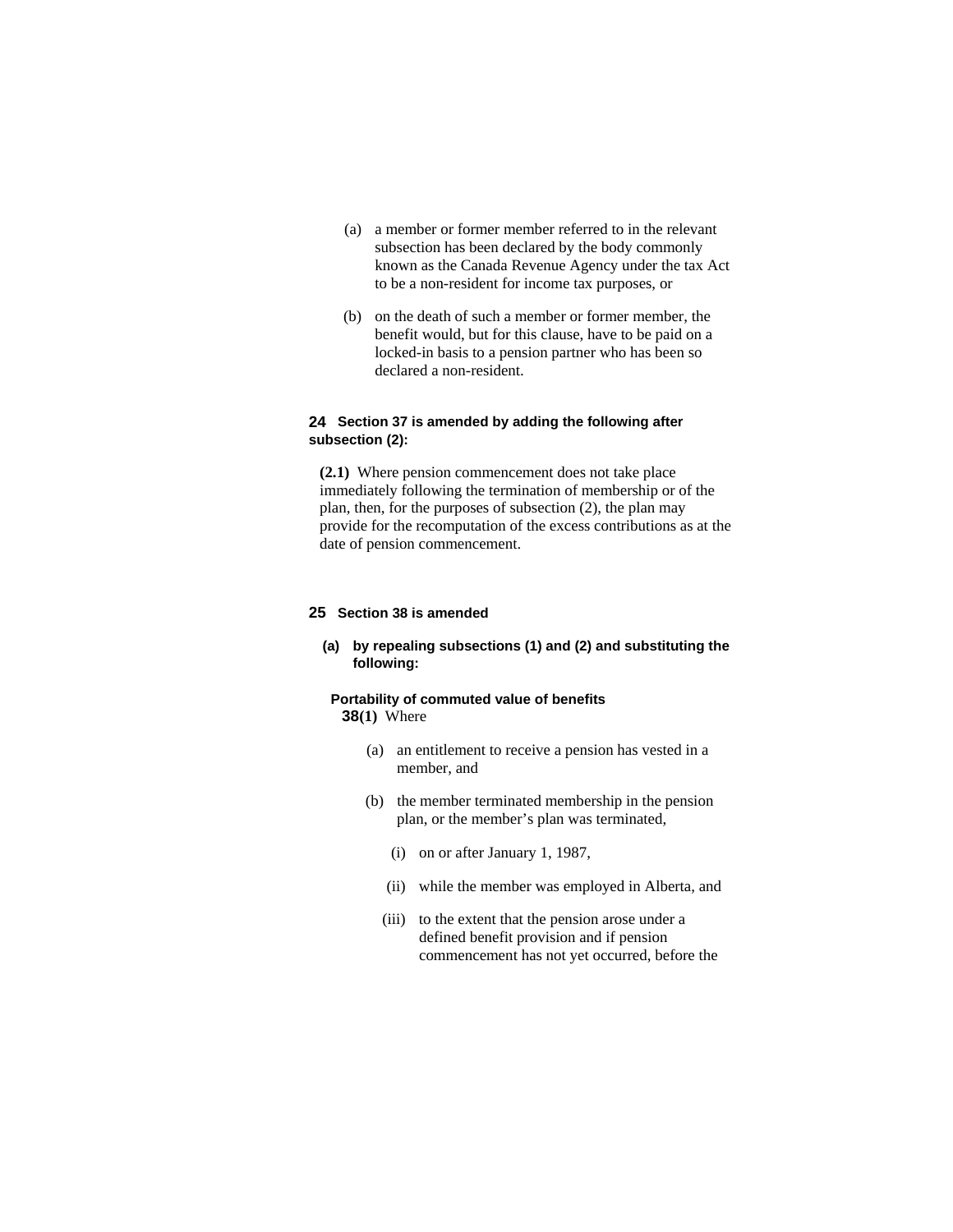(a) a member or former member referred to in the relevant subsection has been declared by the body commonly known as the Canada Revenue Agency under the tax Act to be a non-resident for income tax purposes, or

(b) on the death of such a member or former member, the benefit would, but for this clause, have to be paid on a locked-in basis to a pension partner who has been so declared a non-resident.

**24 Section 37 is amended by adding the following after subsection (2):**

**(2.1)** Where pension commencement does not take place immediately following the termination of membership or of the plan, then, for the purposes of subsection (2), the plan may provide for the recomputation of the excess contributions as at the date of pension commencement.

**25 Section 38 is amended**

**(a) by repealing subsections (1) and (2) and substituting the following:**

**Portability of commuted value of benefits**

**38(1)** Where

(a) an entitlement to receive a pension has vested in a member, and

(b) the member terminated membership in the pension plan, or the member's plan was terminated,

(i) on or after January 1, 1987,

(ii) while the member was employed in Alberta, and

(iii) to the extent that the pension arose under a defined benefit provision and if pension commencement has not yet occurred, before the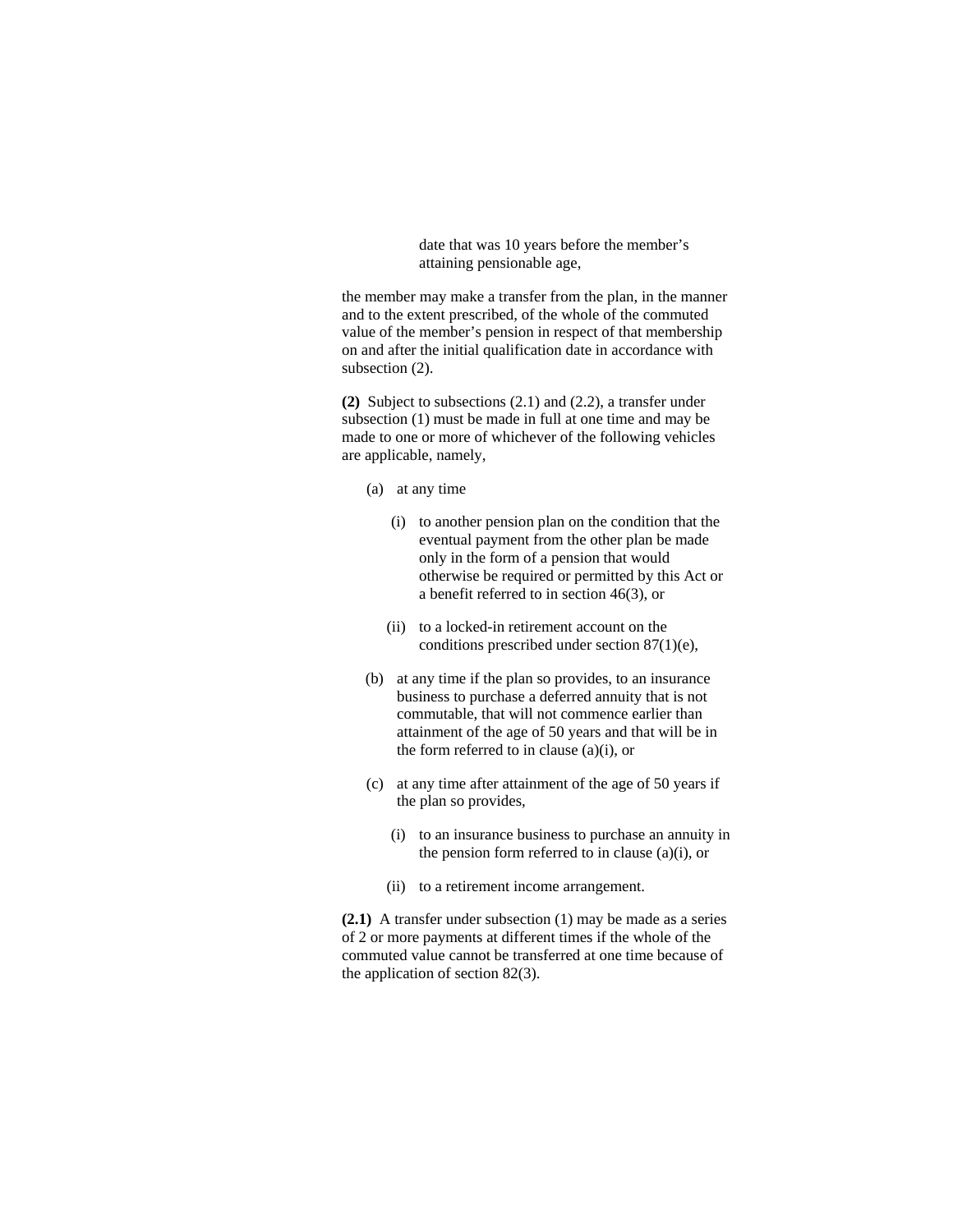date that was 10 years before the member's attaining pensionable age,

the member may make a transfer from the plan, in the manner and to the extent prescribed, of the whole of the commuted value of the member's pension in respect of that membership on and after the initial qualification date in accordance with subsection (2).

**(2)** Subject to subsections (2.1) and (2.2), a transfer under subsection (1) must be made in full at one time and may be made to one or more of whichever of the following vehicles are applicable, namely,

(a) at any time

(i) to another pension plan on the condition that the eventual payment from the other plan be made only in the form of a pension that would otherwise be required or permitted by this Act or a benefit referred to in section 46(3), or

(ii) to a locked-in retirement account on the conditions prescribed under section 87(1)(e),

(b) at any time if the plan so provides, to an insurance business to purchase a deferred annuity that is not commutable, that will not commence earlier than attainment of the age of 50 years and that will be in the form referred to in clause (a)(i), or

(c) at any time after attainment of the age of 50 years if the plan so provides,

(i) to an insurance business to purchase an annuity in the pension form referred to in clause (a)(i), or

(ii) to a retirement income arrangement.

**(2.1)** A transfer under subsection (1) may be made as a series of 2 or more payments at different times if the whole of the commuted value cannot be transferred at one time because of the application of section 82(3).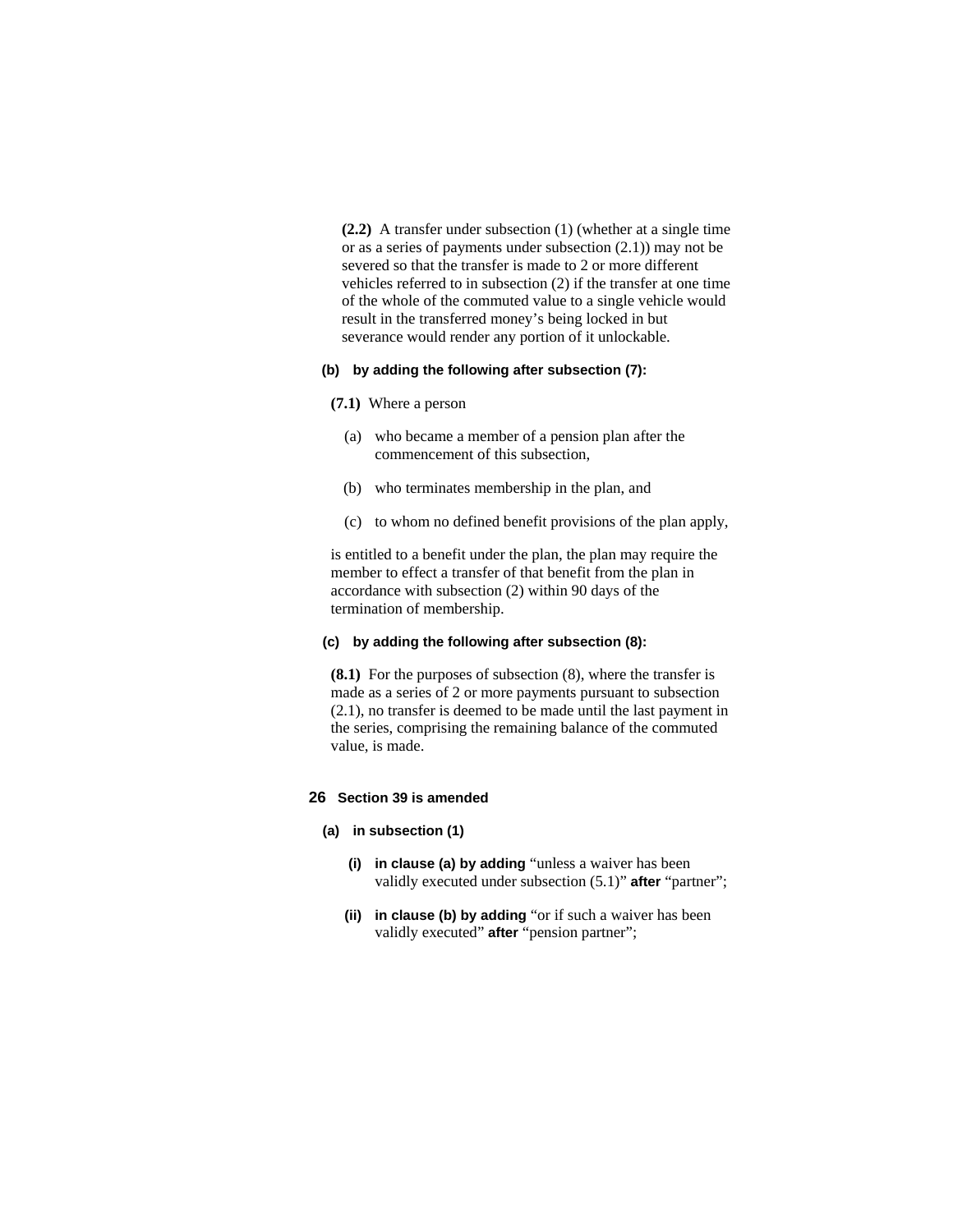**(2.2)** A transfer under subsection (1) (whether at a single time or as a series of payments under subsection (2.1)) may not be severed so that the transfer is made to 2 or more different vehicles referred to in subsection (2) if the transfer at one time of the whole of the commuted value to a single vehicle would result in the transferred money's being locked in but severance would render any portion of it unlockable.

**(b) by adding the following after subsection (7):**

**(7.1)** Where a person

(a) who became a member of a pension plan after the commencement of this subsection,

(b) who terminates membership in the plan, and

(c) to whom no defined benefit provisions of the plan apply,

is entitled to a benefit under the plan, the plan may require the member to effect a transfer of that benefit from the plan in accordance with subsection (2) within 90 days of the termination of membership.

**(c) by adding the following after subsection (8):**

**(8.1)** For the purposes of subsection (8), where the transfer is made as a series of 2 or more payments pursuant to subsection (2.1), no transfer is deemed to be made until the last payment in the series, comprising the remaining balance of the commuted value, is made.

**26 Section 39 is amended**

**(a) in subsection (1)**

**(i) in clause (a) by adding** "unless a waiver has been validly executed under subsection (5.1)" **after** "partner";

**(ii) in clause (b) by adding** "or if such a waiver has been validly executed" **after** "pension partner";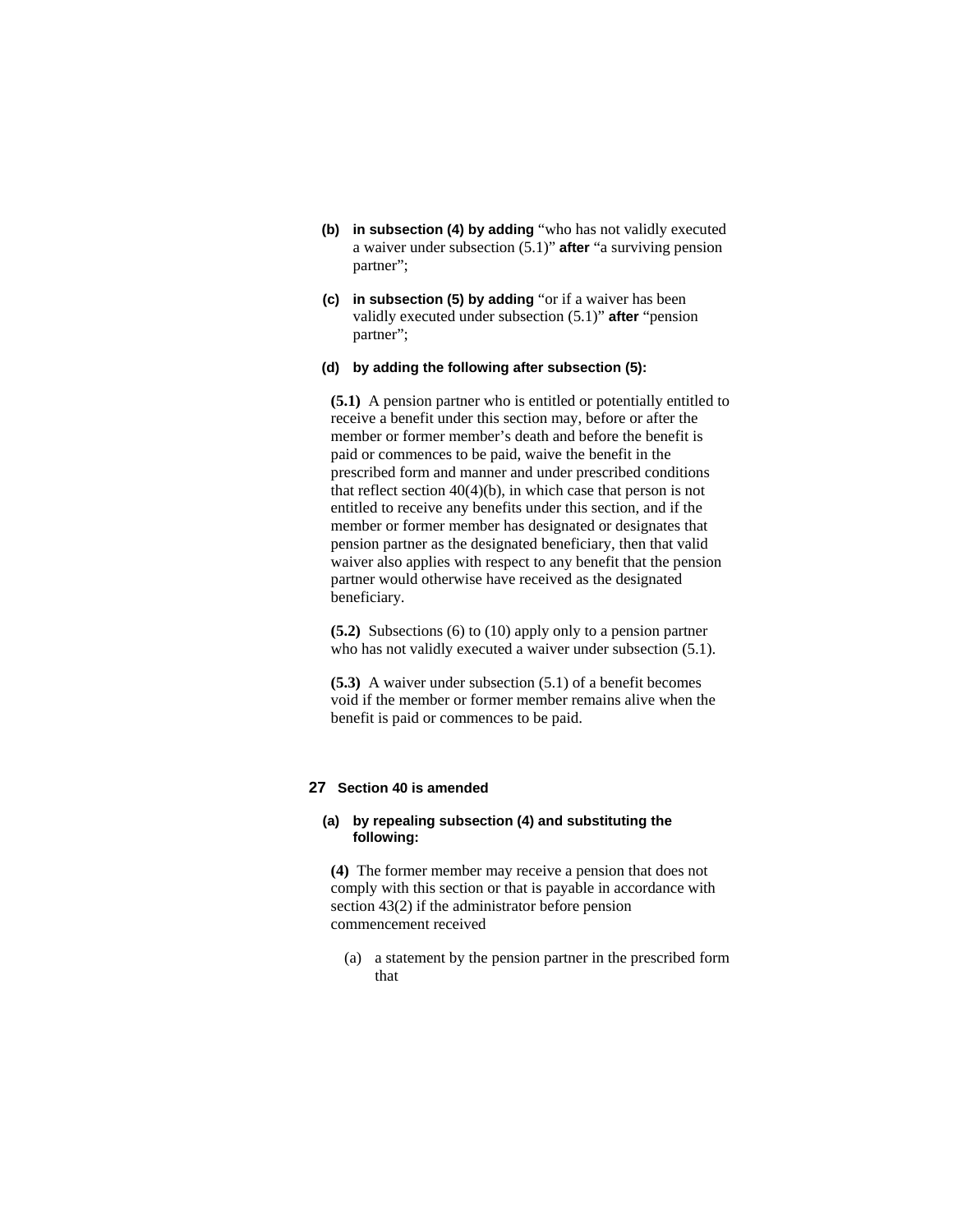**(b) in subsection (4) by adding** "who has not validly executed a waiver under subsection (5.1)" **after** "a surviving pension partner";

**(c) in subsection (5) by adding** "or if a waiver has been validly executed under subsection (5.1)" **after** "pension partner";

**(d) by adding the following after subsection (5):**

**(5.1)** A pension partner who is entitled or potentially entitled to receive a benefit under this section may, before or after the member or former member's death and before the benefit is paid or commences to be paid, waive the benefit in the prescribed form and manner and under prescribed conditions that reflect section 40(4)(b), in which case that person is not entitled to receive any benefits under this section, and if the member or former member has designated or designates that pension partner as the designated beneficiary, then that valid waiver also applies with respect to any benefit that the pension partner would otherwise have received as the designated beneficiary.

**(5.2)** Subsections (6) to (10) apply only to a pension partner who has not validly executed a waiver under subsection (5.1).

**(5.3)** A waiver under subsection (5.1) of a benefit becomes void if the member or former member remains alive when the benefit is paid or commences to be paid.

## 27 Section 40 is amended

**(a) by repealing subsection (4) and substituting the following:**

**(4)** The former member may receive a pension that does not comply with this section or that is payable in accordance with section 43(2) if the administrator before pension commencement received

(a) a statement by the pension partner in the prescribed form that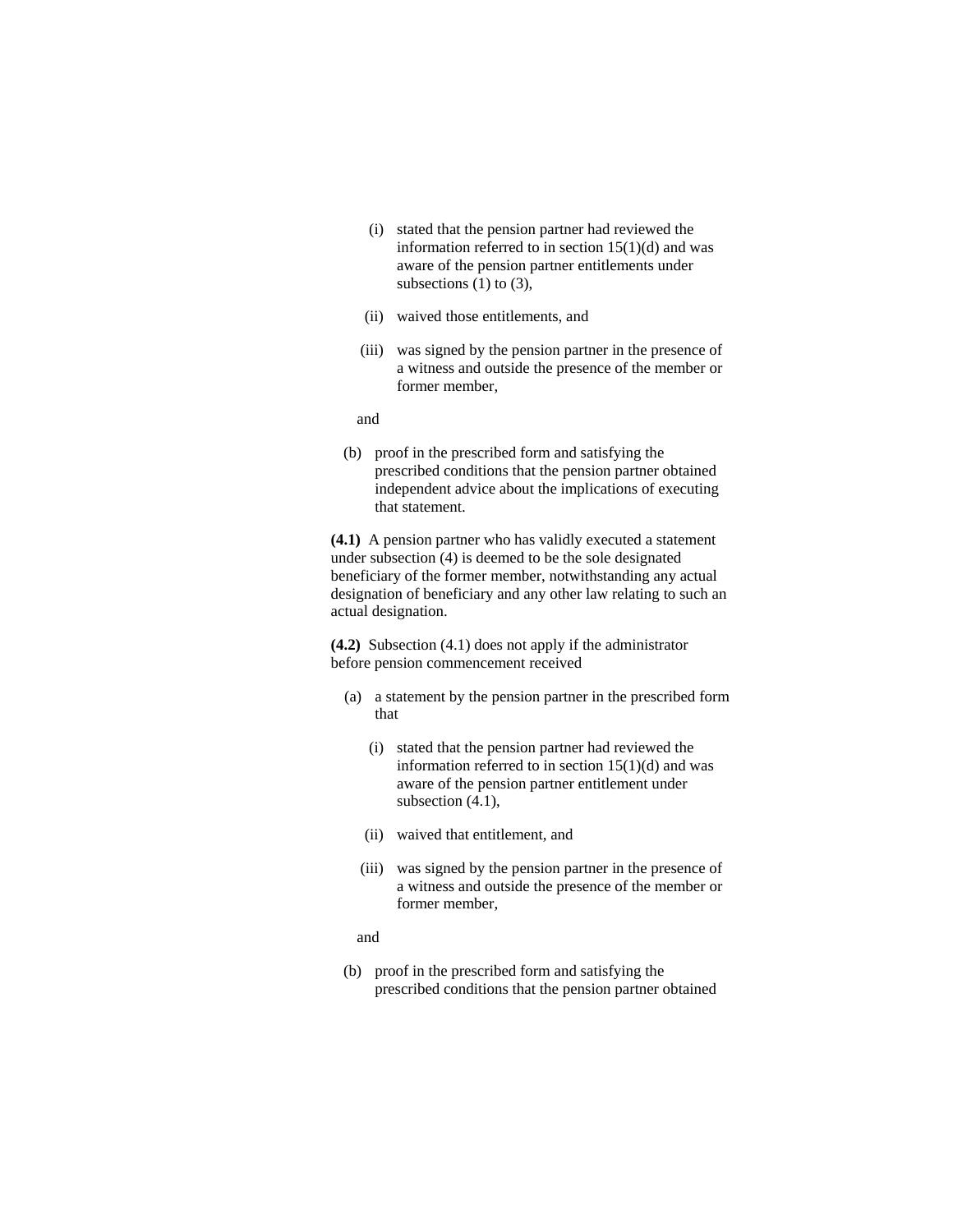(i) stated that the pension partner had reviewed the information referred to in section 15(1)(d) and was aware of the pension partner entitlements under subsections (1) to (3),

(ii) waived those entitlements, and

(iii) was signed by the pension partner in the presence of a witness and outside the presence of the member or former member,

and

(b) proof in the prescribed form and satisfying the prescribed conditions that the pension partner obtained independent advice about the implications of executing that statement.

**(4.1)** A pension partner who has validly executed a statement under subsection (4) is deemed to be the sole designated beneficiary of the former member, notwithstanding any actual designation of beneficiary and any other law relating to such an actual designation.

**(4.2)** Subsection (4.1) does not apply if the administrator before pension commencement received

(a) a statement by the pension partner in the prescribed form that

(i) stated that the pension partner had reviewed the information referred to in section 15(1)(d) and was aware of the pension partner entitlement under subsection (4.1),

(ii) waived that entitlement, and

(iii) was signed by the pension partner in the presence of a witness and outside the presence of the member or former member,

and

(b) proof in the prescribed form and satisfying the prescribed conditions that the pension partner obtained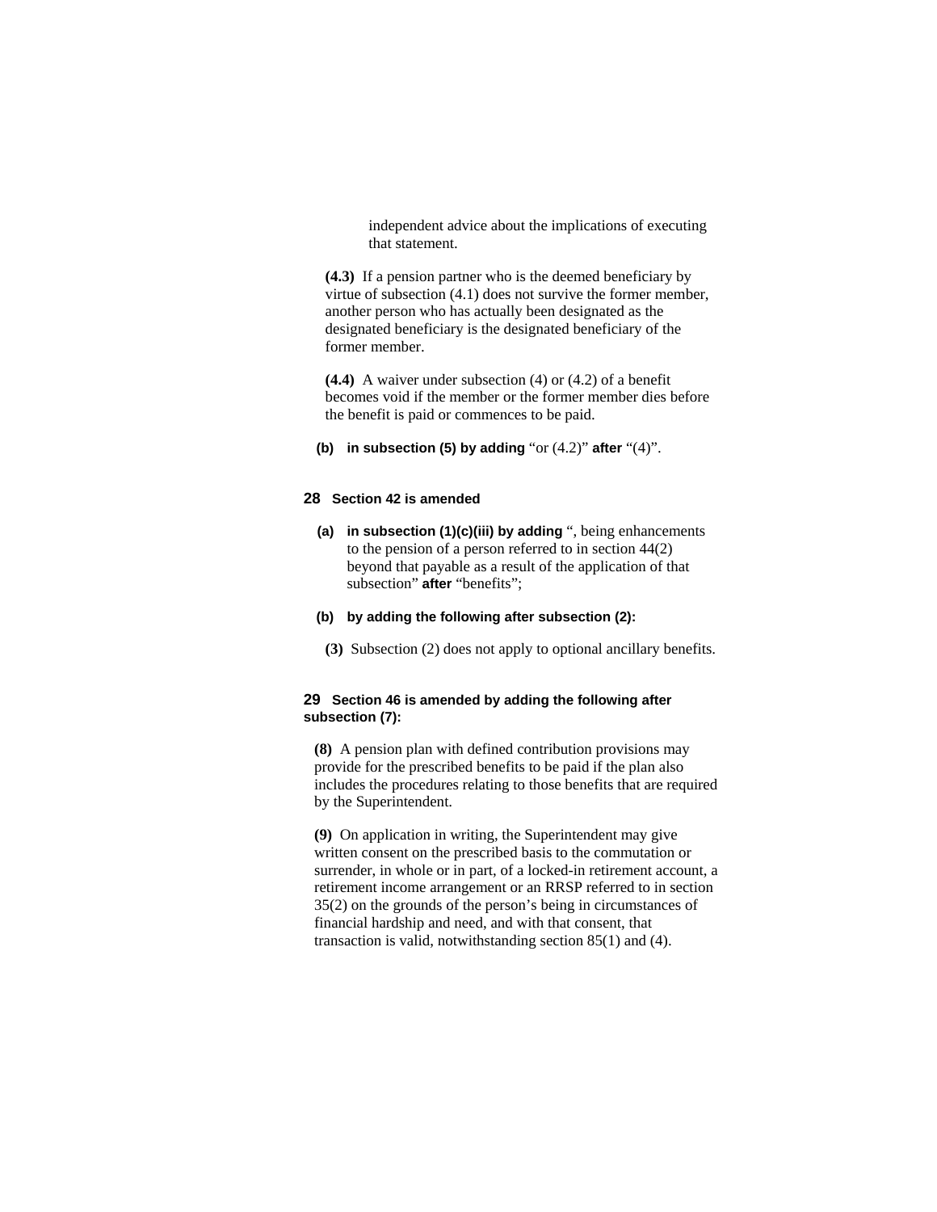independent advice about the implications of executing that statement.

**(4.3)** If a pension partner who is the deemed beneficiary by virtue of subsection (4.1) does not survive the former member, another person who has actually been designated as the designated beneficiary is the designated beneficiary of the former member.

**(4.4)** A waiver under subsection (4) or (4.2) of a benefit becomes void if the member or the former member dies before the benefit is paid or commences to be paid.

**(b) in subsection (5) by adding** "or (4.2)" **after** "(4)".

**28 Section 42 is amended**

**(a) in subsection (1)(c)(iii) by adding** ", being enhancements to the pension of a person referred to in section 44(2) beyond that payable as a result of the application of that subsection" **after** "benefits";

**(b) by adding the following after subsection (2):**

**(3)** Subsection (2) does not apply to optional ancillary benefits.

**29 Section 46 is amended by adding the following after subsection (7):**

**(8)** A pension plan with defined contribution provisions may provide for the prescribed benefits to be paid if the plan also includes the procedures relating to those benefits that are required by the Superintendent.

**(9)** On application in writing, the Superintendent may give written consent on the prescribed basis to the commutation or surrender, in whole or in part, of a locked-in retirement account, a retirement income arrangement or an RRSP referred to in section 35(2) on the grounds of the person's being in circumstances of financial hardship and need, and with that consent, that transaction is valid, notwithstanding section 85(1) and (4).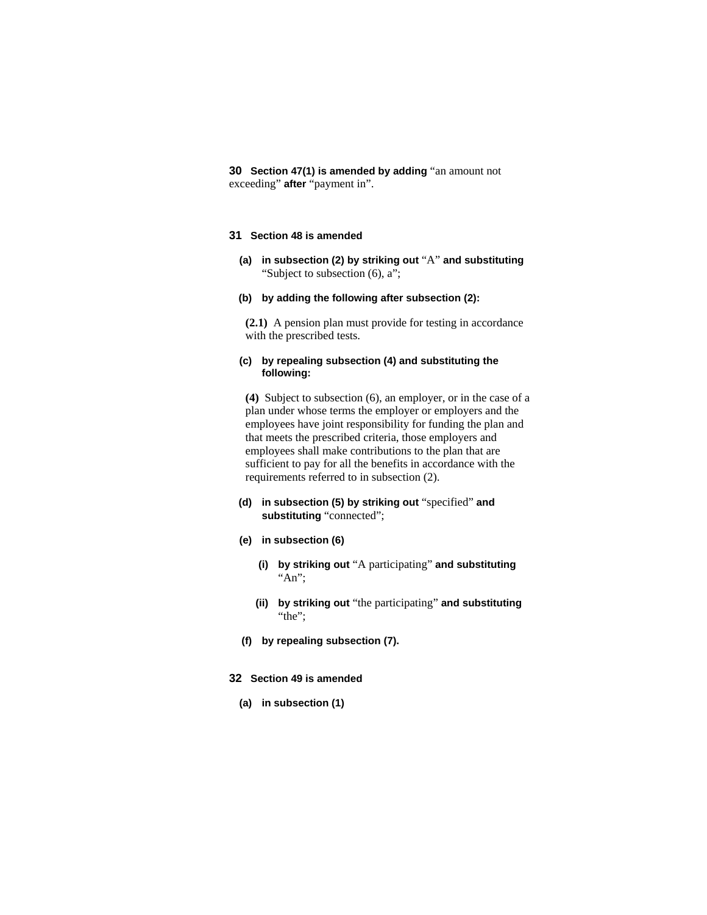**30** **Section 47(1) is amended by adding** "an amount not exceeding" **after** "payment in".

**31** **Section 48 is amended**

**(a)** **in subsection (2) by striking out** "A" **and substituting** "Subject to subsection (6), a";

**(b)** **by adding the following after subsection (2):**

**(2.1)** A pension plan must provide for testing in accordance with the prescribed tests.

**(c)** **by repealing subsection (4) and substituting the following:**

**(4)** Subject to subsection (6), an employer, or in the case of a plan under whose terms the employer or employers and the employees have joint responsibility for funding the plan and that meets the prescribed criteria, those employers and employees shall make contributions to the plan that are sufficient to pay for all the benefits in accordance with the requirements referred to in subsection (2).

**(d)** **in subsection (5) by striking out** "specified" **and substituting** "connected";

**(e)** **in subsection (6)**

**(i)** **by striking out** "A participating" **and substituting** "An";

**(ii)** **by striking out** "the participating" **and substituting** "the";

**(f)** **by repealing subsection (7).**

**32** **Section 49 is amended**

**(a)** **in subsection (1)**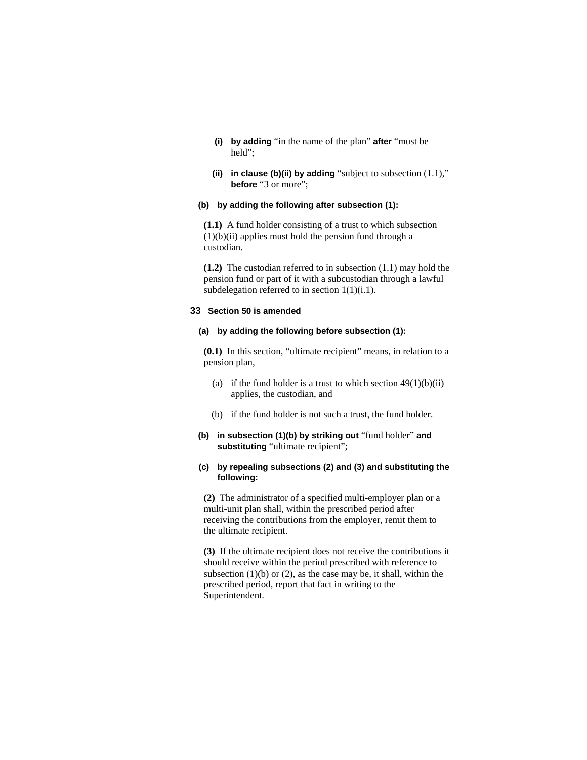(i) **by adding** "in the name of the plan" **after** "must be held";

(ii) **in clause (b)(ii) by adding** "subject to subsection (1.1)," **before** "3 or more";

(b) **by adding the following after subsection (1):**

**(1.1)** A fund holder consisting of a trust to which subsection (1)(b)(ii) applies must hold the pension fund through a custodian.

**(1.2)** The custodian referred to in subsection (1.1) may hold the pension fund or part of it with a subcustodian through a lawful subdelegation referred to in section 1(1)(i.1).

**33 Section 50 is amended**

(a) **by adding the following before subsection (1):**

**(0.1)** In this section, "ultimate recipient" means, in relation to a pension plan,

(a) if the fund holder is a trust to which section 49(1)(b)(ii) applies, the custodian, and

(b) if the fund holder is not such a trust, the fund holder.

(b) **in subsection (1)(b) by striking out** "fund holder" **and substituting** "ultimate recipient";

(c) **by repealing subsections (2) and (3) and substituting the following:**

**(2)** The administrator of a specified multi-employer plan or a multi-unit plan shall, within the prescribed period after receiving the contributions from the employer, remit them to the ultimate recipient.

**(3)** If the ultimate recipient does not receive the contributions it should receive within the period prescribed with reference to subsection (1)(b) or (2), as the case may be, it shall, within the prescribed period, report that fact in writing to the Superintendent.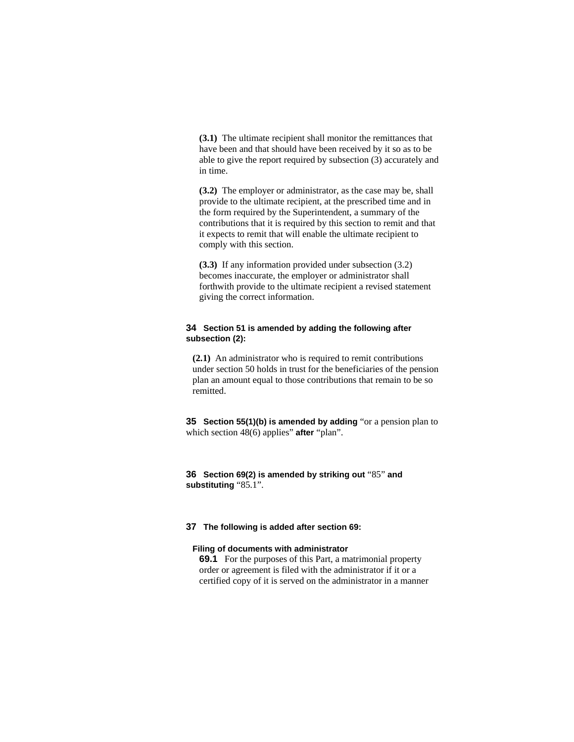**(3.1)** The ultimate recipient shall monitor the remittances that have been and that should have been received by it so as to be able to give the report required by subsection (3) accurately and in time.

**(3.2)** The employer or administrator, as the case may be, shall provide to the ultimate recipient, at the prescribed time and in the form required by the Superintendent, a summary of the contributions that it is required by this section to remit and that it expects to remit that will enable the ultimate recipient to comply with this section.

**(3.3)** If any information provided under subsection (3.2) becomes inaccurate, the employer or administrator shall forthwith provide to the ultimate recipient a revised statement giving the correct information.

**34 Section 51 is amended by adding the following after subsection (2):**

**(2.1)** An administrator who is required to remit contributions under section 50 holds in trust for the beneficiaries of the pension plan an amount equal to those contributions that remain to be so remitted.

**35 Section 55(1)(b) is amended by adding** "or a pension plan to which section 48(6) applies" **after** "plan".

**36 Section 69(2) is amended by striking out** "85" **and substituting** "85.1".

**37 The following is added after section 69:**

**Filing of documents with administrator**

**69.1** For the purposes of this Part, a matrimonial property order or agreement is filed with the administrator if it or a certified copy of it is served on the administrator in a manner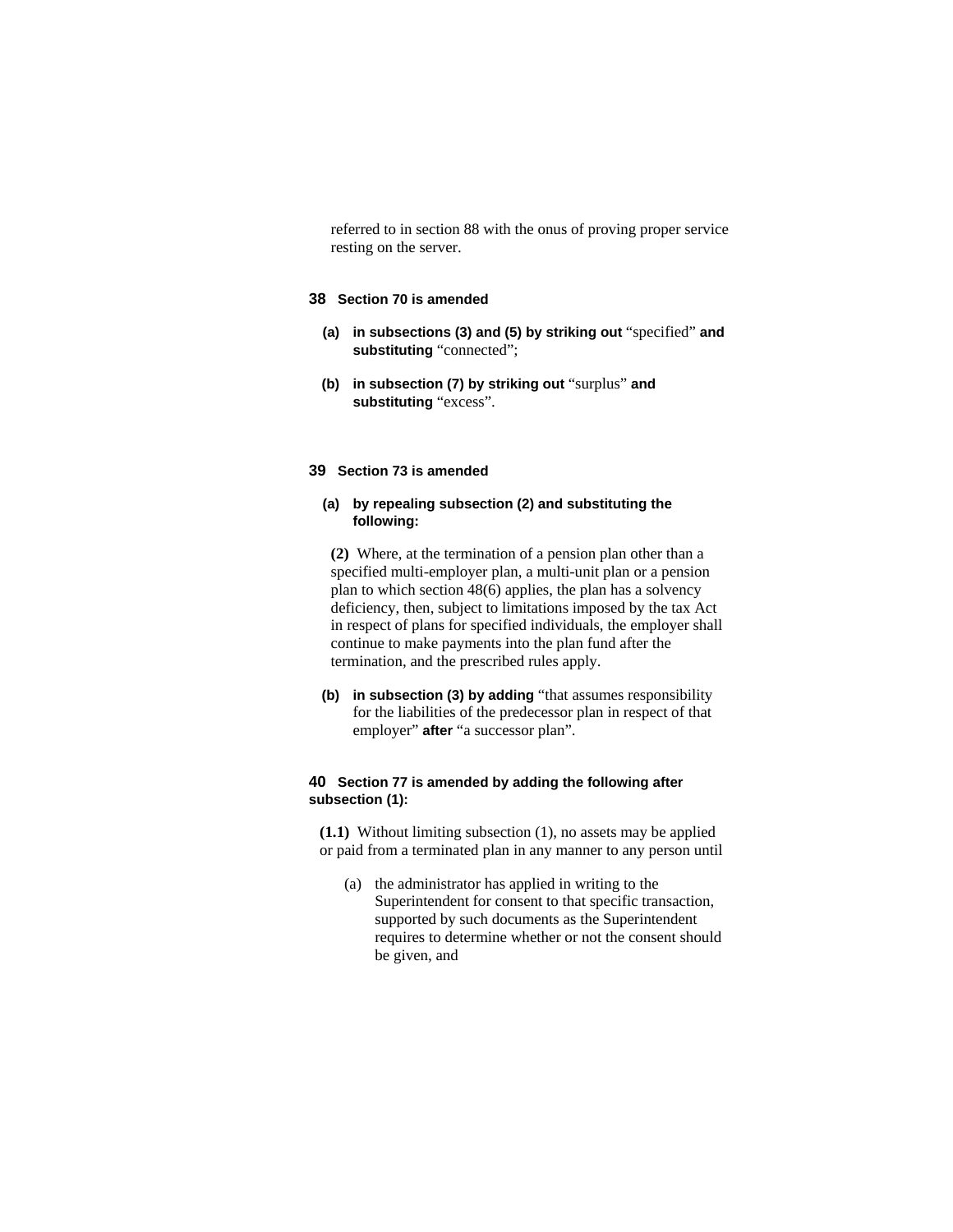referred to in section 88 with the onus of proving proper service resting on the server.

**38 Section 70 is amended**

**(a) in subsections (3) and (5) by striking out** "specified" **and substituting** "connected";

**(b) in subsection (7) by striking out** "surplus" **and substituting** "excess".

**39 Section 73 is amended**

**(a) by repealing subsection (2) and substituting the following:**

**(2)** Where, at the termination of a pension plan other than a specified multi-employer plan, a multi-unit plan or a pension plan to which section 48(6) applies, the plan has a solvency deficiency, then, subject to limitations imposed by the tax Act in respect of plans for specified individuals, the employer shall continue to make payments into the plan fund after the termination, and the prescribed rules apply.

**(b) in subsection (3) by adding** "that assumes responsibility for the liabilities of the predecessor plan in respect of that employer" **after** "a successor plan".

**40 Section 77 is amended by adding the following after subsection (1):**

**(1.1)** Without limiting subsection (1), no assets may be applied or paid from a terminated plan in any manner to any person until

(a) the administrator has applied in writing to the Superintendent for consent to that specific transaction, supported by such documents as the Superintendent requires to determine whether or not the consent should be given, and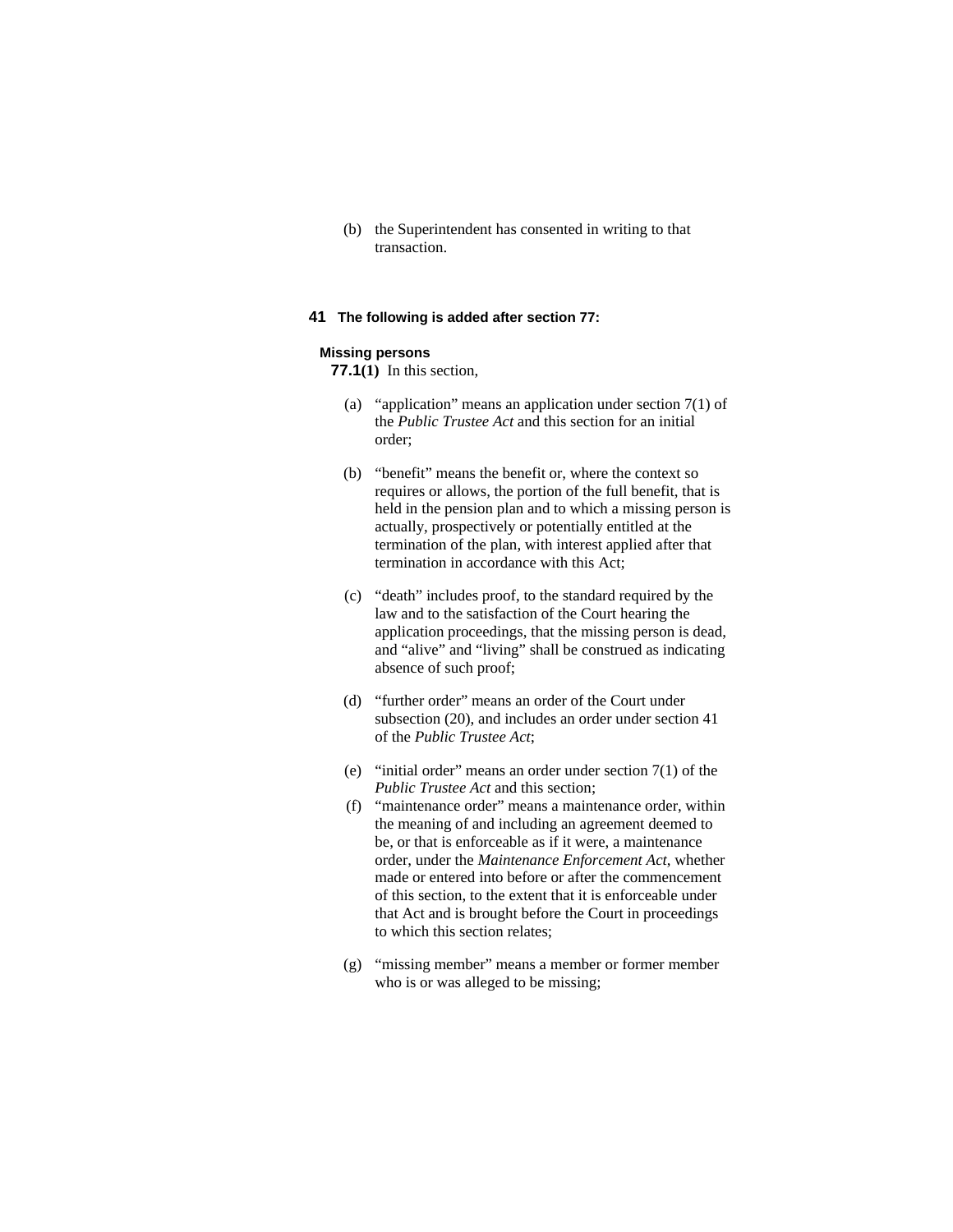(b) the Superintendent has consented in writing to that transaction.

**41 The following is added after section 77:**

**Missing persons**

**77.1(1)** In this section,

(a) "application" means an application under section 7(1) of the *Public Trustee Act* and this section for an initial order;

(b) "benefit" means the benefit or, where the context so requires or allows, the portion of the full benefit, that is held in the pension plan and to which a missing person is actually, prospectively or potentially entitled at the termination of the plan, with interest applied after that termination in accordance with this Act;

(c) "death" includes proof, to the standard required by the law and to the satisfaction of the Court hearing the application proceedings, that the missing person is dead, and "alive" and "living" shall be construed as indicating absence of such proof;

(d) "further order" means an order of the Court under subsection (20), and includes an order under section 41 of the *Public Trustee Act*;

(e) "initial order" means an order under section 7(1) of the *Public Trustee Act* and this section;

(f) "maintenance order" means a maintenance order, within the meaning of and including an agreement deemed to be, or that is enforceable as if it were, a maintenance order, under the *Maintenance Enforcement Act*, whether made or entered into before or after the commencement of this section, to the extent that it is enforceable under that Act and is brought before the Court in proceedings to which this section relates;

(g) "missing member" means a member or former member who is or was alleged to be missing;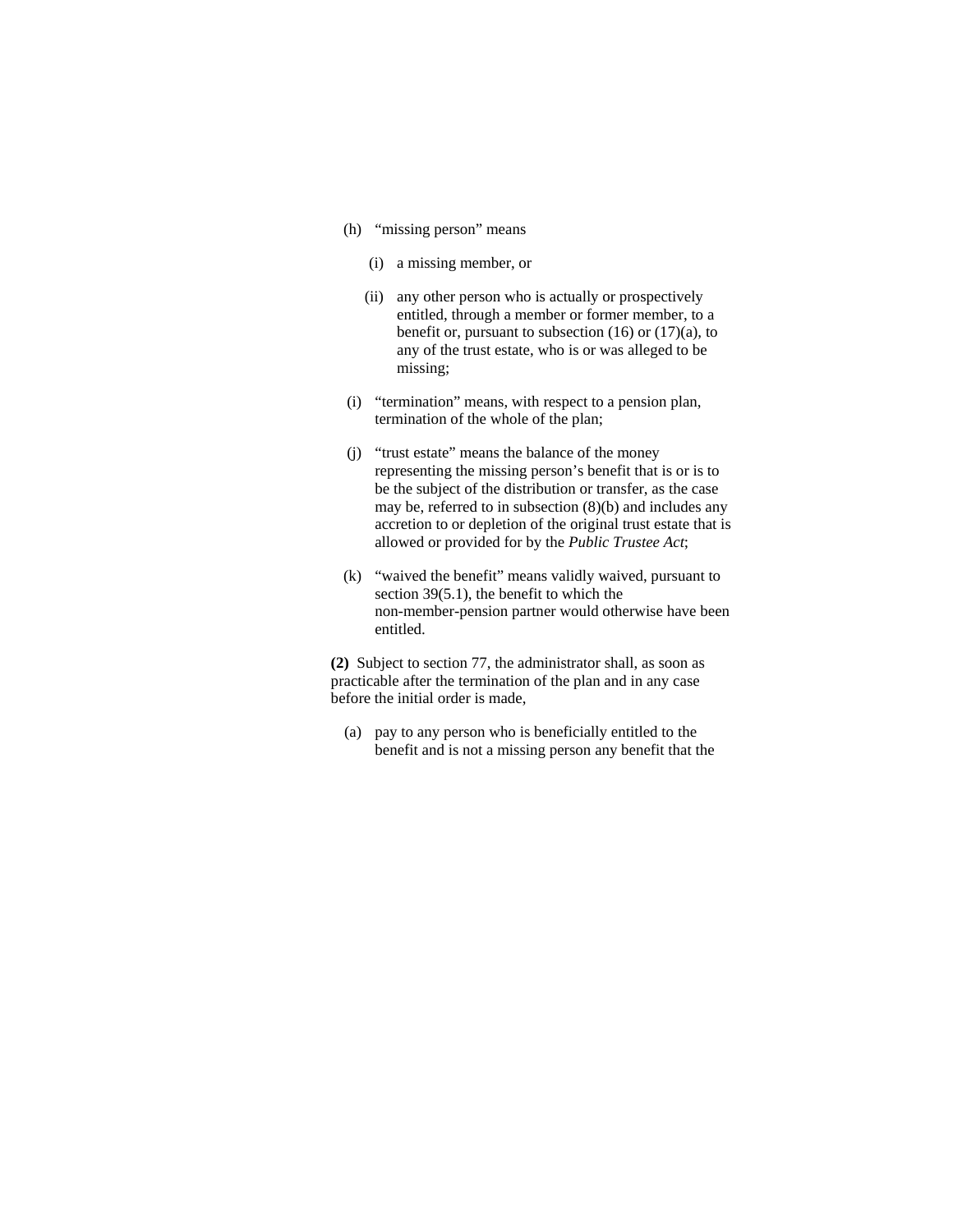(h) "missing person" means

(i) a missing member, or

(ii) any other person who is actually or prospectively entitled, through a member or former member, to a benefit or, pursuant to subsection (16) or (17)(a), to any of the trust estate, who is or was alleged to be missing;

(i) "termination" means, with respect to a pension plan, termination of the whole of the plan;

(j) "trust estate" means the balance of the money representing the missing person's benefit that is or is to be the subject of the distribution or transfer, as the case may be, referred to in subsection (8)(b) and includes any accretion to or depletion of the original trust estate that is allowed or provided for by the *Public Trustee Act*;

(k) "waived the benefit" means validly waived, pursuant to section 39(5.1), the benefit to which the non-member-pension partner would otherwise have been entitled.

**(2)** Subject to section 77, the administrator shall, as soon as practicable after the termination of the plan and in any case before the initial order is made,

(a) pay to any person who is beneficially entitled to the benefit and is not a missing person any benefit that the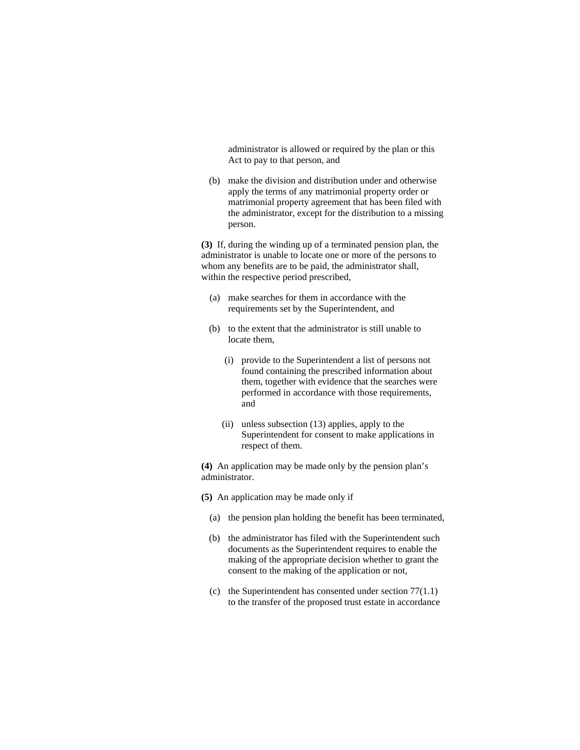administrator is allowed or required by the plan or this Act to pay to that person, and

(b) make the division and distribution under and otherwise apply the terms of any matrimonial property order or matrimonial property agreement that has been filed with the administrator, except for the distribution to a missing person.

**(3)** If, during the winding up of a terminated pension plan, the administrator is unable to locate one or more of the persons to whom any benefits are to be paid, the administrator shall, within the respective period prescribed,

(a) make searches for them in accordance with the requirements set by the Superintendent, and

(b) to the extent that the administrator is still unable to locate them,

(i) provide to the Superintendent a list of persons not found containing the prescribed information about them, together with evidence that the searches were performed in accordance with those requirements, and

(ii) unless subsection (13) applies, apply to the Superintendent for consent to make applications in respect of them.

**(4)** An application may be made only by the pension plan's administrator.

**(5)** An application may be made only if

(a) the pension plan holding the benefit has been terminated,

(b) the administrator has filed with the Superintendent such documents as the Superintendent requires to enable the making of the appropriate decision whether to grant the consent to the making of the application or not,

(c) the Superintendent has consented under section 77(1.1) to the transfer of the proposed trust estate in accordance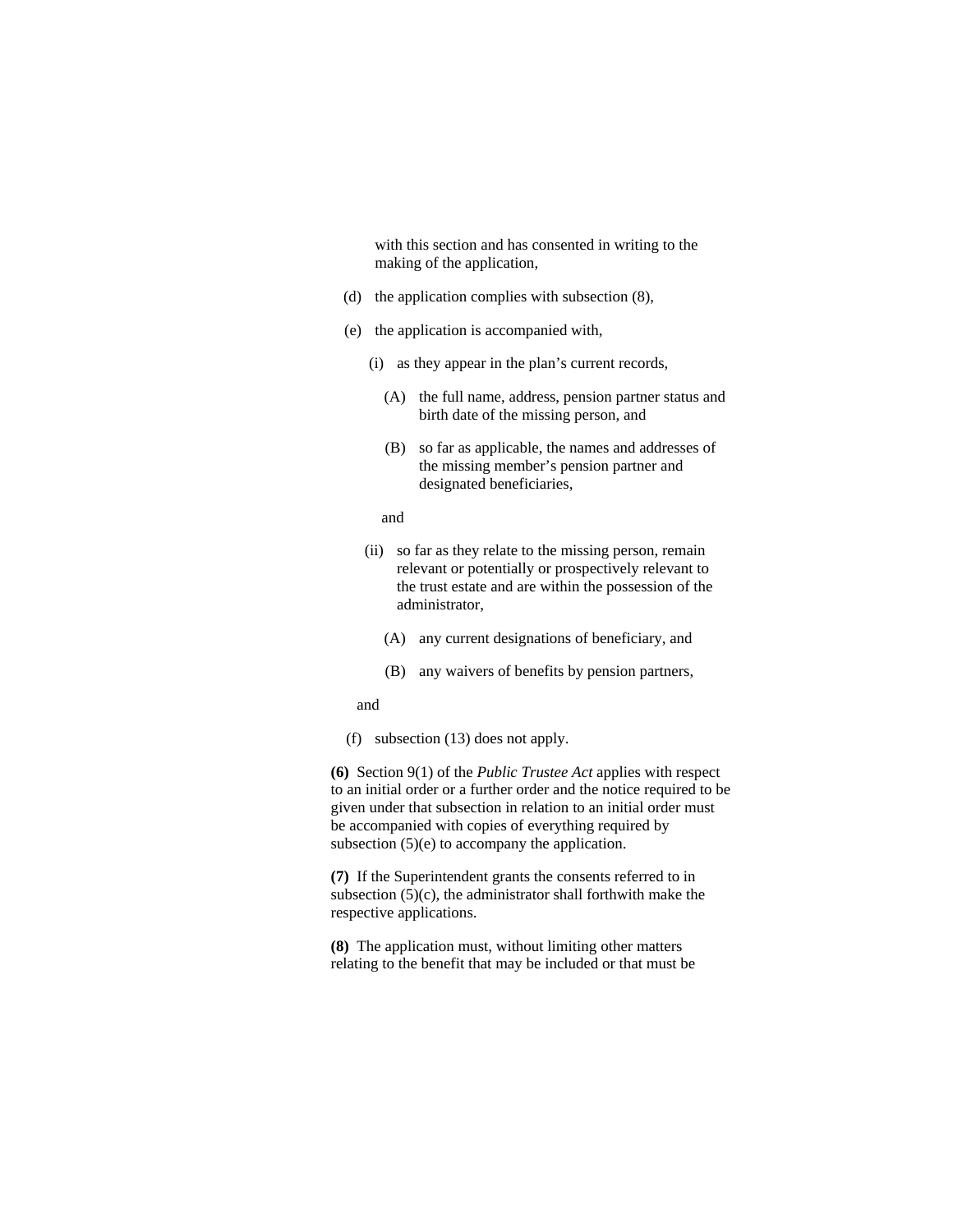with this section and has consented in writing to the making of the application,

(d) the application complies with subsection (8),

(e) the application is accompanied with,

(i) as they appear in the plan’s current records,

(A) the full name, address, pension partner status and birth date of the missing person, and

(B) so far as applicable, the names and addresses of the missing member’s pension partner and designated beneficiaries,

and

(ii) so far as they relate to the missing person, remain relevant or potentially or prospectively relevant to the trust estate and are within the possession of the administrator,

(A) any current designations of beneficiary, and

(B) any waivers of benefits by pension partners,

and

(f) subsection (13) does not apply.

**(6)** Section 9(1) of the *Public Trustee Act* applies with respect to an initial order or a further order and the notice required to be given under that subsection in relation to an initial order must be accompanied with copies of everything required by subsection (5)(e) to accompany the application.

**(7)** If the Superintendent grants the consents referred to in subsection (5)(c), the administrator shall forthwith make the respective applications.

**(8)** The application must, without limiting other matters relating to the benefit that may be included or that must be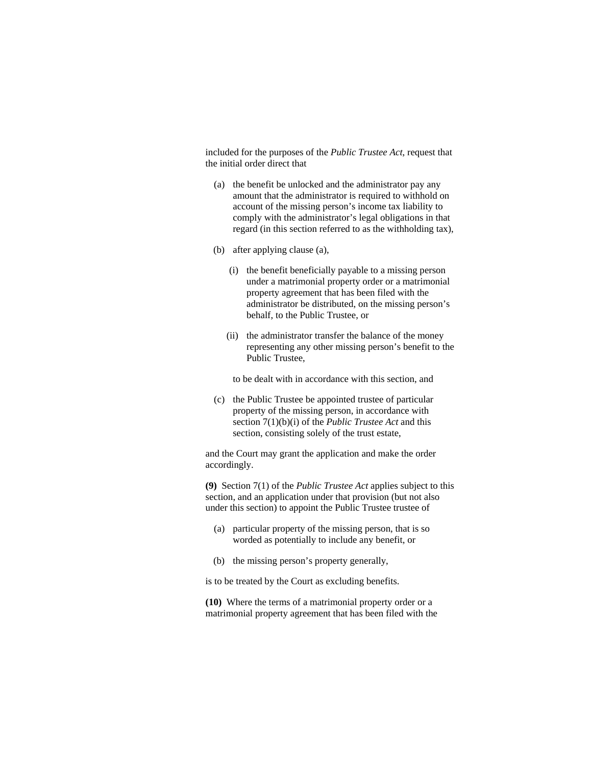included for the purposes of the *Public Trustee Act*, request that the initial order direct that

(a) the benefit be unlocked and the administrator pay any amount that the administrator is required to withhold on account of the missing person's income tax liability to comply with the administrator's legal obligations in that regard (in this section referred to as the withholding tax),

(b) after applying clause (a),

  (i) the benefit beneficially payable to a missing person under a matrimonial property order or a matrimonial property agreement that has been filed with the administrator be distributed, on the missing person's behalf, to the Public Trustee, or

  (ii) the administrator transfer the balance of the money representing any other missing person's benefit to the Public Trustee,

  to be dealt with in accordance with this section, and

(c) the Public Trustee be appointed trustee of particular property of the missing person, in accordance with section 7(1)(b)(i) of the *Public Trustee Act* and this section, consisting solely of the trust estate,

and the Court may grant the application and make the order accordingly.

**(9)** Section 7(1) of the *Public Trustee Act* applies subject to this section, and an application under that provision (but not also under this section) to appoint the Public Trustee trustee of

(a) particular property of the missing person, that is so worded as potentially to include any benefit, or

(b) the missing person's property generally,

is to be treated by the Court as excluding benefits.

**(10)** Where the terms of a matrimonial property order or a matrimonial property agreement that has been filed with the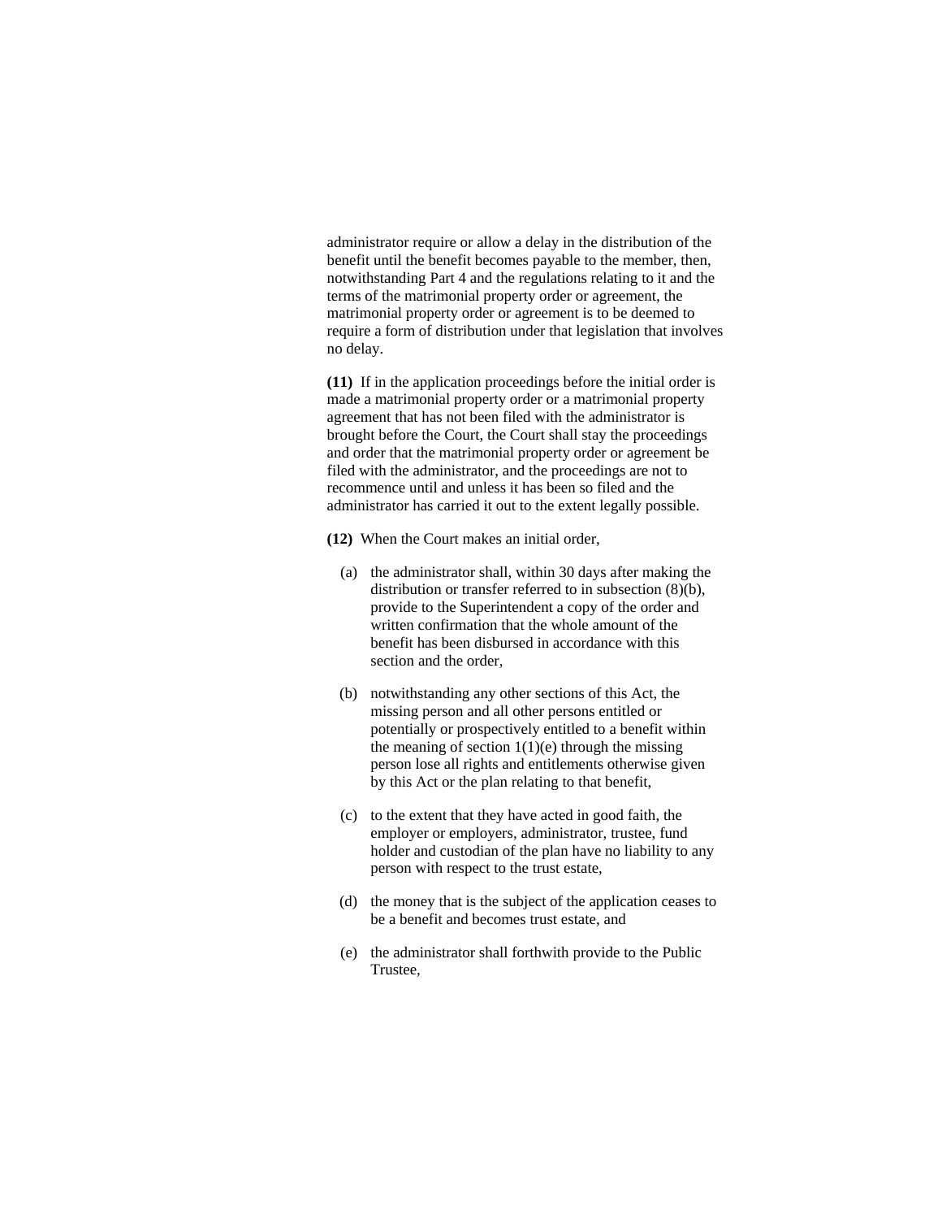administrator require or allow a delay in the distribution of the benefit until the benefit becomes payable to the member, then, notwithstanding Part 4 and the regulations relating to it and the terms of the matrimonial property order or agreement, the matrimonial property order or agreement is to be deemed to require a form of distribution under that legislation that involves no delay.

**(11)** If in the application proceedings before the initial order is made a matrimonial property order or a matrimonial property agreement that has not been filed with the administrator is brought before the Court, the Court shall stay the proceedings and order that the matrimonial property order or agreement be filed with the administrator, and the proceedings are not to recommence until and unless it has been so filed and the administrator has carried it out to the extent legally possible.

**(12)** When the Court makes an initial order,

- (a) the administrator shall, within 30 days after making the distribution or transfer referred to in subsection (8)(b), provide to the Superintendent a copy of the order and written confirmation that the whole amount of the benefit has been disbursed in accordance with this section and the order,

- (b) notwithstanding any other sections of this Act, the missing person and all other persons entitled or potentially or prospectively entitled to a benefit within the meaning of section 1(1)(e) through the missing person lose all rights and entitlements otherwise given by this Act or the plan relating to that benefit,

- (c) to the extent that they have acted in good faith, the employer or employers, administrator, trustee, fund holder and custodian of the plan have no liability to any person with respect to the trust estate,

- (d) the money that is the subject of the application ceases to be a benefit and becomes trust estate, and

- (e) the administrator shall forthwith provide to the Public Trustee,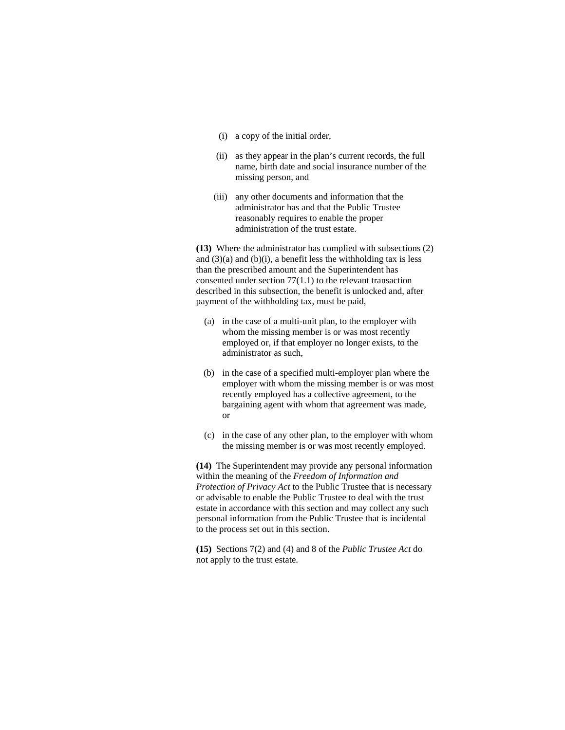(i) a copy of the initial order,

(ii) as they appear in the plan's current records, the full name, birth date and social insurance number of the missing person, and

(iii) any other documents and information that the administrator has and that the Public Trustee reasonably requires to enable the proper administration of the trust estate.

**(13)** Where the administrator has complied with subsections (2) and (3)(a) and (b)(i), a benefit less the withholding tax is less than the prescribed amount and the Superintendent has consented under section 77(1.1) to the relevant transaction described in this subsection, the benefit is unlocked and, after payment of the withholding tax, must be paid,

(a) in the case of a multi-unit plan, to the employer with whom the missing member is or was most recently employed or, if that employer no longer exists, to the administrator as such,

(b) in the case of a specified multi-employer plan where the employer with whom the missing member is or was most recently employed has a collective agreement, to the bargaining agent with whom that agreement was made, or

(c) in the case of any other plan, to the employer with whom the missing member is or was most recently employed.

**(14)** The Superintendent may provide any personal information within the meaning of the *Freedom of Information and Protection of Privacy Act* to the Public Trustee that is necessary or advisable to enable the Public Trustee to deal with the trust estate in accordance with this section and may collect any such personal information from the Public Trustee that is incidental to the process set out in this section.

**(15)** Sections 7(2) and (4) and 8 of the *Public Trustee Act* do not apply to the trust estate.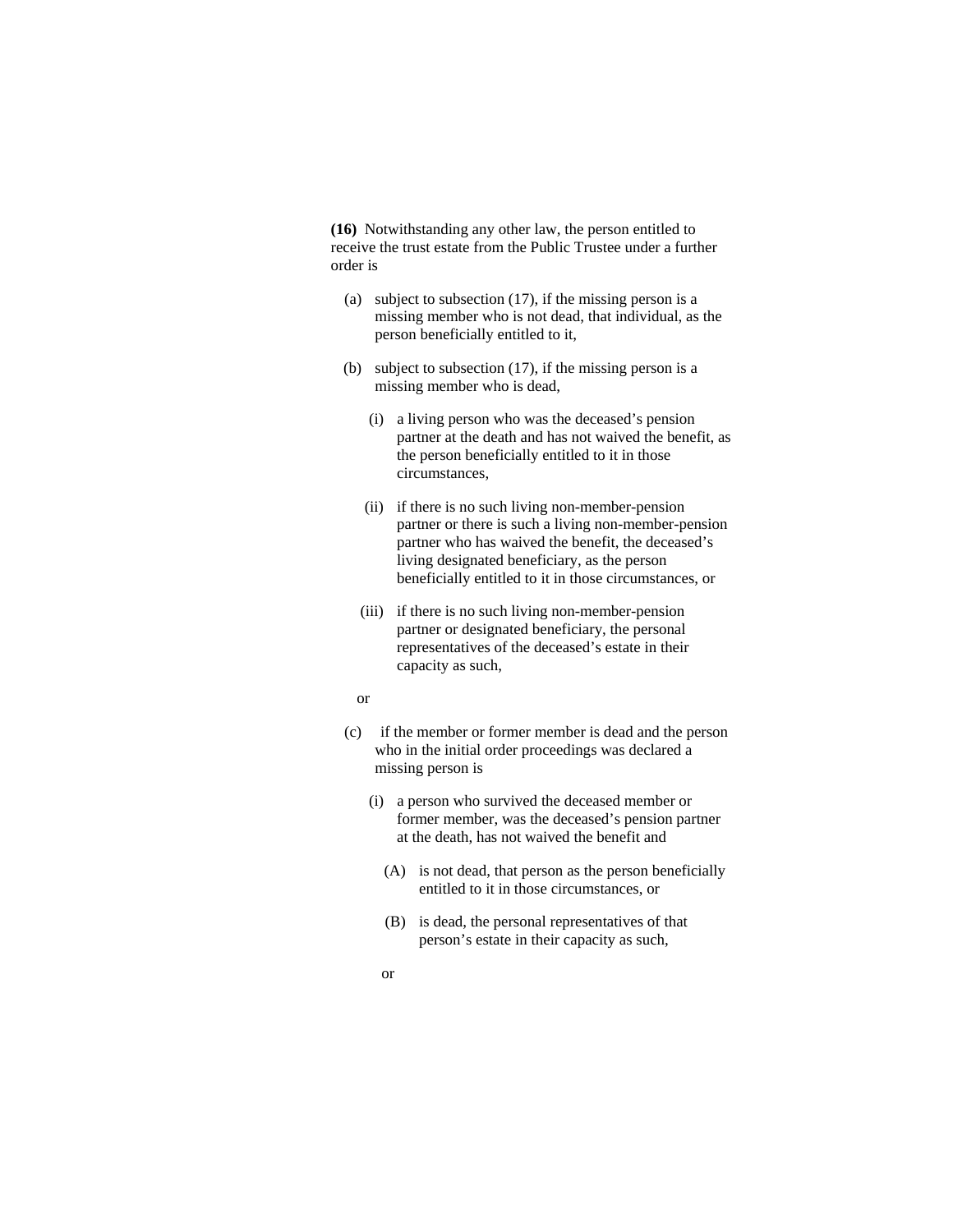**(16)** Notwithstanding any other law, the person entitled to receive the trust estate from the Public Trustee under a further order is

(a) subject to subsection (17), if the missing person is a missing member who is not dead, that individual, as the person beneficially entitled to it,

(b) subject to subsection (17), if the missing person is a missing member who is dead,

(i) a living person who was the deceased's pension partner at the death and has not waived the benefit, as the person beneficially entitled to it in those circumstances,

(ii) if there is no such living non-member-pension partner or there is such a living non-member-pension partner who has waived the benefit, the deceased's living designated beneficiary, as the person beneficially entitled to it in those circumstances, or

(iii) if there is no such living non-member-pension partner or designated beneficiary, the personal representatives of the deceased's estate in their capacity as such,

or

(c) if the member or former member is dead and the person who in the initial order proceedings was declared a missing person is

(i) a person who survived the deceased member or former member, was the deceased's pension partner at the death, has not waived the benefit and

(A) is not dead, that person as the person beneficially entitled to it in those circumstances, or

(B) is dead, the personal representatives of that person's estate in their capacity as such,

or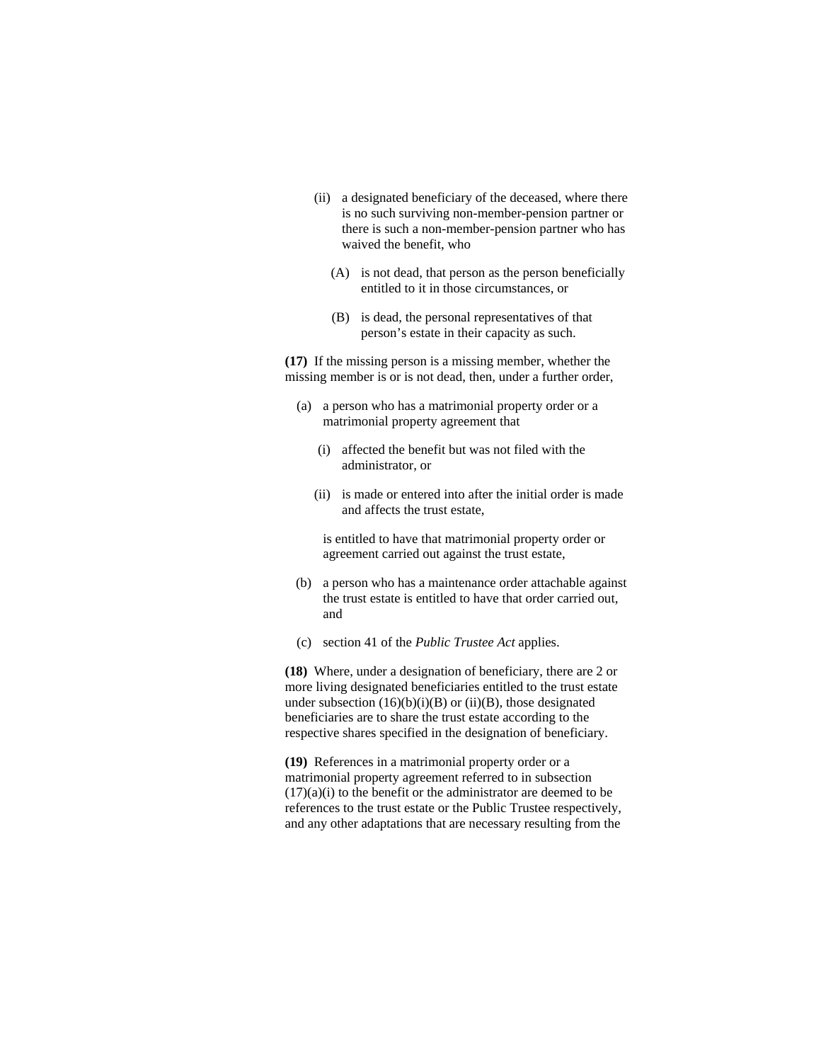(ii) a designated beneficiary of the deceased, where there is no such surviving non-member-pension partner or there is such a non-member-pension partner who has waived the benefit, who

(A) is not dead, that person as the person beneficially entitled to it in those circumstances, or

(B) is dead, the personal representatives of that person's estate in their capacity as such.

**(17)** If the missing person is a missing member, whether the missing member is or is not dead, then, under a further order,

(a) a person who has a matrimonial property order or a matrimonial property agreement that

(i) affected the benefit but was not filed with the administrator, or

(ii) is made or entered into after the initial order is made and affects the trust estate,

is entitled to have that matrimonial property order or agreement carried out against the trust estate,

(b) a person who has a maintenance order attachable against the trust estate is entitled to have that order carried out, and

(c) section 41 of the *Public Trustee Act* applies.

**(18)** Where, under a designation of beneficiary, there are 2 or more living designated beneficiaries entitled to the trust estate under subsection (16)(b)(i)(B) or (ii)(B), those designated beneficiaries are to share the trust estate according to the respective shares specified in the designation of beneficiary.

**(19)** References in a matrimonial property order or a matrimonial property agreement referred to in subsection (17)(a)(i) to the benefit or the administrator are deemed to be references to the trust estate or the Public Trustee respectively, and any other adaptations that are necessary resulting from the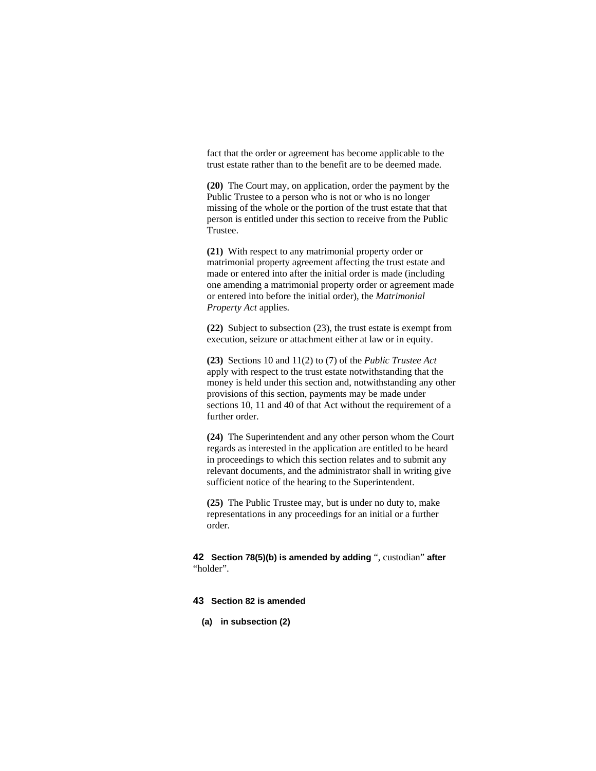fact that the order or agreement has become applicable to the trust estate rather than to the benefit are to be deemed made.

**(20)** The Court may, on application, order the payment by the Public Trustee to a person who is not or who is no longer missing of the whole or the portion of the trust estate that that person is entitled under this section to receive from the Public Trustee.

**(21)** With respect to any matrimonial property order or matrimonial property agreement affecting the trust estate and made or entered into after the initial order is made (including one amending a matrimonial property order or agreement made or entered into before the initial order), the *Matrimonial Property Act* applies.

**(22)** Subject to subsection (23), the trust estate is exempt from execution, seizure or attachment either at law or in equity.

**(23)** Sections 10 and 11(2) to (7) of the *Public Trustee Act* apply with respect to the trust estate notwithstanding that the money is held under this section and, notwithstanding any other provisions of this section, payments may be made under sections 10, 11 and 40 of that Act without the requirement of a further order.

**(24)** The Superintendent and any other person whom the Court regards as interested in the application are entitled to be heard in proceedings to which this section relates and to submit any relevant documents, and the administrator shall in writing give sufficient notice of the hearing to the Superintendent.

**(25)** The Public Trustee may, but is under no duty to, make representations in any proceedings for an initial or a further order.

**42 Section 78(5)(b) is amended by adding** ", custodian" **after** "holder".

**43 Section 82 is amended**

**(a) in subsection (2)**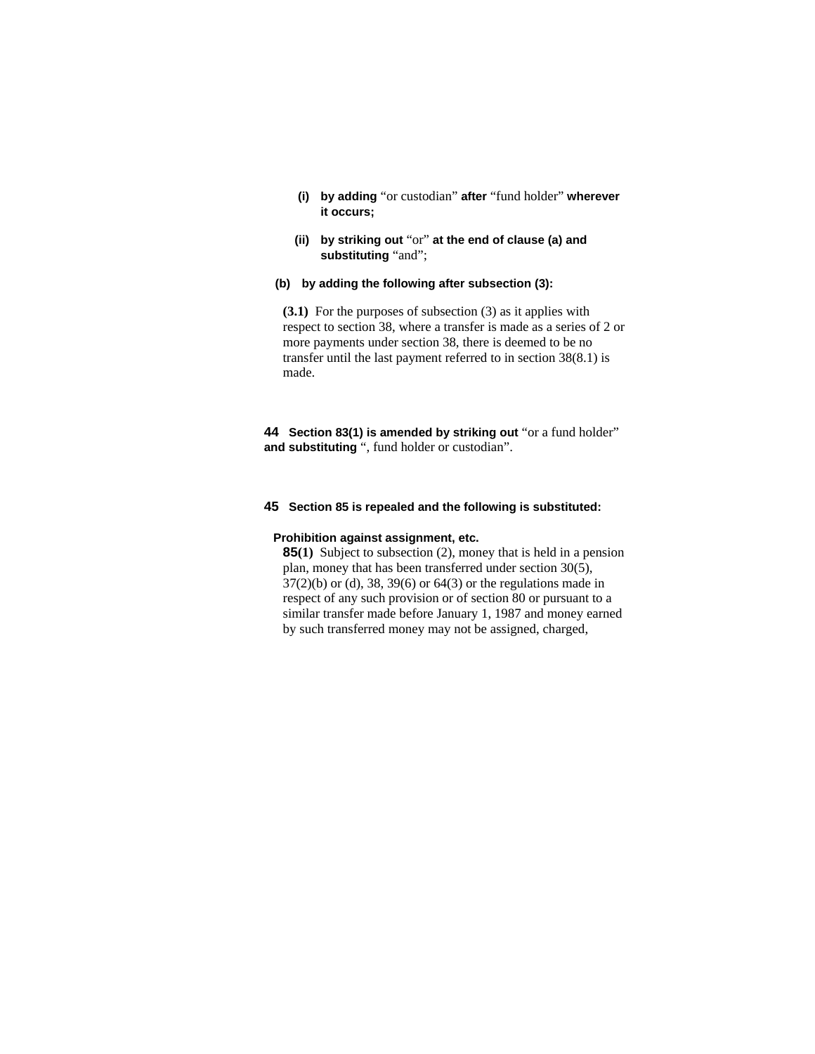(i) **by adding** "or custodian" **after** "fund holder" **wherever it occurs;**

(ii) **by striking out** "or" **at the end of clause (a) and substituting** "and";

**(b) by adding the following after subsection (3):**

**(3.1)** For the purposes of subsection (3) as it applies with respect to section 38, where a transfer is made as a series of 2 or more payments under section 38, there is deemed to be no transfer until the last payment referred to in section 38(8.1) is made.

**44 Section 83(1) is amended by striking out** "or a fund holder" **and substituting** ", fund holder or custodian".

**45 Section 85 is repealed and the following is substituted:**

**Prohibition against assignment, etc.**

**85(1)** Subject to subsection (2), money that is held in a pension plan, money that has been transferred under section 30(5), 37(2)(b) or (d), 38, 39(6) or 64(3) or the regulations made in respect of any such provision or of section 80 or pursuant to a similar transfer made before January 1, 1987 and money earned by such transferred money may not be assigned, charged,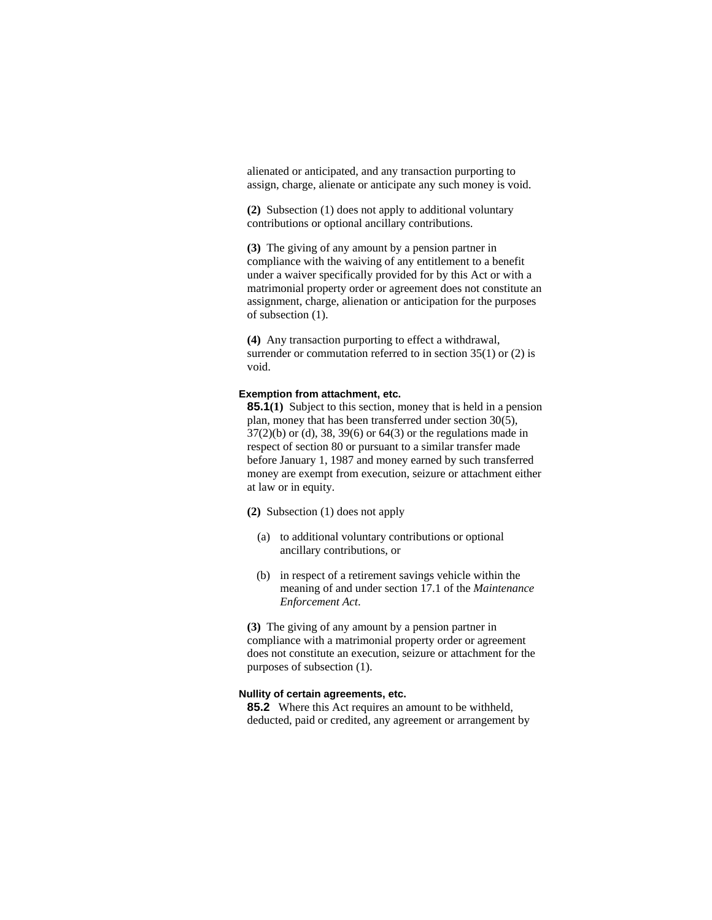alienated or anticipated, and any transaction purporting to assign, charge, alienate or anticipate any such money is void.

**(2)** Subsection (1) does not apply to additional voluntary contributions or optional ancillary contributions.

**(3)** The giving of any amount by a pension partner in compliance with the waiving of any entitlement to a benefit under a waiver specifically provided for by this Act or with a matrimonial property order or agreement does not constitute an assignment, charge, alienation or anticipation for the purposes of subsection (1).

**(4)** Any transaction purporting to effect a withdrawal, surrender or commutation referred to in section 35(1) or (2) is void.

**Exemption from attachment, etc.**

**85.1(1)** Subject to this section, money that is held in a pension plan, money that has been transferred under section 30(5), 37(2)(b) or (d), 38, 39(6) or 64(3) or the regulations made in respect of section 80 or pursuant to a similar transfer made before January 1, 1987 and money earned by such transferred money are exempt from execution, seizure or attachment either at law or in equity.

**(2)** Subsection (1) does not apply

(a) to additional voluntary contributions or optional ancillary contributions, or

(b) in respect of a retirement savings vehicle within the meaning of and under section 17.1 of the *Maintenance Enforcement Act*.

**(3)** The giving of any amount by a pension partner in compliance with a matrimonial property order or agreement does not constitute an execution, seizure or attachment for the purposes of subsection (1).

**Nullity of certain agreements, etc.**

**85.2** Where this Act requires an amount to be withheld, deducted, paid or credited, any agreement or arrangement by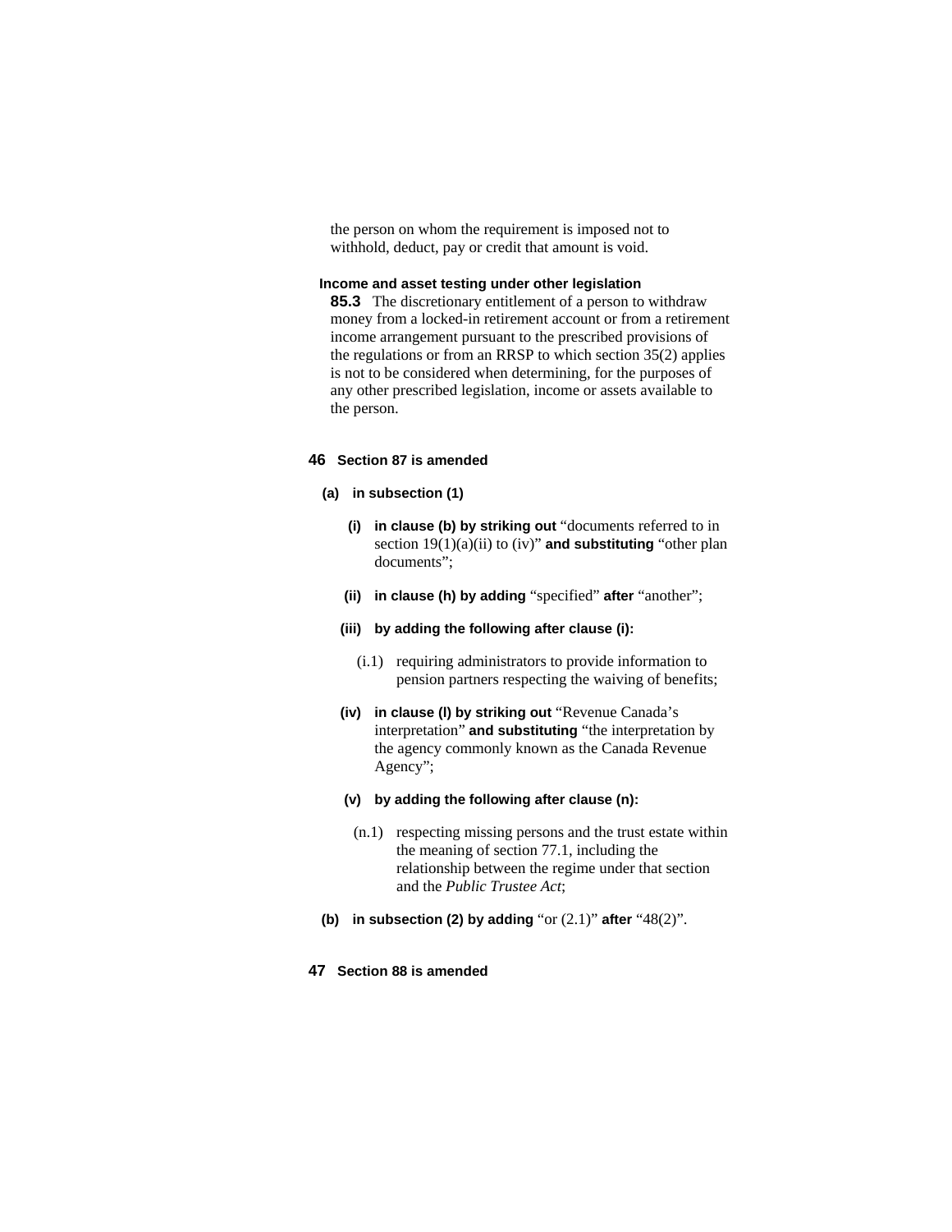the person on whom the requirement is imposed not to withhold, deduct, pay or credit that amount is void.

**Income and asset testing under other legislation**

**85.3** The discretionary entitlement of a person to withdraw money from a locked-in retirement account or from a retirement income arrangement pursuant to the prescribed provisions of the regulations or from an RRSP to which section 35(2) applies is not to be considered when determining, for the purposes of any other prescribed legislation, income or assets available to the person.

**46 Section 87 is amended**

**(a) in subsection (1)**

**(i) in clause (b) by striking out** "documents referred to in section 19(1)(a)(ii) to (iv)" **and substituting** "other plan documents";

**(ii) in clause (h) by adding** "specified" **after** "another";

**(iii) by adding the following after clause (i):**

(i.1) requiring administrators to provide information to pension partners respecting the waiving of benefits;

**(iv) in clause (l) by striking out** "Revenue Canada's interpretation" **and substituting** "the interpretation by the agency commonly known as the Canada Revenue Agency";

**(v) by adding the following after clause (n):**

(n.1) respecting missing persons and the trust estate within the meaning of section 77.1, including the relationship between the regime under that section and the *Public Trustee Act*;

**(b) in subsection (2) by adding** "or (2.1)" **after** "48(2)".

**47 Section 88 is amended**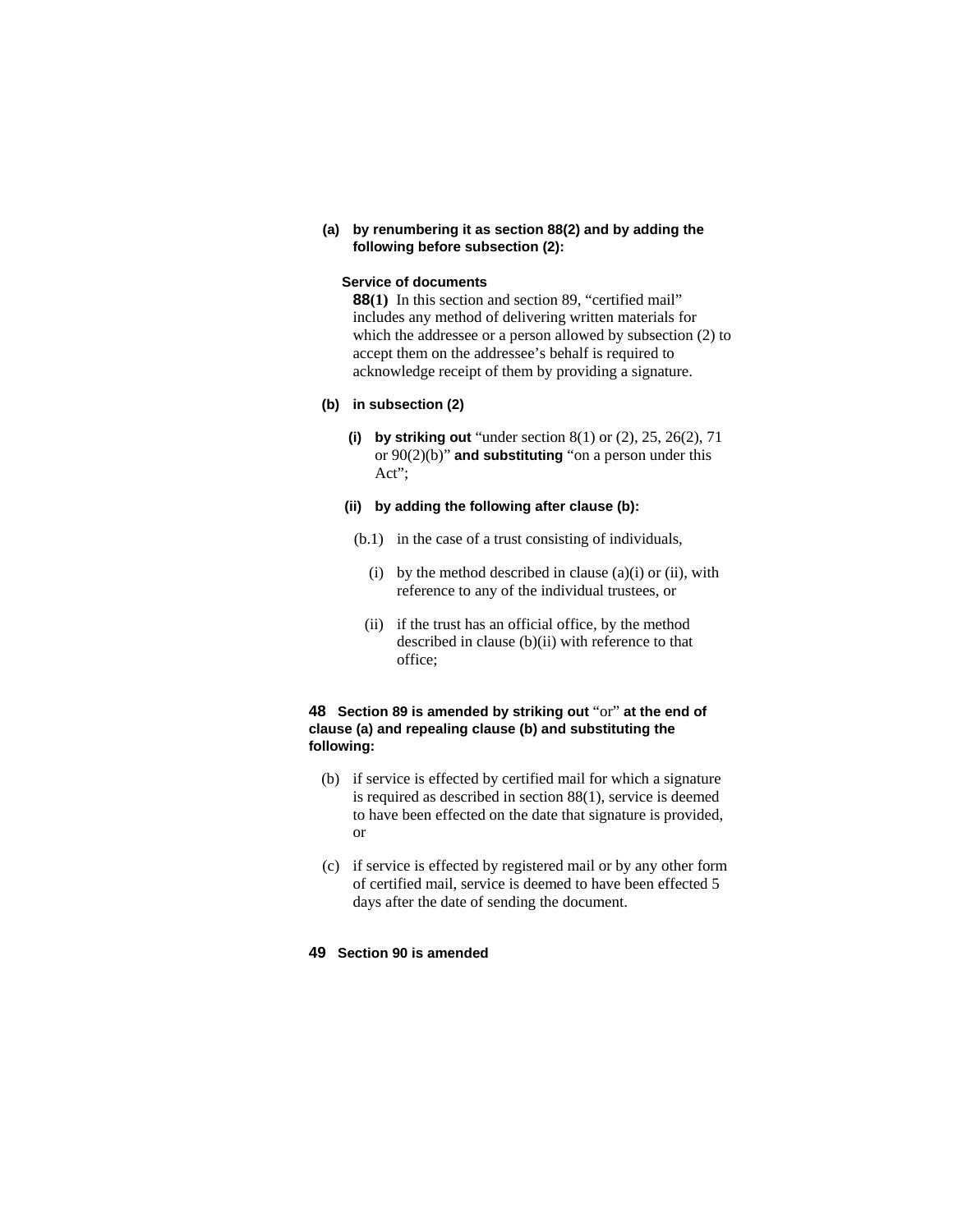**(a) by renumbering it as section 88(2) and by adding the following before subsection (2):**

**Service of documents**

**88(1)** In this section and section 89, “certified mail” includes any method of delivering written materials for which the addressee or a person allowed by subsection (2) to accept them on the addressee’s behalf is required to acknowledge receipt of them by providing a signature.

**(b) in subsection (2)**

**(i) by striking out** “under section 8(1) or (2), 25, 26(2), 71 or 90(2)(b)” **and substituting** “on a person under this Act”;

**(ii) by adding the following after clause (b):**

(b.1) in the case of a trust consisting of individuals,

(i) by the method described in clause (a)(i) or (ii), with reference to any of the individual trustees, or

(ii) if the trust has an official office, by the method described in clause (b)(ii) with reference to that office;

**48 Section 89 is amended by striking out** “or” **at the end of clause (a) and repealing clause (b) and substituting the following:**

(b) if service is effected by certified mail for which a signature is required as described in section 88(1), service is deemed to have been effected on the date that signature is provided, or

(c) if service is effected by registered mail or by any other form of certified mail, service is deemed to have been effected 5 days after the date of sending the document.

**49 Section 90 is amended**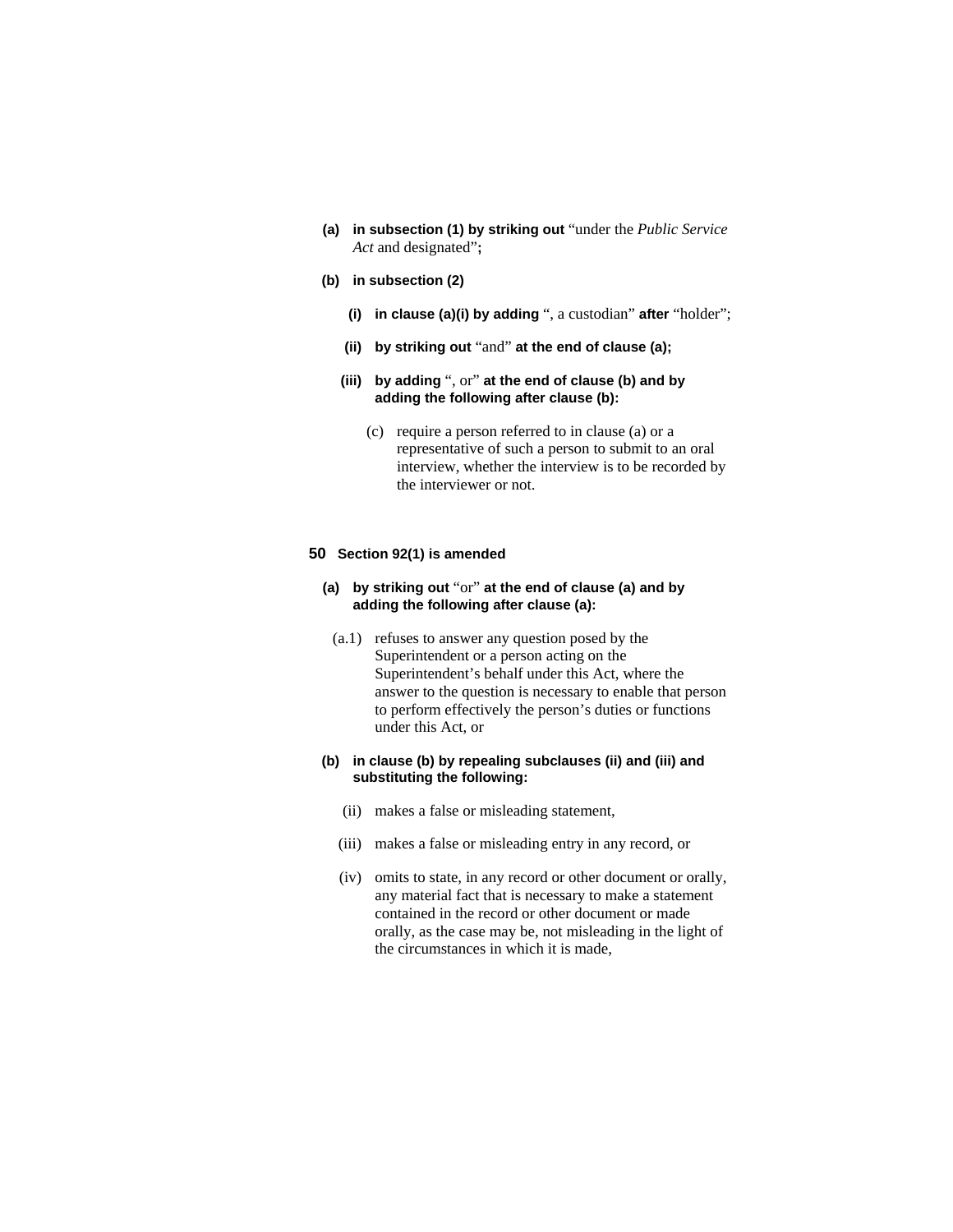**(a) in subsection (1) by striking out** “under the *Public Service Act* and designated”**;**

**(b) in subsection (2)**

**(i) in clause (a)(i) by adding** “, a custodian” **after** “holder”;

**(ii) by striking out** “and” **at the end of clause (a);**

**(iii) by adding** “, or” **at the end of clause (b) and by adding the following after clause (b):**

(c) require a person referred to in clause (a) or a representative of such a person to submit to an oral interview, whether the interview is to be recorded by the interviewer or not.

**50 Section 92(1) is amended**

**(a) by striking out** “or” **at the end of clause (a) and by adding the following after clause (a):**

(a.1) refuses to answer any question posed by the Superintendent or a person acting on the Superintendent’s behalf under this Act, where the answer to the question is necessary to enable that person to perform effectively the person’s duties or functions under this Act, or

**(b) in clause (b) by repealing subclauses (ii) and (iii) and substituting the following:**

(ii) makes a false or misleading statement,

(iii) makes a false or misleading entry in any record, or

(iv) omits to state, in any record or other document or orally, any material fact that is necessary to make a statement contained in the record or other document or made orally, as the case may be, not misleading in the light of the circumstances in which it is made,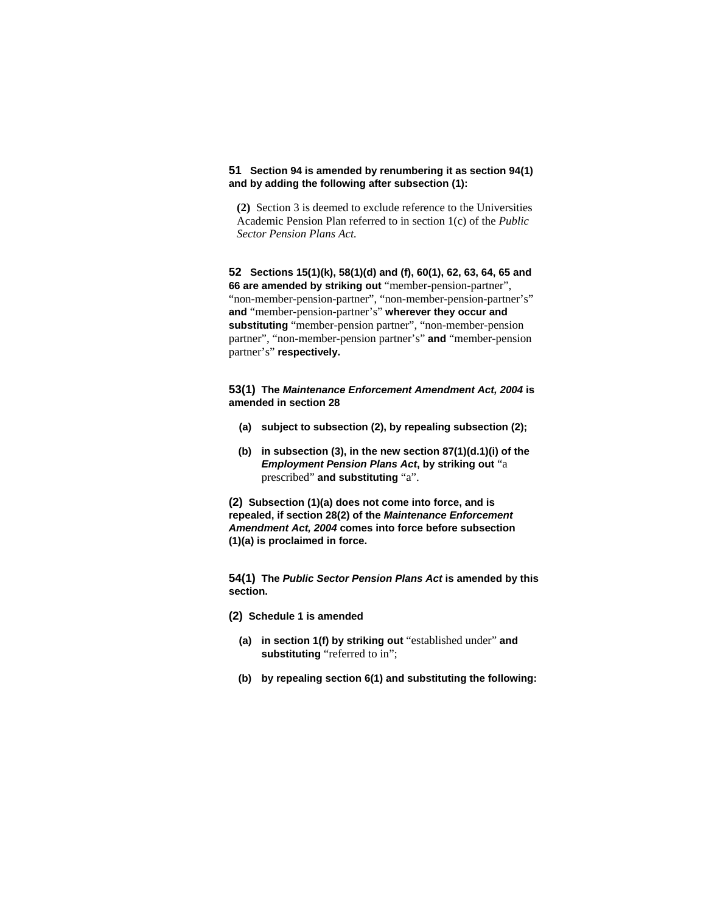**51 Section 94 is amended by renumbering it as section 94(1) and by adding the following after subsection (1):**

> **(2)** Section 3 is deemed to exclude reference to the Universities Academic Pension Plan referred to in section 1(c) of the *Public Sector Pension Plans Act.*

**52 Sections 15(1)(k), 58(1)(d) and (f), 60(1), 62, 63, 64, 65 and 66 are amended by striking out** "member-pension-partner", "non-member-pension-partner", "non-member-pension-partner's" **and** "member-pension-partner's" **wherever they occur and substituting** "member-pension partner", "non-member-pension partner", "non-member-pension partner's" **and** "member-pension partner's" **respectively.**

**53(1) The *Maintenance Enforcement Amendment Act, 2004* is amended in section 28**

**(a) subject to subsection (2), by repealing subsection (2);**

**(b) in subsection (3), in the new section 87(1)(d.1)(i) of the *Employment Pension Plans Act*, by striking out** "a prescribed" **and substituting** "a".

**(2) Subsection (1)(a) does not come into force, and is repealed, if section 28(2) of the *Maintenance Enforcement Amendment Act, 2004* comes into force before subsection (1)(a) is proclaimed in force.**

**54(1) The *Public Sector Pension Plans Act* is amended by this section.**

**(2) Schedule 1 is amended**

**(a) in section 1(f) by striking out** "established under" **and substituting** "referred to in";

**(b) by repealing section 6(1) and substituting the following:**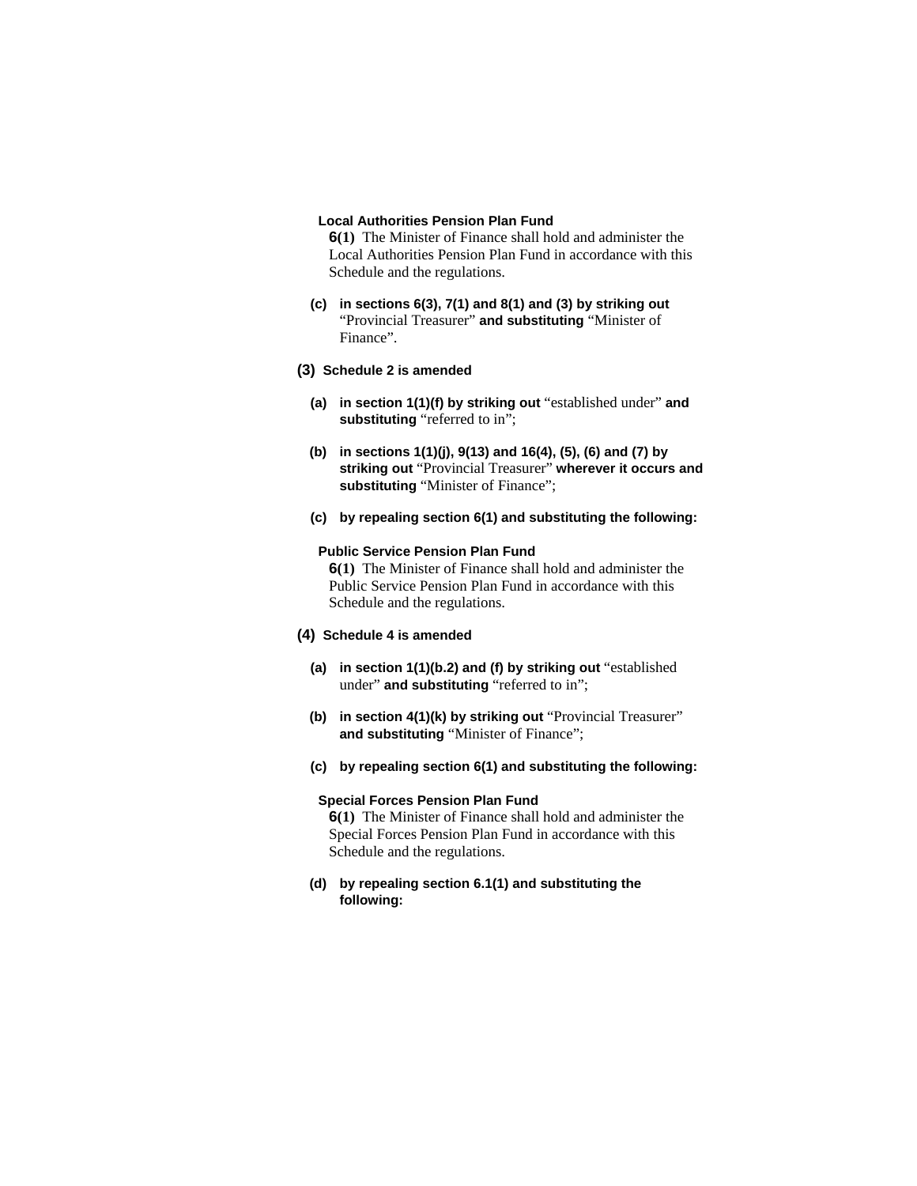**Local Authorities Pension Plan Fund**

**6(1)** The Minister of Finance shall hold and administer the Local Authorities Pension Plan Fund in accordance with this Schedule and the regulations.

**(c)** **in sections 6(3), 7(1) and 8(1) and (3) by striking out** "Provincial Treasurer" **and substituting** "Minister of Finance".

**(3)** **Schedule 2 is amended**

**(a)** **in section 1(1)(f) by striking out** "established under" **and substituting** "referred to in";

**(b)** **in sections 1(1)(j), 9(13) and 16(4), (5), (6) and (7) by striking out** "Provincial Treasurer" **wherever it occurs and substituting** "Minister of Finance";

**(c)** **by repealing section 6(1) and substituting the following:**

**Public Service Pension Plan Fund**

**6(1)** The Minister of Finance shall hold and administer the Public Service Pension Plan Fund in accordance with this Schedule and the regulations.

**(4)** **Schedule 4 is amended**

**(a)** **in section 1(1)(b.2) and (f) by striking out** "established under" **and substituting** "referred to in";

**(b)** **in section 4(1)(k) by striking out** "Provincial Treasurer" **and substituting** "Minister of Finance";

**(c)** **by repealing section 6(1) and substituting the following:**

**Special Forces Pension Plan Fund**

**6(1)** The Minister of Finance shall hold and administer the Special Forces Pension Plan Fund in accordance with this Schedule and the regulations.

**(d)** **by repealing section 6.1(1) and substituting the following:**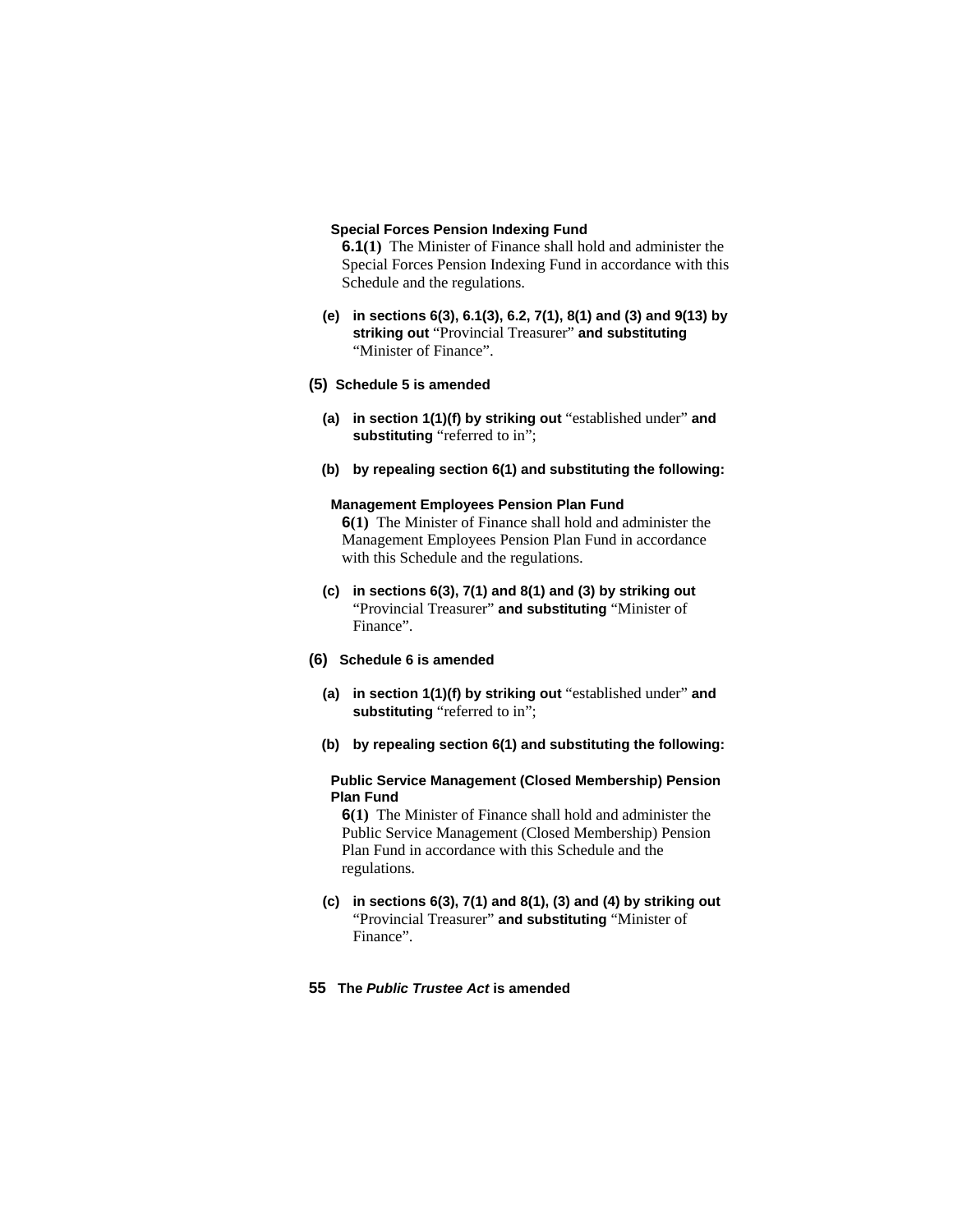**Special Forces Pension Indexing Fund**

**6.1(1)** The Minister of Finance shall hold and administer the Special Forces Pension Indexing Fund in accordance with this Schedule and the regulations.

**(e)** **in sections 6(3), 6.1(3), 6.2, 7(1), 8(1) and (3) and 9(13) by striking out** "Provincial Treasurer" **and substituting** "Minister of Finance".

**(5)** **Schedule 5 is amended**

**(a)** **in section 1(1)(f) by striking out** "established under" **and substituting** "referred to in";

**(b)** **by repealing section 6(1) and substituting the following:**

**Management Employees Pension Plan Fund**

**6(1)** The Minister of Finance shall hold and administer the Management Employees Pension Plan Fund in accordance with this Schedule and the regulations.

**(c)** **in sections 6(3), 7(1) and 8(1) and (3) by striking out** "Provincial Treasurer" **and substituting** "Minister of Finance".

**(6)** **Schedule 6 is amended**

**(a)** **in section 1(1)(f) by striking out** "established under" **and substituting** "referred to in";

**(b)** **by repealing section 6(1) and substituting the following:**

**Public Service Management (Closed Membership) Pension Plan Fund**

**6(1)** The Minister of Finance shall hold and administer the Public Service Management (Closed Membership) Pension Plan Fund in accordance with this Schedule and the regulations.

**(c)** **in sections 6(3), 7(1) and 8(1), (3) and (4) by striking out** "Provincial Treasurer" **and substituting** "Minister of Finance".

**55** **The *Public Trustee Act* is amended**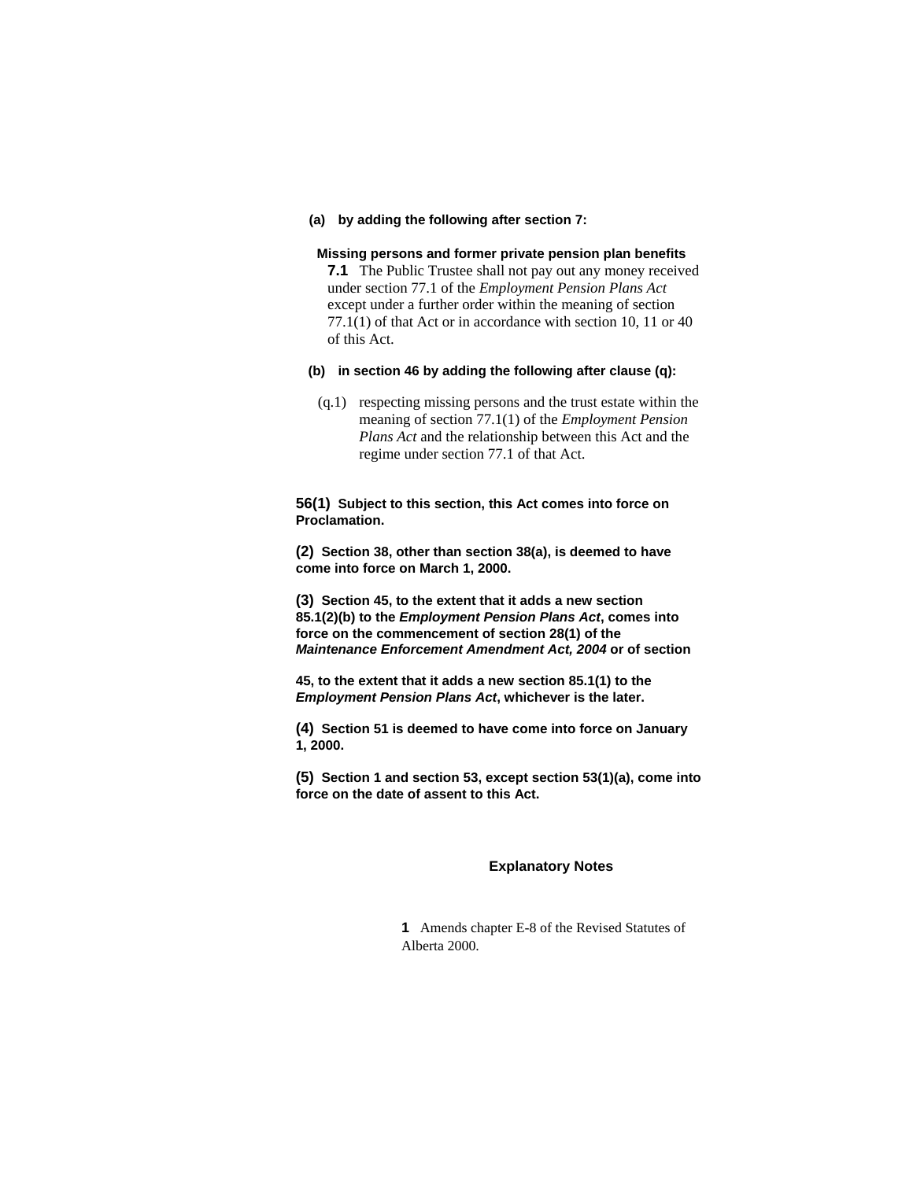**(a) by adding the following after section 7:**

**Missing persons and former private pension plan benefits**

**7.1** The Public Trustee shall not pay out any money received under section 77.1 of the *Employment Pension Plans Act* except under a further order within the meaning of section 77.1(1) of that Act or in accordance with section 10, 11 or 40 of this Act.

**(b) in section 46 by adding the following after clause (q):**

(q.1) respecting missing persons and the trust estate within the meaning of section 77.1(1) of the *Employment Pension Plans Act* and the relationship between this Act and the regime under section 77.1 of that Act.

**56(1) Subject to this section, this Act comes into force on Proclamation.**

**(2) Section 38, other than section 38(a), is deemed to have come into force on March 1, 2000.**

**(3) Section 45, to the extent that it adds a new section 85.1(2)(b) to the *Employment Pension Plans Act*, comes into force on the commencement of section 28(1) of the *Maintenance Enforcement Amendment Act, 2004* or of section 45, to the extent that it adds a new section 85.1(1) to the *Employment Pension Plans Act*, whichever is the later.**

**(4) Section 51 is deemed to have come into force on January 1, 2000.**

**(5) Section 1 and section 53, except section 53(1)(a), come into force on the date of assent to this Act.**

## Explanatory Notes

**1** Amends chapter E-8 of the Revised Statutes of Alberta 2000.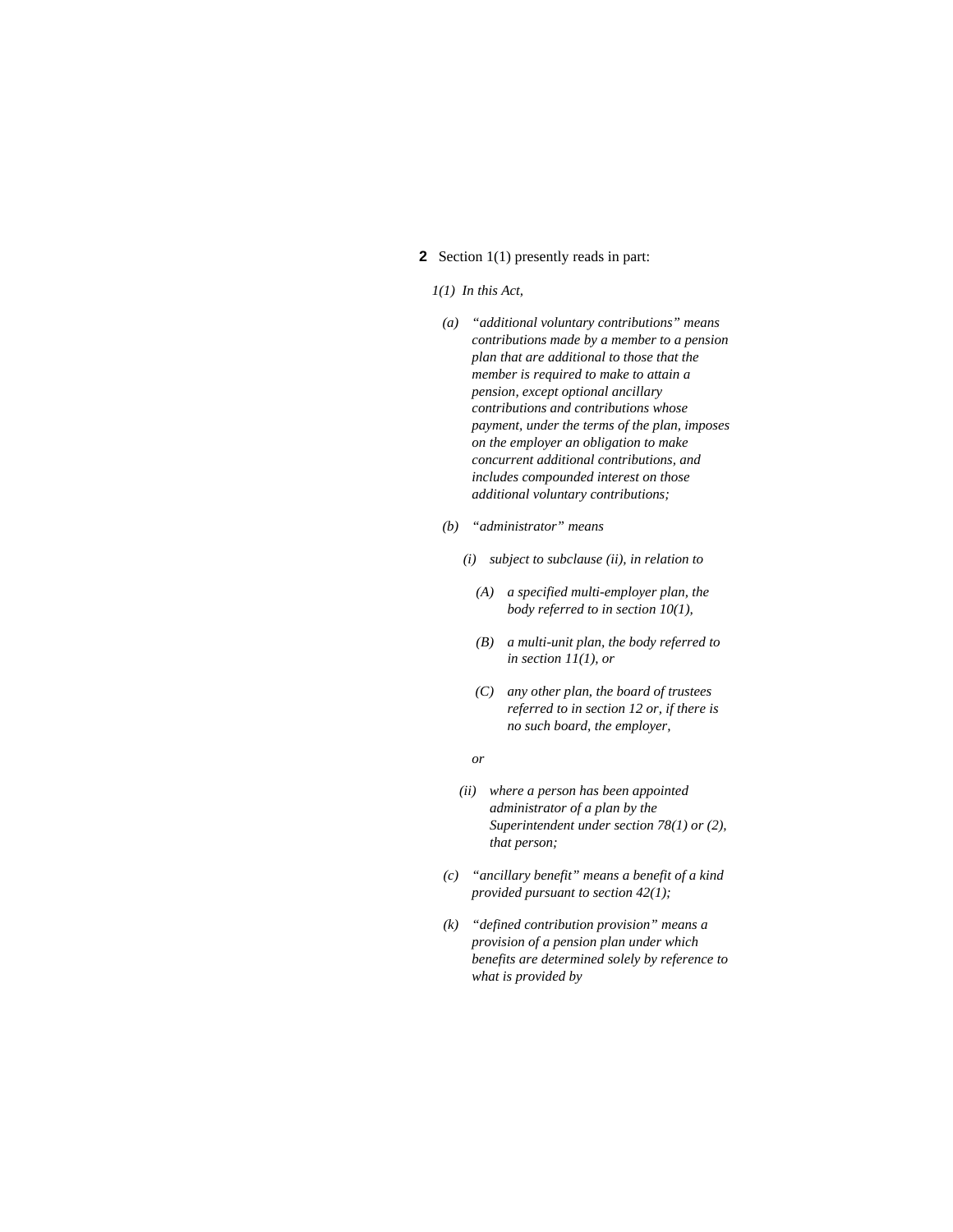**2** Section 1(1) presently reads in part:

*1(1) In this Act,*

*(a) "additional voluntary contributions" means contributions made by a member to a pension plan that are additional to those that the member is required to make to attain a pension, except optional ancillary contributions and contributions whose payment, under the terms of the plan, imposes on the employer an obligation to make concurrent additional contributions, and includes compounded interest on those additional voluntary contributions;*

*(b) "administrator" means*

*(i) subject to subclause (ii), in relation to*

*(A) a specified multi-employer plan, the body referred to in section 10(1),*

*(B) a multi-unit plan, the body referred to in section 11(1), or*

*(C) any other plan, the board of trustees referred to in section 12 or, if there is no such board, the employer,*

*or*

*(ii) where a person has been appointed administrator of a plan by the Superintendent under section 78(1) or (2), that person;*

*(c) "ancillary benefit" means a benefit of a kind provided pursuant to section 42(1);*

*(k) "defined contribution provision" means a provision of a pension plan under which benefits are determined solely by reference to what is provided by*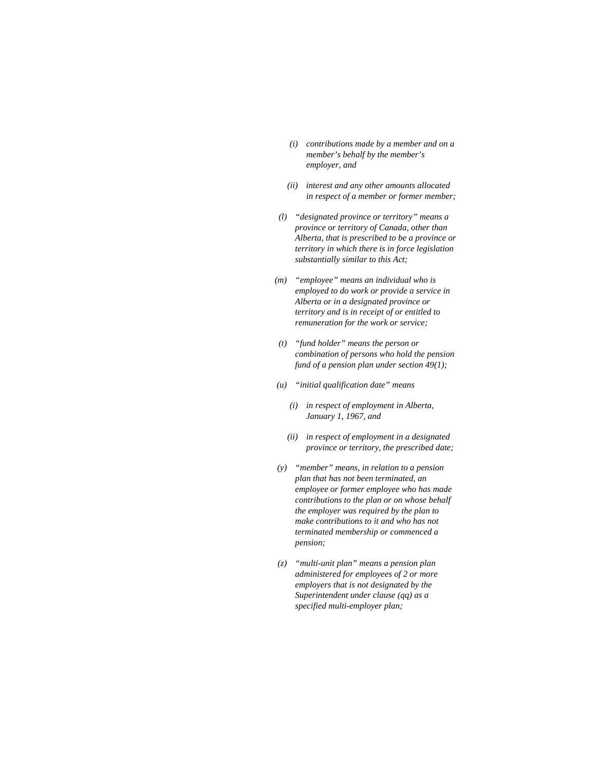*(i) contributions made by a member and on a member's behalf by the member's employer, and*

*(ii) interest and any other amounts allocated in respect of a member or former member;*

*(l) "designated province or territory" means a province or territory of Canada, other than Alberta, that is prescribed to be a province or territory in which there is in force legislation substantially similar to this Act;*

*(m) "employee" means an individual who is employed to do work or provide a service in Alberta or in a designated province or territory and is in receipt of or entitled to remuneration for the work or service;*

*(t) "fund holder" means the person or combination of persons who hold the pension fund of a pension plan under section 49(1);*

*(u) "initial qualification date" means*

*(i) in respect of employment in Alberta, January 1, 1967, and*

*(ii) in respect of employment in a designated province or territory, the prescribed date;*

*(y) "member" means, in relation to a pension plan that has not been terminated, an employee or former employee who has made contributions to the plan or on whose behalf the employer was required by the plan to make contributions to it and who has not terminated membership or commenced a pension;*

*(z) "multi-unit plan" means a pension plan administered for employees of 2 or more employers that is not designated by the Superintendent under clause (qq) as a specified multi-employer plan;*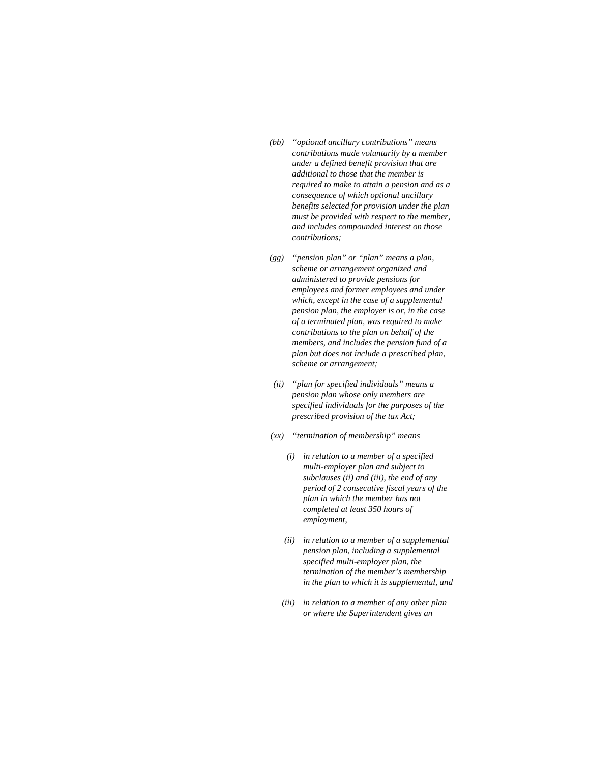*(bb) "optional ancillary contributions" means contributions made voluntarily by a member under a defined benefit provision that are additional to those that the member is required to make to attain a pension and as a consequence of which optional ancillary benefits selected for provision under the plan must be provided with respect to the member, and includes compounded interest on those contributions;*

*(gg) "pension plan" or "plan" means a plan, scheme or arrangement organized and administered to provide pensions for employees and former employees and under which, except in the case of a supplemental pension plan, the employer is or, in the case of a terminated plan, was required to make contributions to the plan on behalf of the members, and includes the pension fund of a plan but does not include a prescribed plan, scheme or arrangement;*

*(ii) "plan for specified individuals" means a pension plan whose only members are specified individuals for the purposes of the prescribed provision of the tax Act;*

*(xx) "termination of membership" means*

*(i) in relation to a member of a specified multi-employer plan and subject to subclauses (ii) and (iii), the end of any period of 2 consecutive fiscal years of the plan in which the member has not completed at least 350 hours of employment,*

*(ii) in relation to a member of a supplemental pension plan, including a supplemental specified multi-employer plan, the termination of the member's membership in the plan to which it is supplemental, and*

*(iii) in relation to a member of any other plan or where the Superintendent gives an*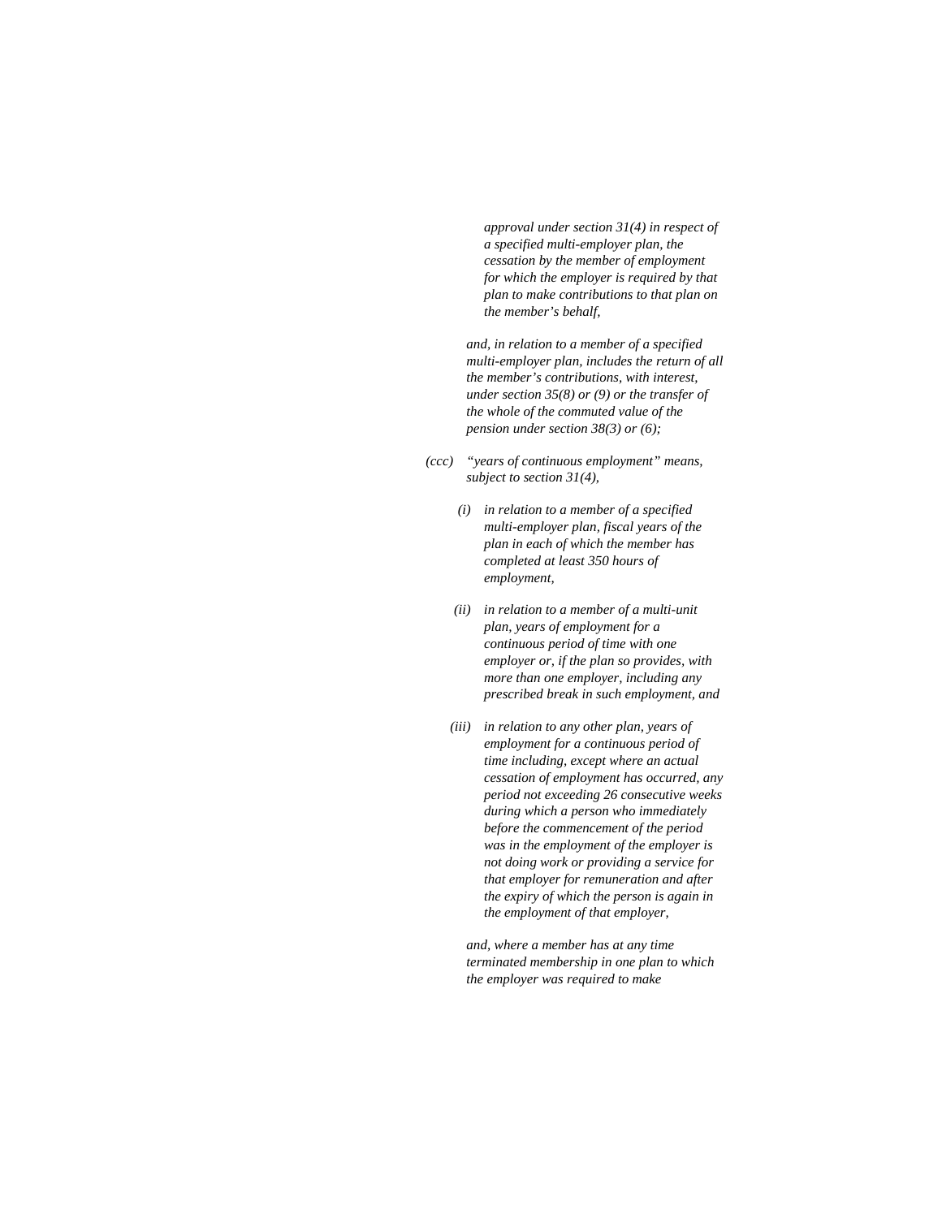*approval under section 31(4) in respect of a specified multi-employer plan, the cessation by the member of employment for which the employer is required by that plan to make contributions to that plan on the member's behalf,*

*and, in relation to a member of a specified multi-employer plan, includes the return of all the member's contributions, with interest, under section 35(8) or (9) or the transfer of the whole of the commuted value of the pension under section 38(3) or (6);*

*(ccc) "years of continuous employment" means, subject to section 31(4),*

*(i) in relation to a member of a specified multi-employer plan, fiscal years of the plan in each of which the member has completed at least 350 hours of employment,*

*(ii) in relation to a member of a multi-unit plan, years of employment for a continuous period of time with one employer or, if the plan so provides, with more than one employer, including any prescribed break in such employment, and*

*(iii) in relation to any other plan, years of employment for a continuous period of time including, except where an actual cessation of employment has occurred, any period not exceeding 26 consecutive weeks during which a person who immediately before the commencement of the period was in the employment of the employer is not doing work or providing a service for that employer for remuneration and after the expiry of which the person is again in the employment of that employer,*

*and, where a member has at any time terminated membership in one plan to which the employer was required to make*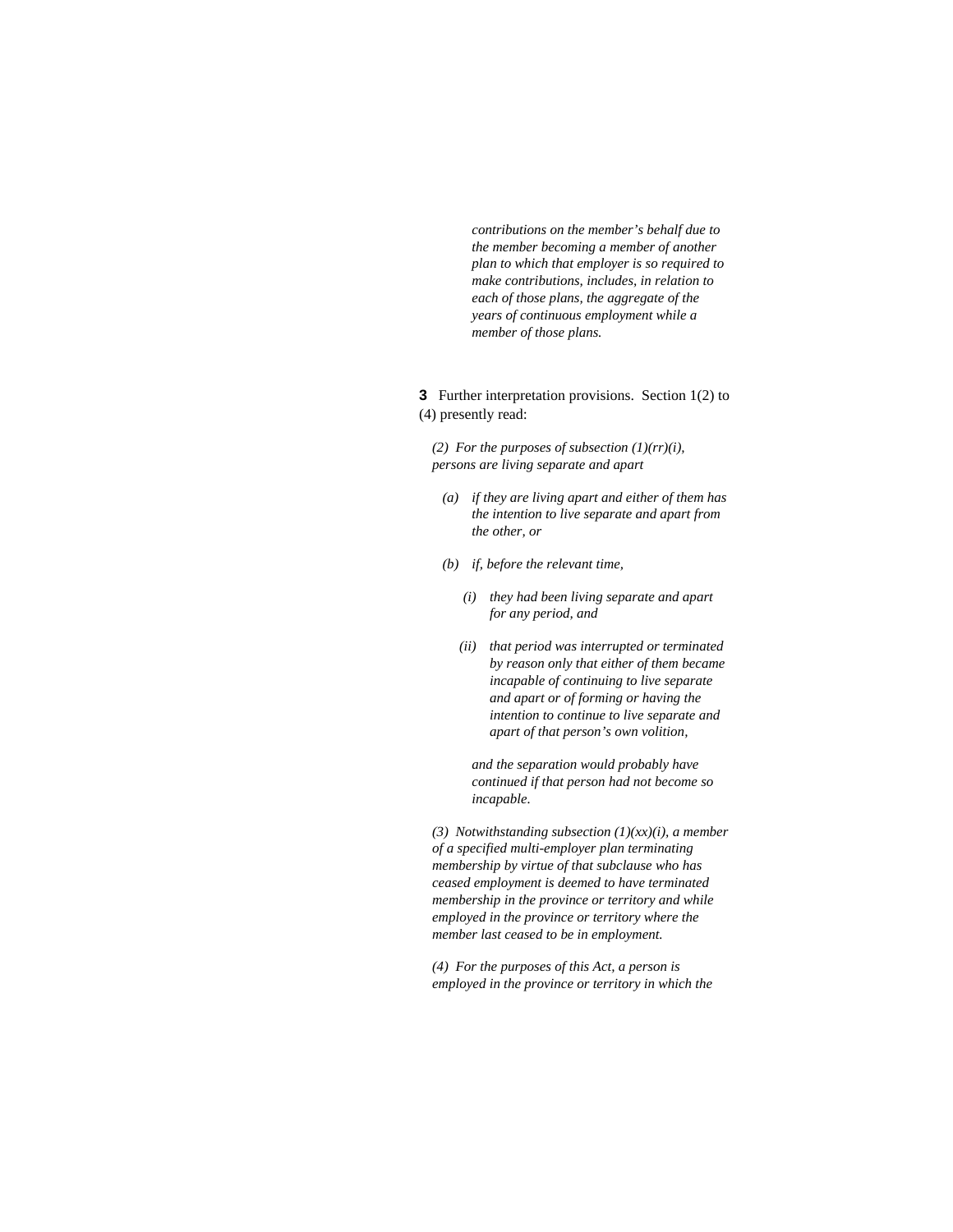*contributions on the member's behalf due to the member becoming a member of another plan to which that employer is so required to make contributions, includes, in relation to each of those plans, the aggregate of the years of continuous employment while a member of those plans.*

**3** Further interpretation provisions. Section 1(2) to (4) presently read:

*(2) For the purposes of subsection (1)(rr)(i), persons are living separate and apart*

*(a) if they are living apart and either of them has the intention to live separate and apart from the other, or*

*(b) if, before the relevant time,*

*(i) they had been living separate and apart for any period, and*

*(ii) that period was interrupted or terminated by reason only that either of them became incapable of continuing to live separate and apart or of forming or having the intention to continue to live separate and apart of that person's own volition,*

*and the separation would probably have continued if that person had not become so incapable.*

*(3) Notwithstanding subsection (1)(xx)(i), a member of a specified multi-employer plan terminating membership by virtue of that subclause who has ceased employment is deemed to have terminated membership in the province or territory and while employed in the province or territory where the member last ceased to be in employment.*

*(4) For the purposes of this Act, a person is employed in the province or territory in which the*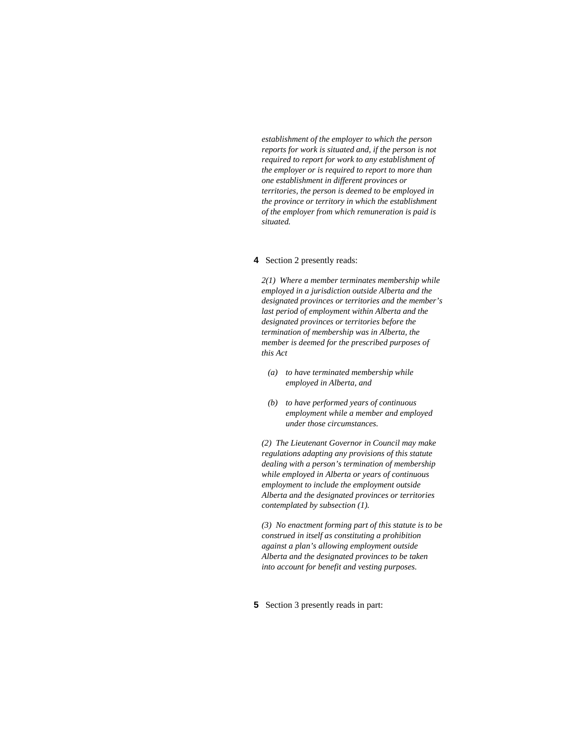*establishment of the employer to which the person reports for work is situated and, if the person is not required to report for work to any establishment of the employer or is required to report to more than one establishment in different provinces or territories, the person is deemed to be employed in the province or territory in which the establishment of the employer from which remuneration is paid is situated.*

**4** Section 2 presently reads:

*2(1) Where a member terminates membership while employed in a jurisdiction outside Alberta and the designated provinces or territories and the member's last period of employment within Alberta and the designated provinces or territories before the termination of membership was in Alberta, the member is deemed for the prescribed purposes of this Act*

*(a) to have terminated membership while employed in Alberta, and*

*(b) to have performed years of continuous employment while a member and employed under those circumstances.*

*(2) The Lieutenant Governor in Council may make regulations adapting any provisions of this statute dealing with a person's termination of membership while employed in Alberta or years of continuous employment to include the employment outside Alberta and the designated provinces or territories contemplated by subsection (1).*

*(3) No enactment forming part of this statute is to be construed in itself as constituting a prohibition against a plan's allowing employment outside Alberta and the designated provinces to be taken into account for benefit and vesting purposes.*

**5** Section 3 presently reads in part: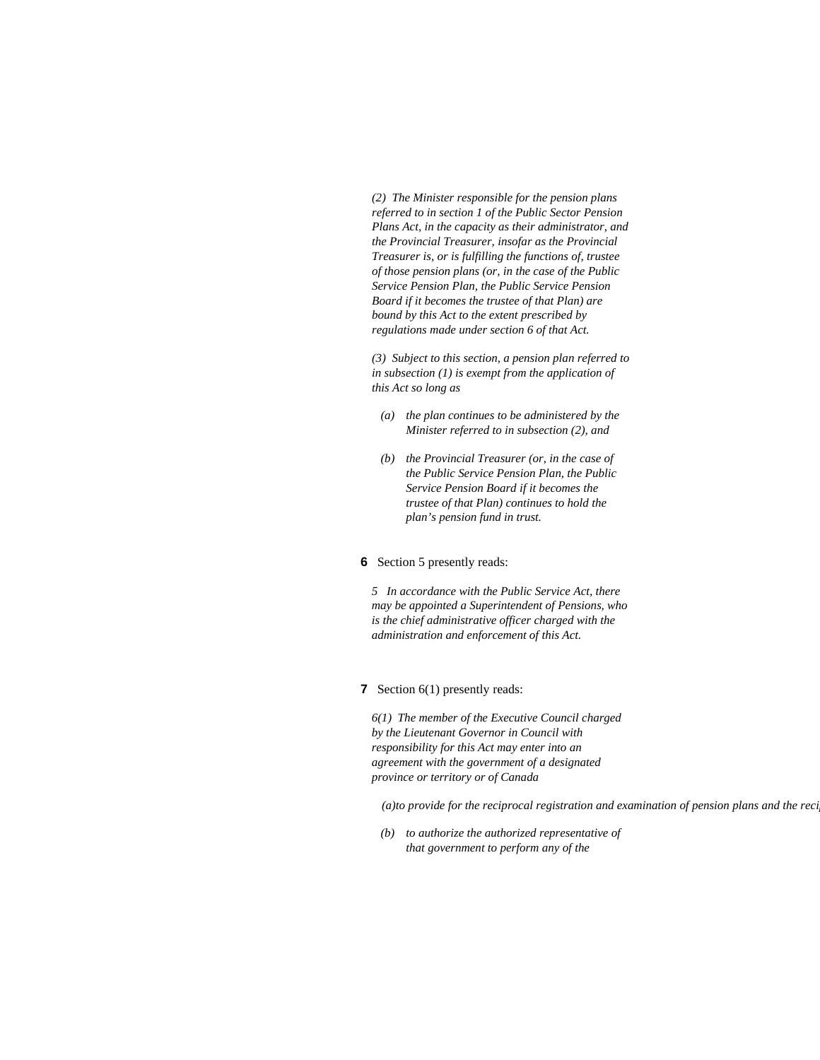*(2) The Minister responsible for the pension plans referred to in section 1 of the Public Sector Pension Plans Act, in the capacity as their administrator, and the Provincial Treasurer, insofar as the Provincial Treasurer is, or is fulfilling the functions of, trustee of those pension plans (or, in the case of the Public Service Pension Plan, the Public Service Pension Board if it becomes the trustee of that Plan) are bound by this Act to the extent prescribed by regulations made under section 6 of that Act.*

*(3) Subject to this section, a pension plan referred to in subsection (1) is exempt from the application of this Act so long as*

*(a) the plan continues to be administered by the Minister referred to in subsection (2), and*

*(b) the Provincial Treasurer (or, in the case of the Public Service Pension Plan, the Public Service Pension Board if it becomes the trustee of that Plan) continues to hold the plan's pension fund in trust.*

**6** Section 5 presently reads:

*5 In accordance with the Public Service Act, there may be appointed a Superintendent of Pensions, who is the chief administrative officer charged with the administration and enforcement of this Act.*

**7** Section 6(1) presently reads:

*6(1) The member of the Executive Council charged by the Lieutenant Governor in Council with responsibility for this Act may enter into an agreement with the government of a designated province or territory or of Canada*

*(a) to provide for the reciprocal registration and examination of pension plans and the reci*

*(b) to authorize the authorized representative of that government to perform any of the*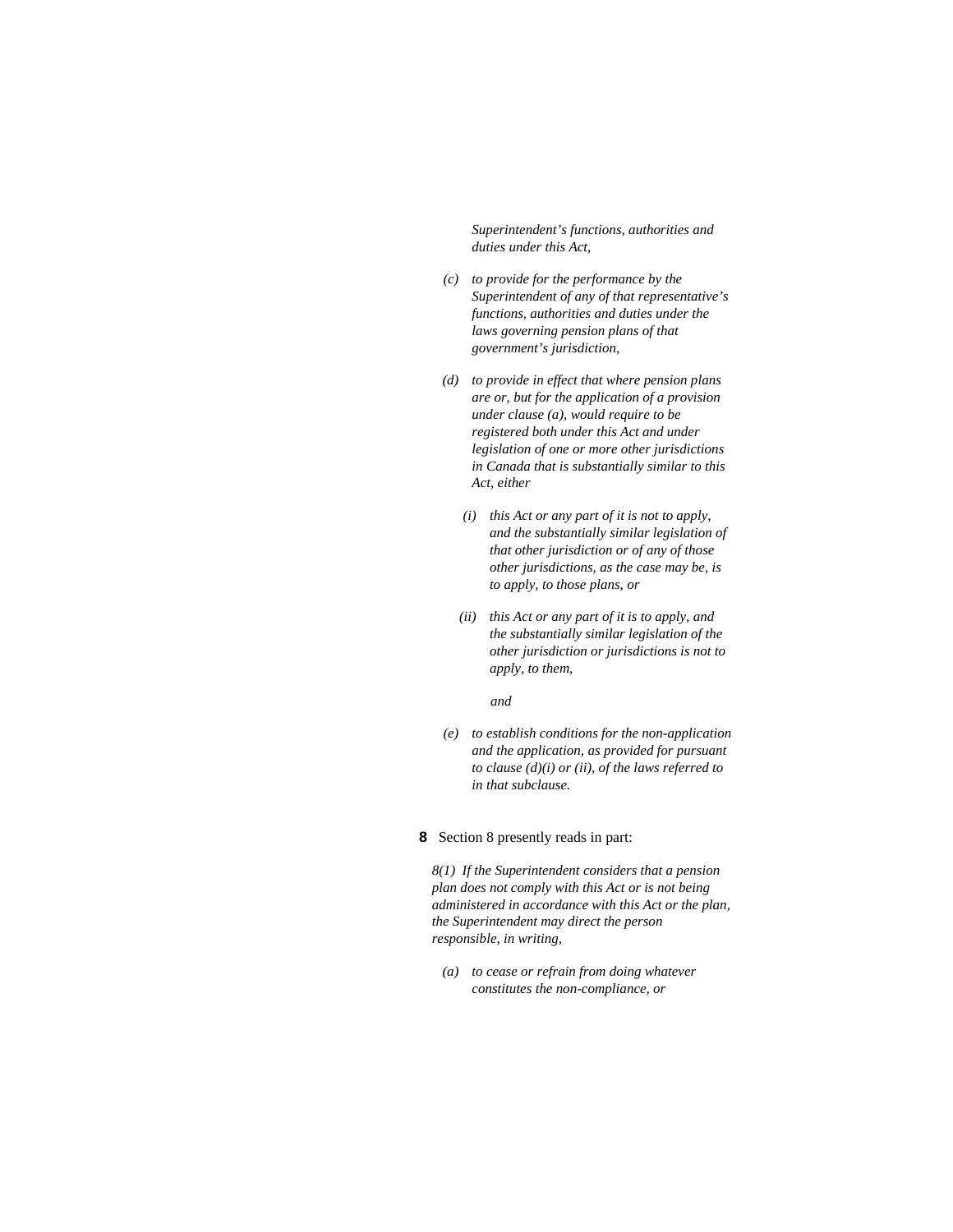*Superintendent's functions, authorities and duties under this Act,*

- *(c)* *to provide for the performance by the Superintendent of any of that representative's functions, authorities and duties under the laws governing pension plans of that government's jurisdiction,*

- *(d)* *to provide in effect that where pension plans are or, but for the application of a provision under clause (a), would require to be registered both under this Act and under legislation of one or more other jurisdictions in Canada that is substantially similar to this Act, either*

  - *(i)* *this Act or any part of it is not to apply, and the substantially similar legislation of that other jurisdiction or of any of those other jurisdictions, as the case may be, is to apply, to those plans, or*

  - *(ii)* *this Act or any part of it is to apply, and the substantially similar legislation of the other jurisdiction or jurisdictions is not to apply, to them,*

  *and*

- *(e)* *to establish conditions for the non-application and the application, as provided for pursuant to clause (d)(i) or (ii), of the laws referred to in that subclause.*

**8** Section 8 presently reads in part:

*8(1) If the Superintendent considers that a pension plan does not comply with this Act or is not being administered in accordance with this Act or the plan, the Superintendent may direct the person responsible, in writing,*

- *(a)* *to cease or refrain from doing whatever constitutes the non-compliance, or*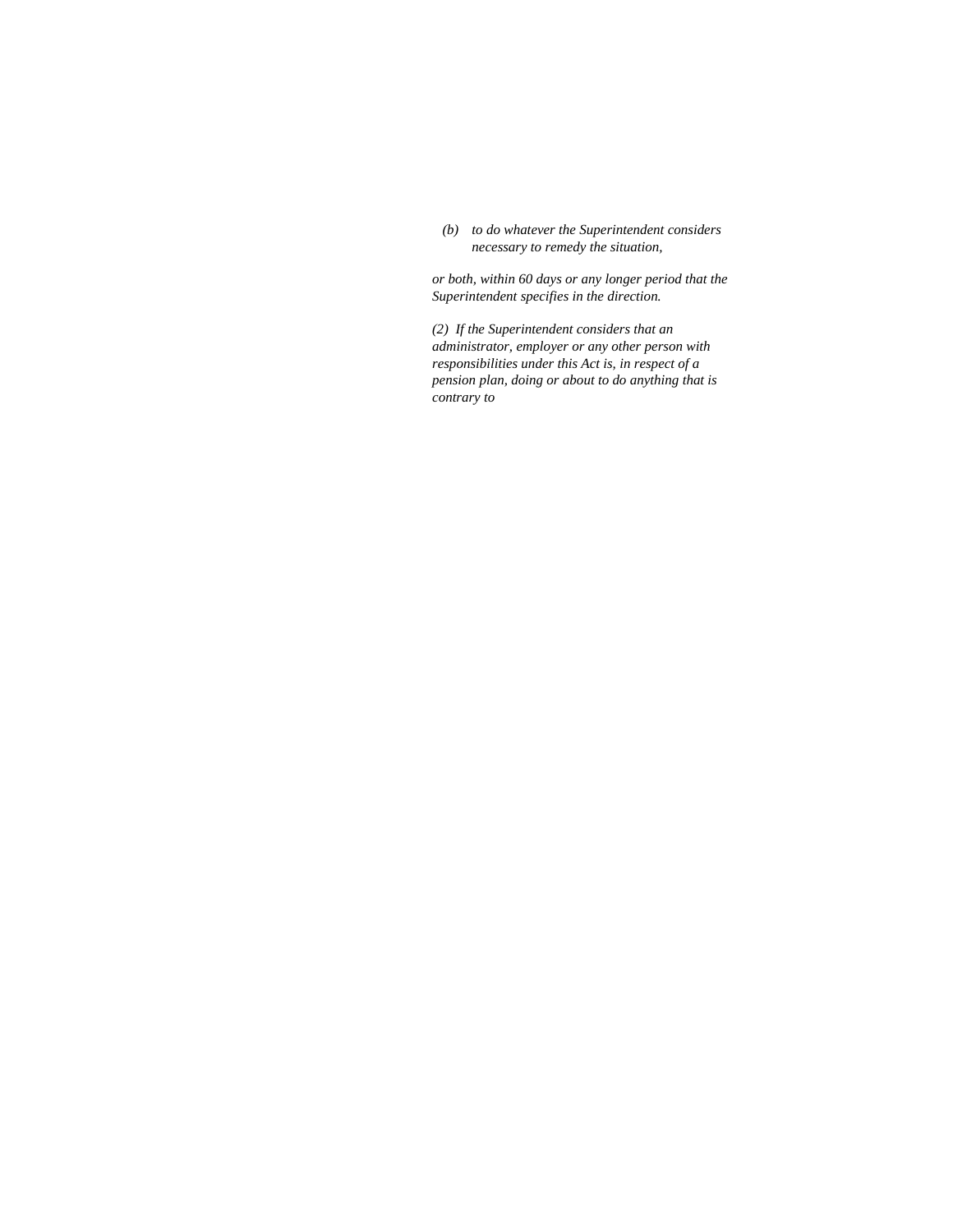*(b)* *to do whatever the Superintendent considers necessary to remedy the situation,*

*or both, within 60 days or any longer period that the Superintendent specifies in the direction.*

*(2) If the Superintendent considers that an administrator, employer or any other person with responsibilities under this Act is, in respect of a pension plan, doing or about to do anything that is contrary to*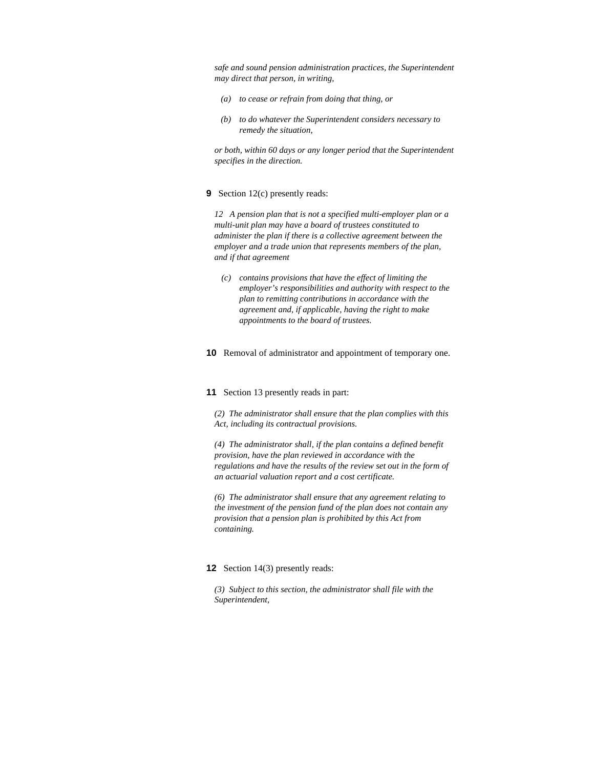*safe and sound pension administration practices, the Superintendent may direct that person, in writing,*

*(a) to cease or refrain from doing that thing, or*

*(b) to do whatever the Superintendent considers necessary to remedy the situation,*

*or both, within 60 days or any longer period that the Superintendent specifies in the direction.*

**9** Section 12(c) presently reads:

*12 A pension plan that is not a specified multi-employer plan or a multi-unit plan may have a board of trustees constituted to administer the plan if there is a collective agreement between the employer and a trade union that represents members of the plan, and if that agreement*

*(c) contains provisions that have the effect of limiting the employer's responsibilities and authority with respect to the plan to remitting contributions in accordance with the agreement and, if applicable, having the right to make appointments to the board of trustees.*

**10** Removal of administrator and appointment of temporary one.

**11** Section 13 presently reads in part:

*(2) The administrator shall ensure that the plan complies with this Act, including its contractual provisions.*

*(4) The administrator shall, if the plan contains a defined benefit provision, have the plan reviewed in accordance with the regulations and have the results of the review set out in the form of an actuarial valuation report and a cost certificate.*

*(6) The administrator shall ensure that any agreement relating to the investment of the pension fund of the plan does not contain any provision that a pension plan is prohibited by this Act from containing.*

**12** Section 14(3) presently reads:

*(3) Subject to this section, the administrator shall file with the Superintendent,*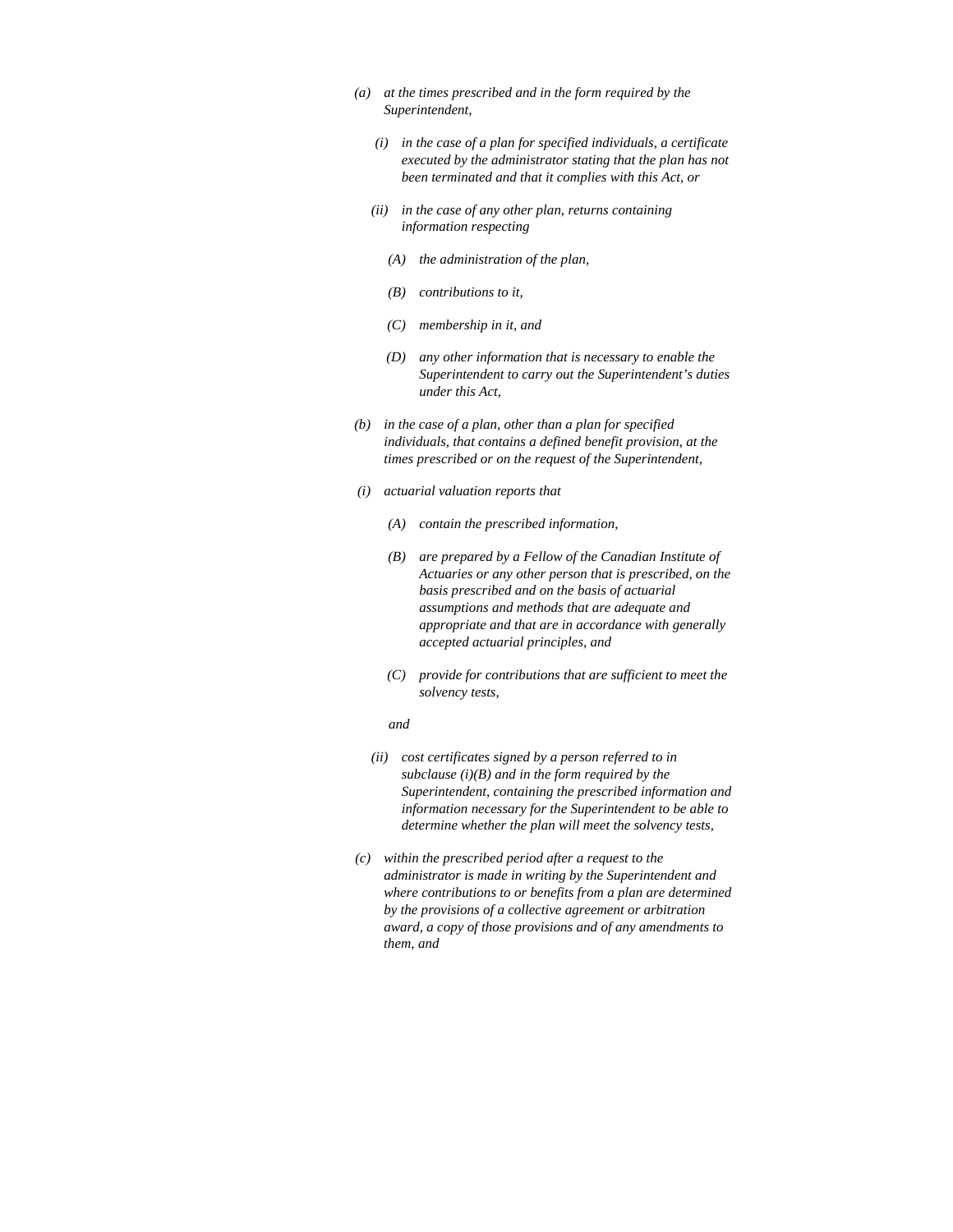*(a) at the times prescribed and in the form required by the Superintendent,*

*(i) in the case of a plan for specified individuals, a certificate executed by the administrator stating that the plan has not been terminated and that it complies with this Act, or*

*(ii) in the case of any other plan, returns containing information respecting*

*(A) the administration of the plan,*

*(B) contributions to it,*

*(C) membership in it, and*

*(D) any other information that is necessary to enable the Superintendent to carry out the Superintendent's duties under this Act,*

*(b) in the case of a plan, other than a plan for specified individuals, that contains a defined benefit provision, at the times prescribed or on the request of the Superintendent,*

*(i) actuarial valuation reports that*

*(A) contain the prescribed information,*

*(B) are prepared by a Fellow of the Canadian Institute of Actuaries or any other person that is prescribed, on the basis prescribed and on the basis of actuarial assumptions and methods that are adequate and appropriate and that are in accordance with generally accepted actuarial principles, and*

*(C) provide for contributions that are sufficient to meet the solvency tests,*

*and*

*(ii) cost certificates signed by a person referred to in subclause (i)(B) and in the form required by the Superintendent, containing the prescribed information and information necessary for the Superintendent to be able to determine whether the plan will meet the solvency tests,*

*(c) within the prescribed period after a request to the administrator is made in writing by the Superintendent and where contributions to or benefits from a plan are determined by the provisions of a collective agreement or arbitration award, a copy of those provisions and of any amendments to them, and*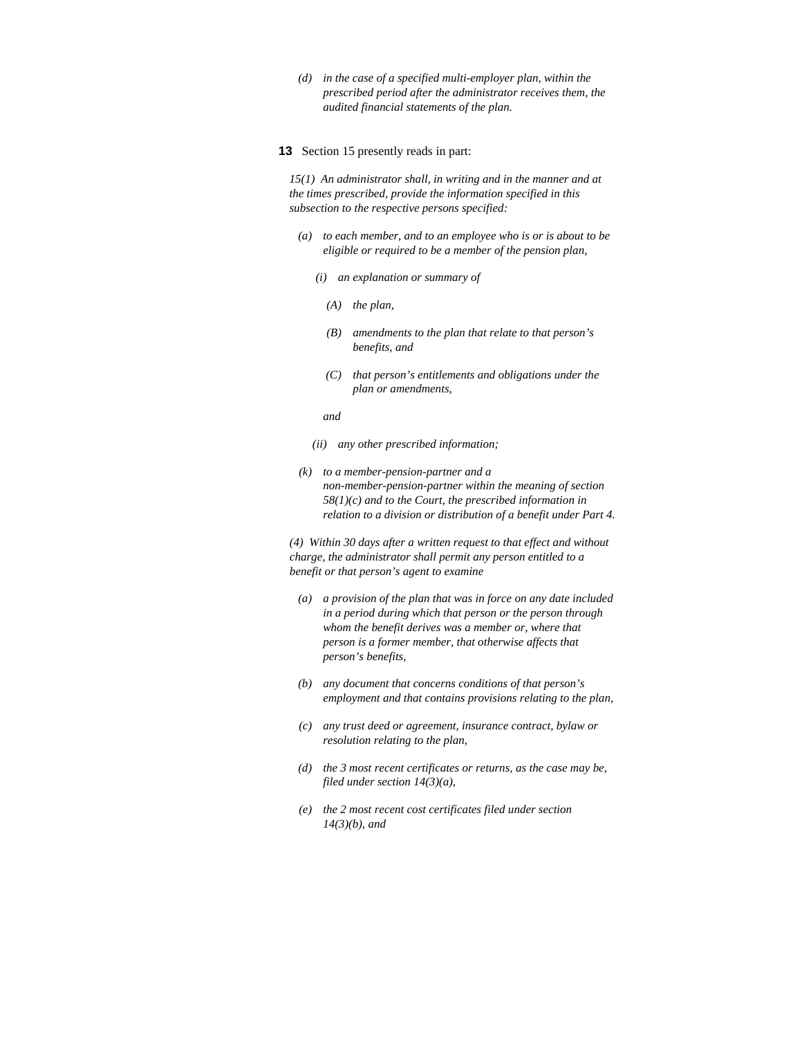*(d) in the case of a specified multi-employer plan, within the prescribed period after the administrator receives them, the audited financial statements of the plan.*

**13** Section 15 presently reads in part:

*15(1) An administrator shall, in writing and in the manner and at the times prescribed, provide the information specified in this subsection to the respective persons specified:*

*(a) to each member, and to an employee who is or is about to be eligible or required to be a member of the pension plan,*

*(i) an explanation or summary of*

*(A) the plan,*

*(B) amendments to the plan that relate to that person's benefits, and*

*(C) that person's entitlements and obligations under the plan or amendments,*

*and*

*(ii) any other prescribed information;*

*(k) to a member-pension-partner and a non-member-pension-partner within the meaning of section 58(1)(c) and to the Court, the prescribed information in relation to a division or distribution of a benefit under Part 4.*

*(4) Within 30 days after a written request to that effect and without charge, the administrator shall permit any person entitled to a benefit or that person's agent to examine*

*(a) a provision of the plan that was in force on any date included in a period during which that person or the person through whom the benefit derives was a member or, where that person is a former member, that otherwise affects that person's benefits,*

*(b) any document that concerns conditions of that person's employment and that contains provisions relating to the plan,*

*(c) any trust deed or agreement, insurance contract, bylaw or resolution relating to the plan,*

*(d) the 3 most recent certificates or returns, as the case may be, filed under section 14(3)(a),*

*(e) the 2 most recent cost certificates filed under section 14(3)(b), and*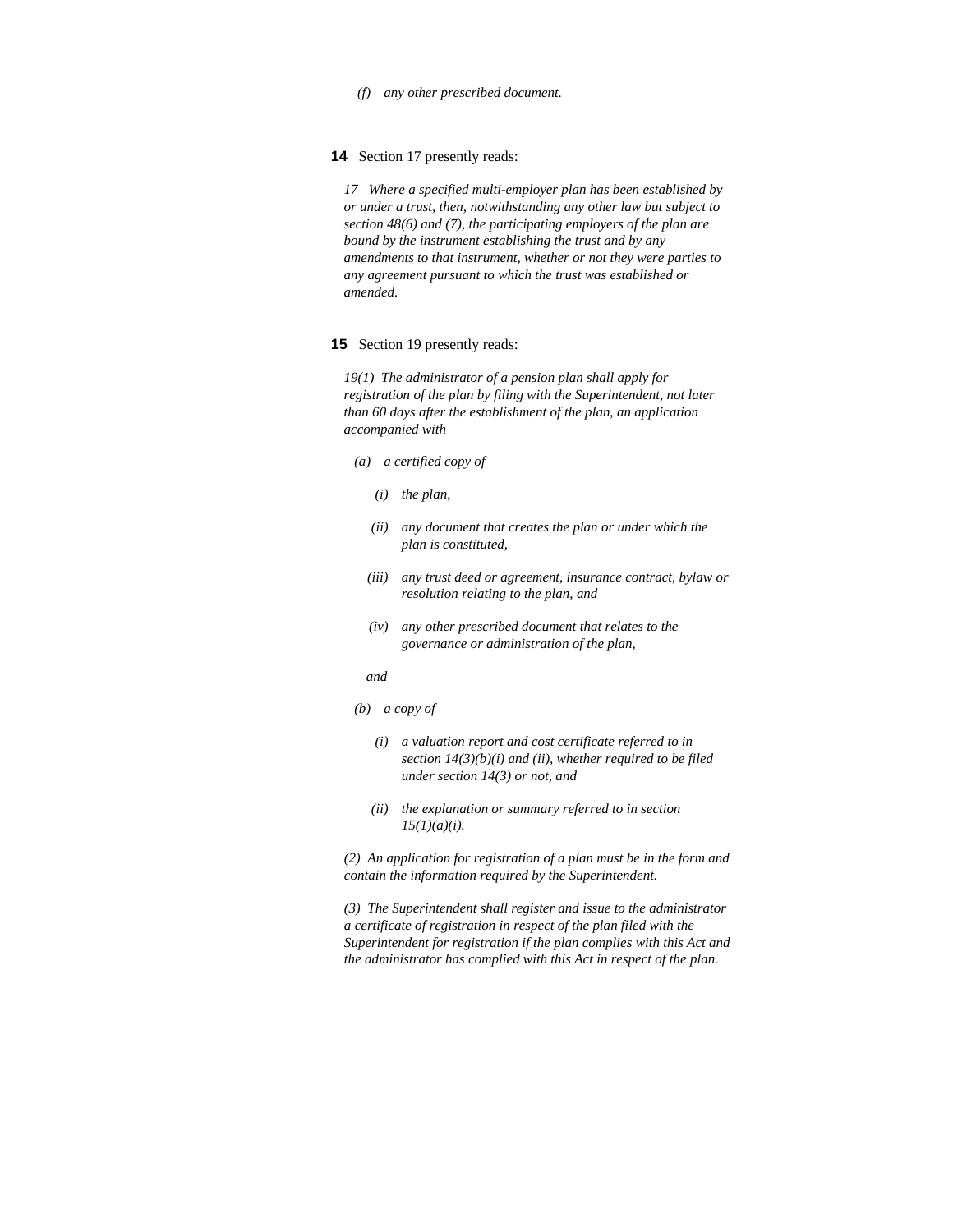*(f) any other prescribed document.*

**14** Section 17 presently reads:

*17 Where a specified multi-employer plan has been established by or under a trust, then, notwithstanding any other law but subject to section 48(6) and (7), the participating employers of the plan are bound by the instrument establishing the trust and by any amendments to that instrument, whether or not they were parties to any agreement pursuant to which the trust was established or amended.*

**15** Section 19 presently reads:

*19(1) The administrator of a pension plan shall apply for registration of the plan by filing with the Superintendent, not later than 60 days after the establishment of the plan, an application accompanied with*

*(a) a certified copy of*

*(i) the plan,*

*(ii) any document that creates the plan or under which the plan is constituted,*

*(iii) any trust deed or agreement, insurance contract, bylaw or resolution relating to the plan, and*

*(iv) any other prescribed document that relates to the governance or administration of the plan,*

*and*

*(b) a copy of*

*(i) a valuation report and cost certificate referred to in section 14(3)(b)(i) and (ii), whether required to be filed under section 14(3) or not, and*

*(ii) the explanation or summary referred to in section 15(1)(a)(i).*

*(2) An application for registration of a plan must be in the form and contain the information required by the Superintendent.*

*(3) The Superintendent shall register and issue to the administrator a certificate of registration in respect of the plan filed with the Superintendent for registration if the plan complies with this Act and the administrator has complied with this Act in respect of the plan.*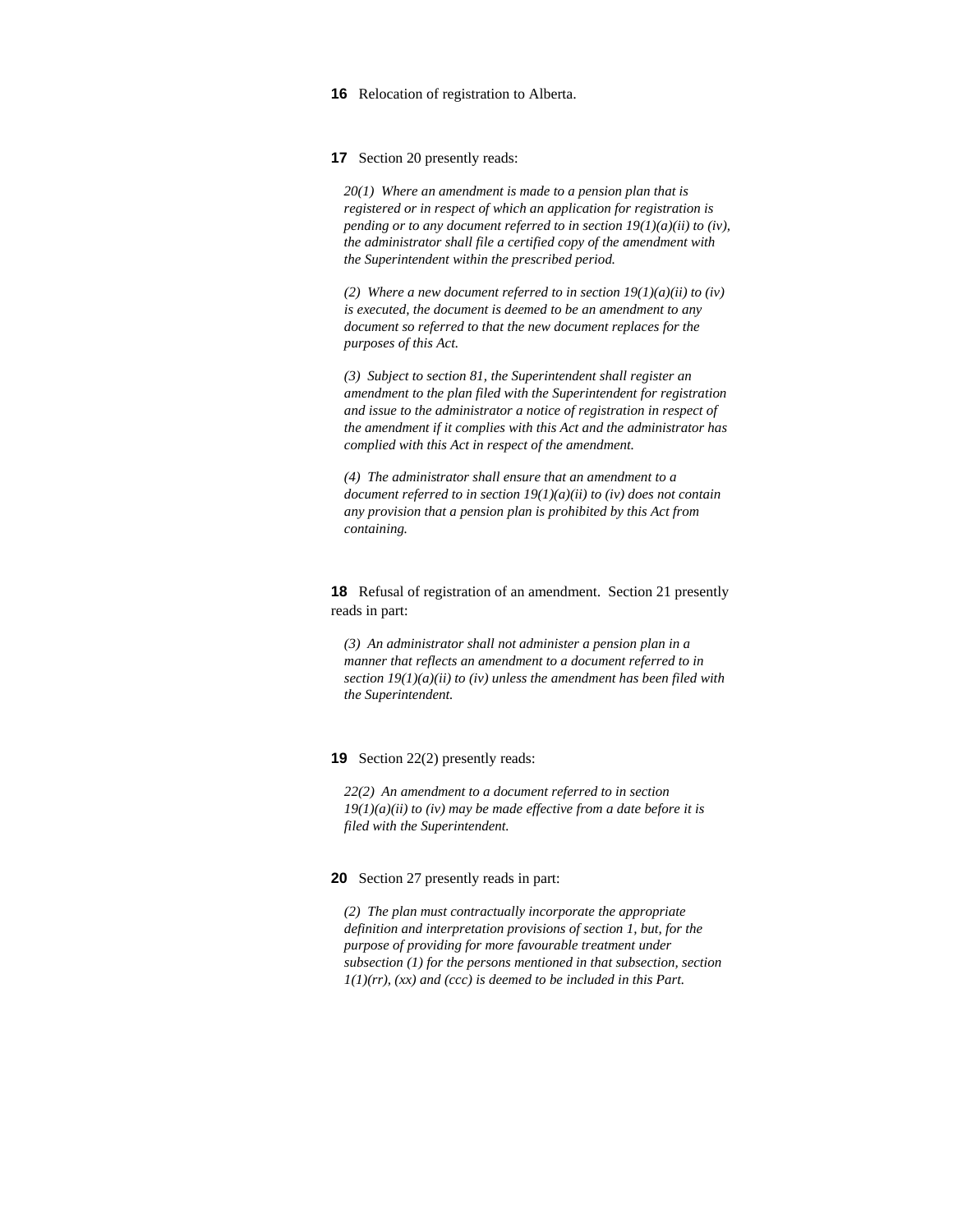**16** Relocation of registration to Alberta.

**17** Section 20 presently reads:

> *20(1) Where an amendment is made to a pension plan that is registered or in respect of which an application for registration is pending or to any document referred to in section 19(1)(a)(ii) to (iv), the administrator shall file a certified copy of the amendment with the Superintendent within the prescribed period.*
>
> *(2) Where a new document referred to in section 19(1)(a)(ii) to (iv) is executed, the document is deemed to be an amendment to any document so referred to that the new document replaces for the purposes of this Act.*
>
> *(3) Subject to section 81, the Superintendent shall register an amendment to the plan filed with the Superintendent for registration and issue to the administrator a notice of registration in respect of the amendment if it complies with this Act and the administrator has complied with this Act in respect of the amendment.*
>
> *(4) The administrator shall ensure that an amendment to a document referred to in section 19(1)(a)(ii) to (iv) does not contain any provision that a pension plan is prohibited by this Act from containing.*

**18** Refusal of registration of an amendment. Section 21 presently reads in part:

> *(3) An administrator shall not administer a pension plan in a manner that reflects an amendment to a document referred to in section 19(1)(a)(ii) to (iv) unless the amendment has been filed with the Superintendent.*

**19** Section 22(2) presently reads:

> *22(2) An amendment to a document referred to in section 19(1)(a)(ii) to (iv) may be made effective from a date before it is filed with the Superintendent.*

**20** Section 27 presently reads in part:

> *(2) The plan must contractually incorporate the appropriate definition and interpretation provisions of section 1, but, for the purpose of providing for more favourable treatment under subsection (1) for the persons mentioned in that subsection, section 1(1)(rr), (xx) and (ccc) is deemed to be included in this Part.*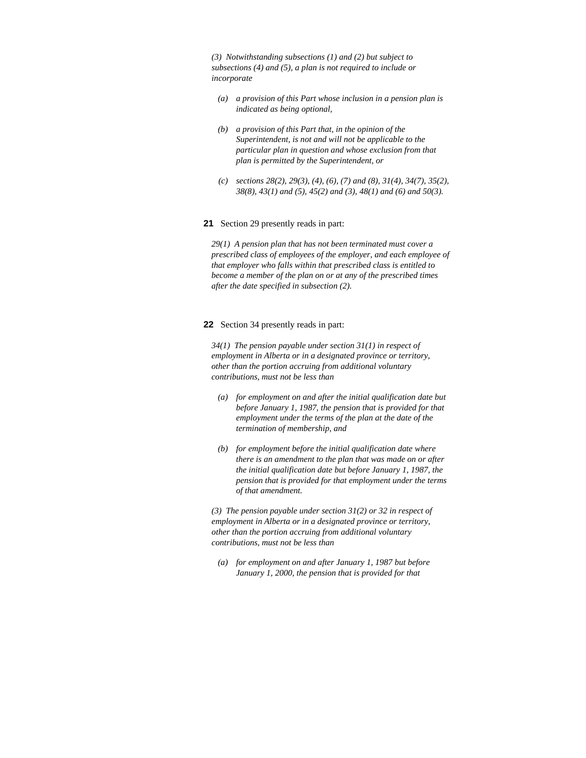*(3) Notwithstanding subsections (1) and (2) but subject to subsections (4) and (5), a plan is not required to include or incorporate*

*(a) a provision of this Part whose inclusion in a pension plan is indicated as being optional,*

*(b) a provision of this Part that, in the opinion of the Superintendent, is not and will not be applicable to the particular plan in question and whose exclusion from that plan is permitted by the Superintendent, or*

*(c) sections 28(2), 29(3), (4), (6), (7) and (8), 31(4), 34(7), 35(2), 38(8), 43(1) and (5), 45(2) and (3), 48(1) and (6) and 50(3).*

**21** Section 29 presently reads in part:

*29(1) A pension plan that has not been terminated must cover a prescribed class of employees of the employer, and each employee of that employer who falls within that prescribed class is entitled to become a member of the plan on or at any of the prescribed times after the date specified in subsection (2).*

**22** Section 34 presently reads in part:

*34(1) The pension payable under section 31(1) in respect of employment in Alberta or in a designated province or territory, other than the portion accruing from additional voluntary contributions, must not be less than*

*(a) for employment on and after the initial qualification date but before January 1, 1987, the pension that is provided for that employment under the terms of the plan at the date of the termination of membership, and*

*(b) for employment before the initial qualification date where there is an amendment to the plan that was made on or after the initial qualification date but before January 1, 1987, the pension that is provided for that employment under the terms of that amendment.*

*(3) The pension payable under section 31(2) or 32 in respect of employment in Alberta or in a designated province or territory, other than the portion accruing from additional voluntary contributions, must not be less than*

*(a) for employment on and after January 1, 1987 but before January 1, 2000, the pension that is provided for that*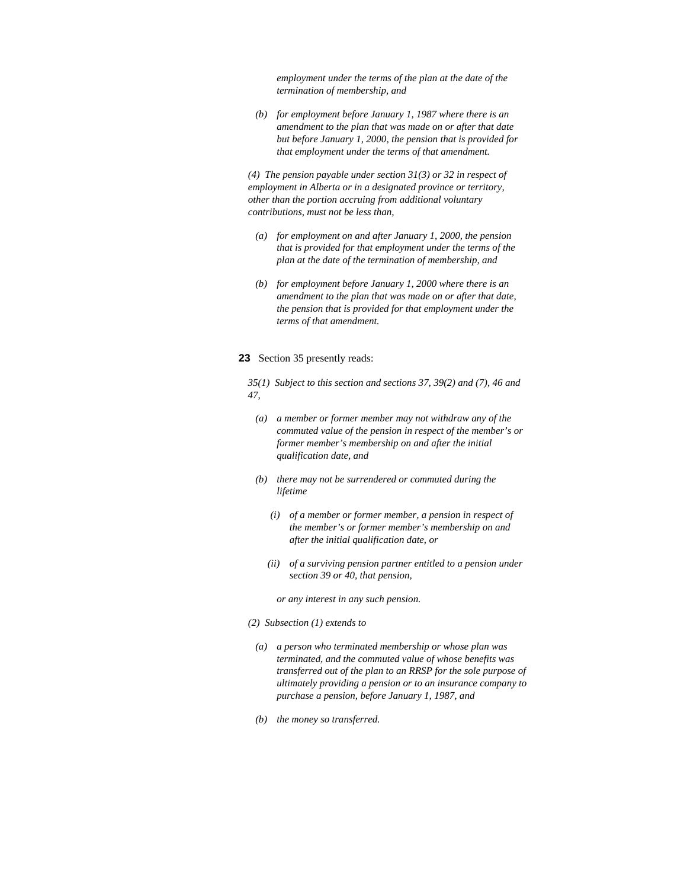*employment under the terms of the plan at the date of the termination of membership, and*

*(b) for employment before January 1, 1987 where there is an amendment to the plan that was made on or after that date but before January 1, 2000, the pension that is provided for that employment under the terms of that amendment.*

*(4) The pension payable under section 31(3) or 32 in respect of employment in Alberta or in a designated province or territory, other than the portion accruing from additional voluntary contributions, must not be less than,*

*(a) for employment on and after January 1, 2000, the pension that is provided for that employment under the terms of the plan at the date of the termination of membership, and*

*(b) for employment before January 1, 2000 where there is an amendment to the plan that was made on or after that date, the pension that is provided for that employment under the terms of that amendment.*

**23** Section 35 presently reads:

*35(1) Subject to this section and sections 37, 39(2) and (7), 46 and 47,*

*(a) a member or former member may not withdraw any of the commuted value of the pension in respect of the member's or former member's membership on and after the initial qualification date, and*

*(b) there may not be surrendered or commuted during the lifetime*

*(i) of a member or former member, a pension in respect of the member's or former member's membership on and after the initial qualification date, or*

*(ii) of a surviving pension partner entitled to a pension under section 39 or 40, that pension,*

*or any interest in any such pension.*

*(2) Subsection (1) extends to*

*(a) a person who terminated membership or whose plan was terminated, and the commuted value of whose benefits was transferred out of the plan to an RRSP for the sole purpose of ultimately providing a pension or to an insurance company to purchase a pension, before January 1, 1987, and*

*(b) the money so transferred.*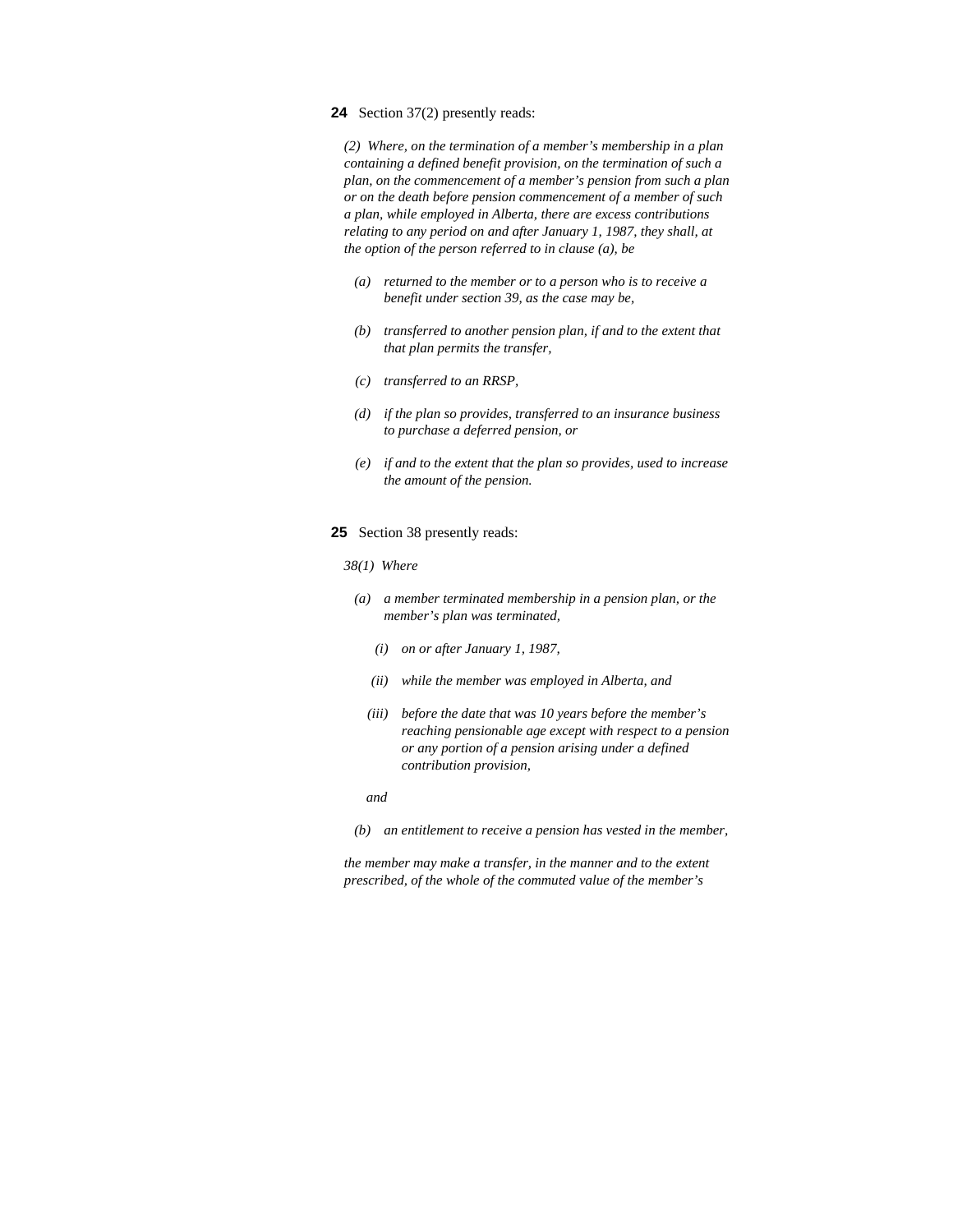**24** Section 37(2) presently reads:

*(2) Where, on the termination of a member's membership in a plan containing a defined benefit provision, on the termination of such a plan, on the commencement of a member's pension from such a plan or on the death before pension commencement of a member of such a plan, while employed in Alberta, there are excess contributions relating to any period on and after January 1, 1987, they shall, at the option of the person referred to in clause (a), be*

*(a) returned to the member or to a person who is to receive a benefit under section 39, as the case may be,*

*(b) transferred to another pension plan, if and to the extent that that plan permits the transfer,*

*(c) transferred to an RRSP,*

*(d) if the plan so provides, transferred to an insurance business to purchase a deferred pension, or*

*(e) if and to the extent that the plan so provides, used to increase the amount of the pension.*

**25** Section 38 presently reads:

*38(1) Where*

*(a) a member terminated membership in a pension plan, or the member's plan was terminated,*

*(i) on or after January 1, 1987,*

*(ii) while the member was employed in Alberta, and*

*(iii) before the date that was 10 years before the member's reaching pensionable age except with respect to a pension or any portion of a pension arising under a defined contribution provision,*

*and*

*(b) an entitlement to receive a pension has vested in the member,*

*the member may make a transfer, in the manner and to the extent prescribed, of the whole of the commuted value of the member's*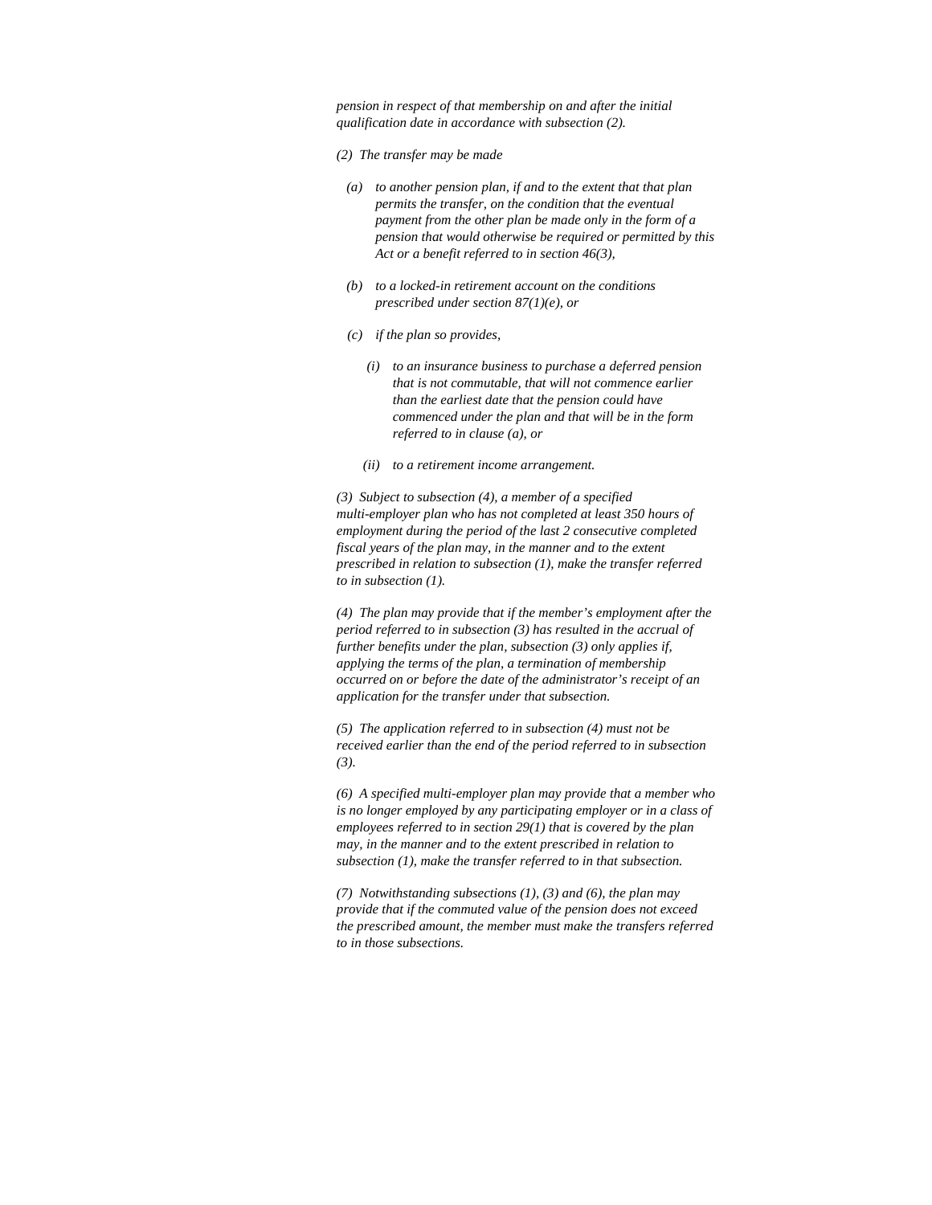*pension in respect of that membership on and after the initial qualification date in accordance with subsection (2).*

*(2) The transfer may be made*

*(a) to another pension plan, if and to the extent that that plan permits the transfer, on the condition that the eventual payment from the other plan be made only in the form of a pension that would otherwise be required or permitted by this Act or a benefit referred to in section 46(3),*

*(b) to a locked-in retirement account on the conditions prescribed under section 87(1)(e), or*

*(c) if the plan so provides,*

*(i) to an insurance business to purchase a deferred pension that is not commutable, that will not commence earlier than the earliest date that the pension could have commenced under the plan and that will be in the form referred to in clause (a), or*

*(ii) to a retirement income arrangement.*

*(3) Subject to subsection (4), a member of a specified multi-employer plan who has not completed at least 350 hours of employment during the period of the last 2 consecutive completed fiscal years of the plan may, in the manner and to the extent prescribed in relation to subsection (1), make the transfer referred to in subsection (1).*

*(4) The plan may provide that if the member's employment after the period referred to in subsection (3) has resulted in the accrual of further benefits under the plan, subsection (3) only applies if, applying the terms of the plan, a termination of membership occurred on or before the date of the administrator's receipt of an application for the transfer under that subsection.*

*(5) The application referred to in subsection (4) must not be received earlier than the end of the period referred to in subsection (3).*

*(6) A specified multi-employer plan may provide that a member who is no longer employed by any participating employer or in a class of employees referred to in section 29(1) that is covered by the plan may, in the manner and to the extent prescribed in relation to subsection (1), make the transfer referred to in that subsection.*

*(7) Notwithstanding subsections (1), (3) and (6), the plan may provide that if the commuted value of the pension does not exceed the prescribed amount, the member must make the transfers referred to in those subsections.*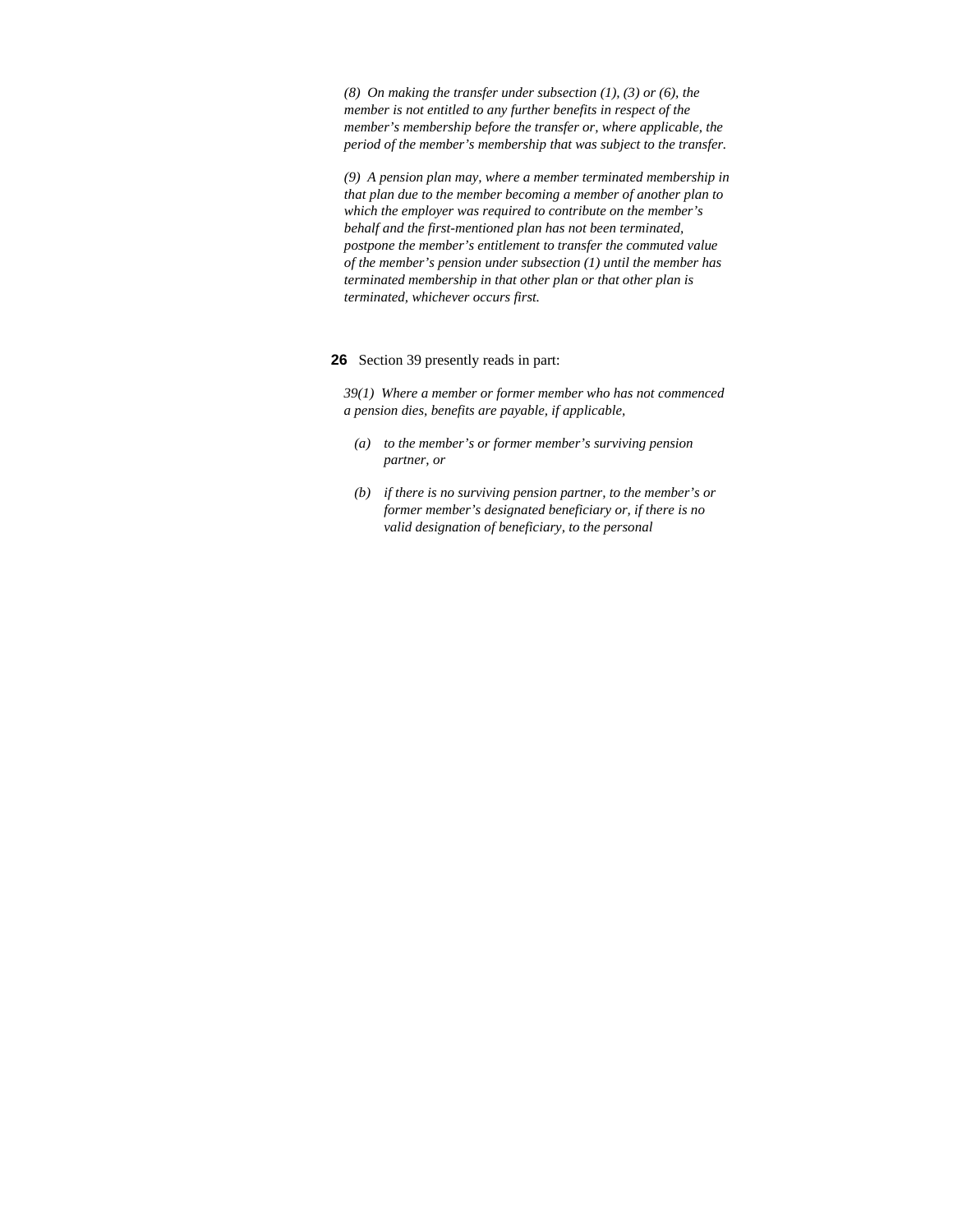*(8) On making the transfer under subsection (1), (3) or (6), the member is not entitled to any further benefits in respect of the member's membership before the transfer or, where applicable, the period of the member's membership that was subject to the transfer.*

*(9) A pension plan may, where a member terminated membership in that plan due to the member becoming a member of another plan to which the employer was required to contribute on the member's behalf and the first-mentioned plan has not been terminated, postpone the member's entitlement to transfer the commuted value of the member's pension under subsection (1) until the member has terminated membership in that other plan or that other plan is terminated, whichever occurs first.*

**26** Section 39 presently reads in part:

*39(1) Where a member or former member who has not commenced a pension dies, benefits are payable, if applicable,*

- *(a) to the member's or former member's surviving pension partner, or*
- *(b) if there is no surviving pension partner, to the member's or former member's designated beneficiary or, if there is no valid designation of beneficiary, to the personal*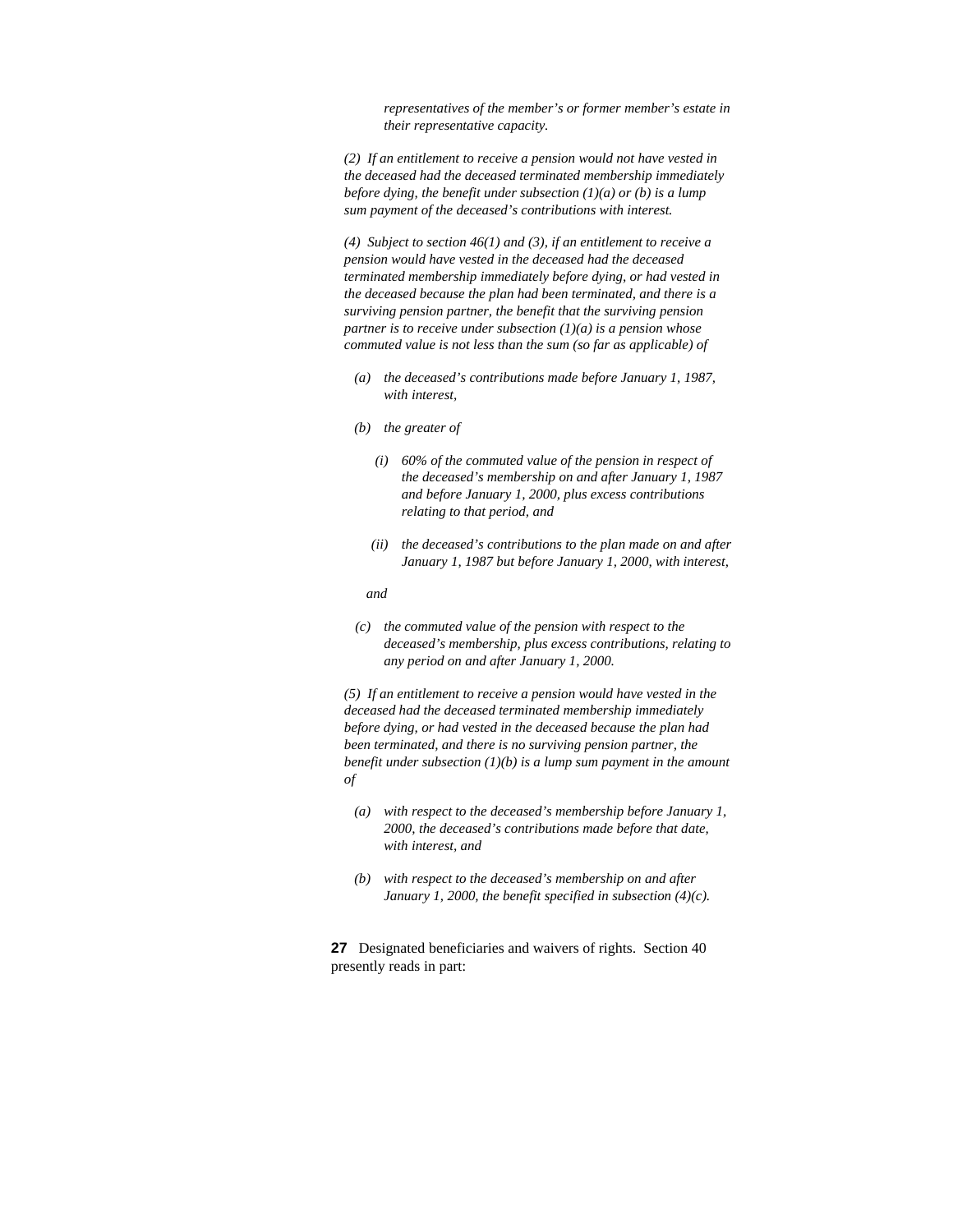*representatives of the member's or former member's estate in their representative capacity.*

*(2) If an entitlement to receive a pension would not have vested in the deceased had the deceased terminated membership immediately before dying, the benefit under subsection (1)(a) or (b) is a lump sum payment of the deceased's contributions with interest.*

*(4) Subject to section 46(1) and (3), if an entitlement to receive a pension would have vested in the deceased had the deceased terminated membership immediately before dying, or had vested in the deceased because the plan had been terminated, and there is a surviving pension partner, the benefit that the surviving pension partner is to receive under subsection (1)(a) is a pension whose commuted value is not less than the sum (so far as applicable) of*

- *(a) the deceased's contributions made before January 1, 1987, with interest,*
- *(b) the greater of*
  - *(i) 60% of the commuted value of the pension in respect of the deceased's membership on and after January 1, 1987 and before January 1, 2000, plus excess contributions relating to that period, and*
  - *(ii) the deceased's contributions to the plan made on and after January 1, 1987 but before January 1, 2000, with interest,*

  *and*
- *(c) the commuted value of the pension with respect to the deceased's membership, plus excess contributions, relating to any period on and after January 1, 2000.*

*(5) If an entitlement to receive a pension would have vested in the deceased had the deceased terminated membership immediately before dying, or had vested in the deceased because the plan had been terminated, and there is no surviving pension partner, the benefit under subsection (1)(b) is a lump sum payment in the amount of*

- *(a) with respect to the deceased's membership before January 1, 2000, the deceased's contributions made before that date, with interest, and*
- *(b) with respect to the deceased's membership on and after January 1, 2000, the benefit specified in subsection (4)(c).*

**27** Designated beneficiaries and waivers of rights. Section 40 presently reads in part: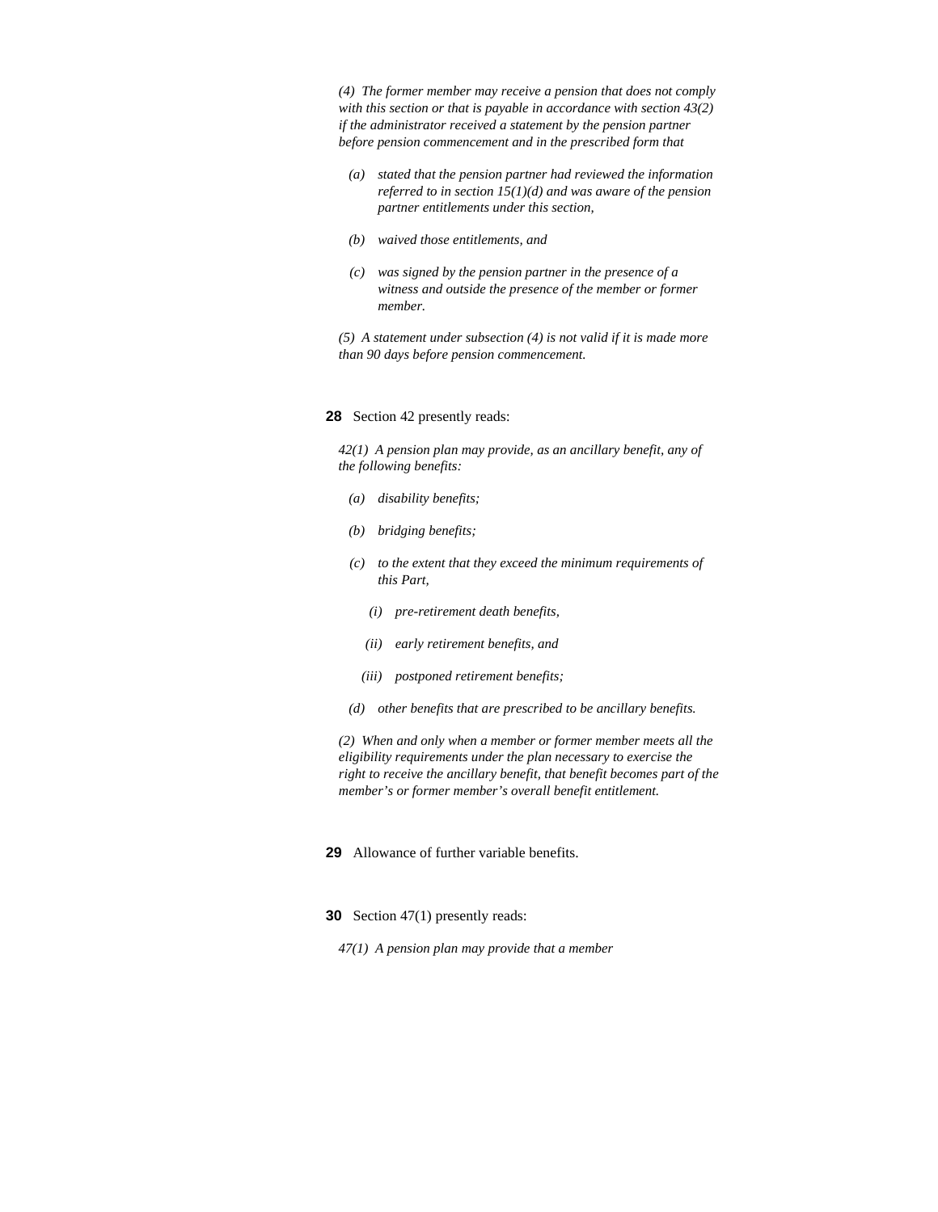*(4) The former member may receive a pension that does not comply with this section or that is payable in accordance with section 43(2) if the administrator received a statement by the pension partner before pension commencement and in the prescribed form that*

- *(a) stated that the pension partner had reviewed the information referred to in section 15(1)(d) and was aware of the pension partner entitlements under this section,*
- *(b) waived those entitlements, and*
- *(c) was signed by the pension partner in the presence of a witness and outside the presence of the member or former member.*

*(5) A statement under subsection (4) is not valid if it is made more than 90 days before pension commencement.*

**28** Section 42 presently reads:

*42(1) A pension plan may provide, as an ancillary benefit, any of the following benefits:*

- *(a) disability benefits;*
- *(b) bridging benefits;*
- *(c) to the extent that they exceed the minimum requirements of this Part,*
  - *(i) pre-retirement death benefits,*
  - *(ii) early retirement benefits, and*
  - *(iii) postponed retirement benefits;*
- *(d) other benefits that are prescribed to be ancillary benefits.*

*(2) When and only when a member or former member meets all the eligibility requirements under the plan necessary to exercise the right to receive the ancillary benefit, that benefit becomes part of the member's or former member's overall benefit entitlement.*

**29** Allowance of further variable benefits.

**30** Section 47(1) presently reads:

*47(1) A pension plan may provide that a member*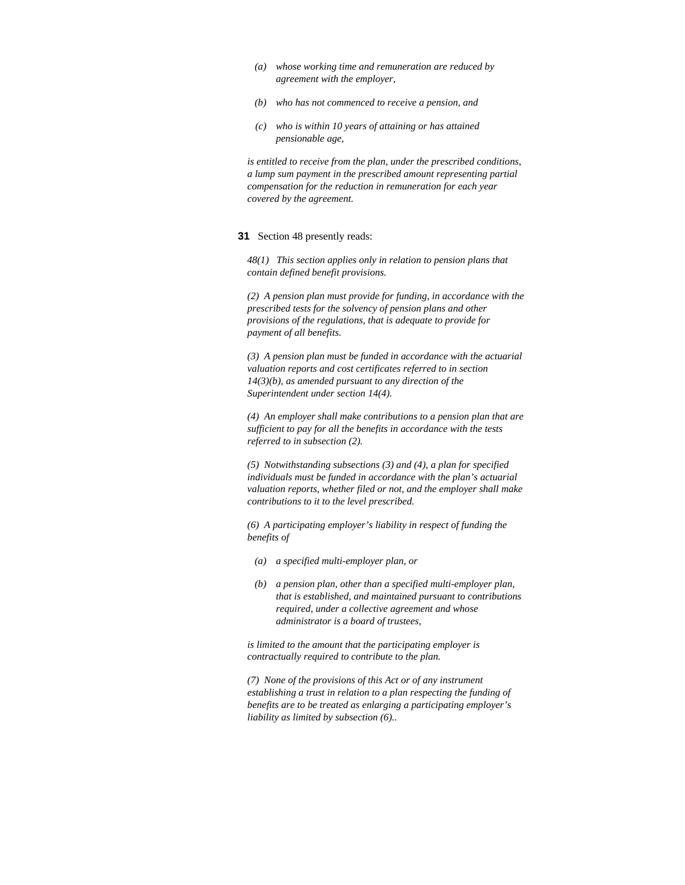*(a) whose working time and remuneration are reduced by agreement with the employer,*

*(b) who has not commenced to receive a pension, and*

*(c) who is within 10 years of attaining or has attained pensionable age,*

*is entitled to receive from the plan, under the prescribed conditions, a lump sum payment in the prescribed amount representing partial compensation for the reduction in remuneration for each year covered by the agreement.*

**31** Section 48 presently reads:

*48(1) This section applies only in relation to pension plans that contain defined benefit provisions.*

*(2) A pension plan must provide for funding, in accordance with the prescribed tests for the solvency of pension plans and other provisions of the regulations, that is adequate to provide for payment of all benefits.*

*(3) A pension plan must be funded in accordance with the actuarial valuation reports and cost certificates referred to in section 14(3)(b), as amended pursuant to any direction of the Superintendent under section 14(4).*

*(4) An employer shall make contributions to a pension plan that are sufficient to pay for all the benefits in accordance with the tests referred to in subsection (2).*

*(5) Notwithstanding subsections (3) and (4), a plan for specified individuals must be funded in accordance with the plan's actuarial valuation reports, whether filed or not, and the employer shall make contributions to it to the level prescribed.*

*(6) A participating employer's liability in respect of funding the benefits of*

*(a) a specified multi-employer plan, or*

*(b) a pension plan, other than a specified multi-employer plan, that is established, and maintained pursuant to contributions required, under a collective agreement and whose administrator is a board of trustees,*

*is limited to the amount that the participating employer is contractually required to contribute to the plan.*

*(7) None of the provisions of this Act or of any instrument establishing a trust in relation to a plan respecting the funding of benefits are to be treated as enlarging a participating employer's liability as limited by subsection (6)..*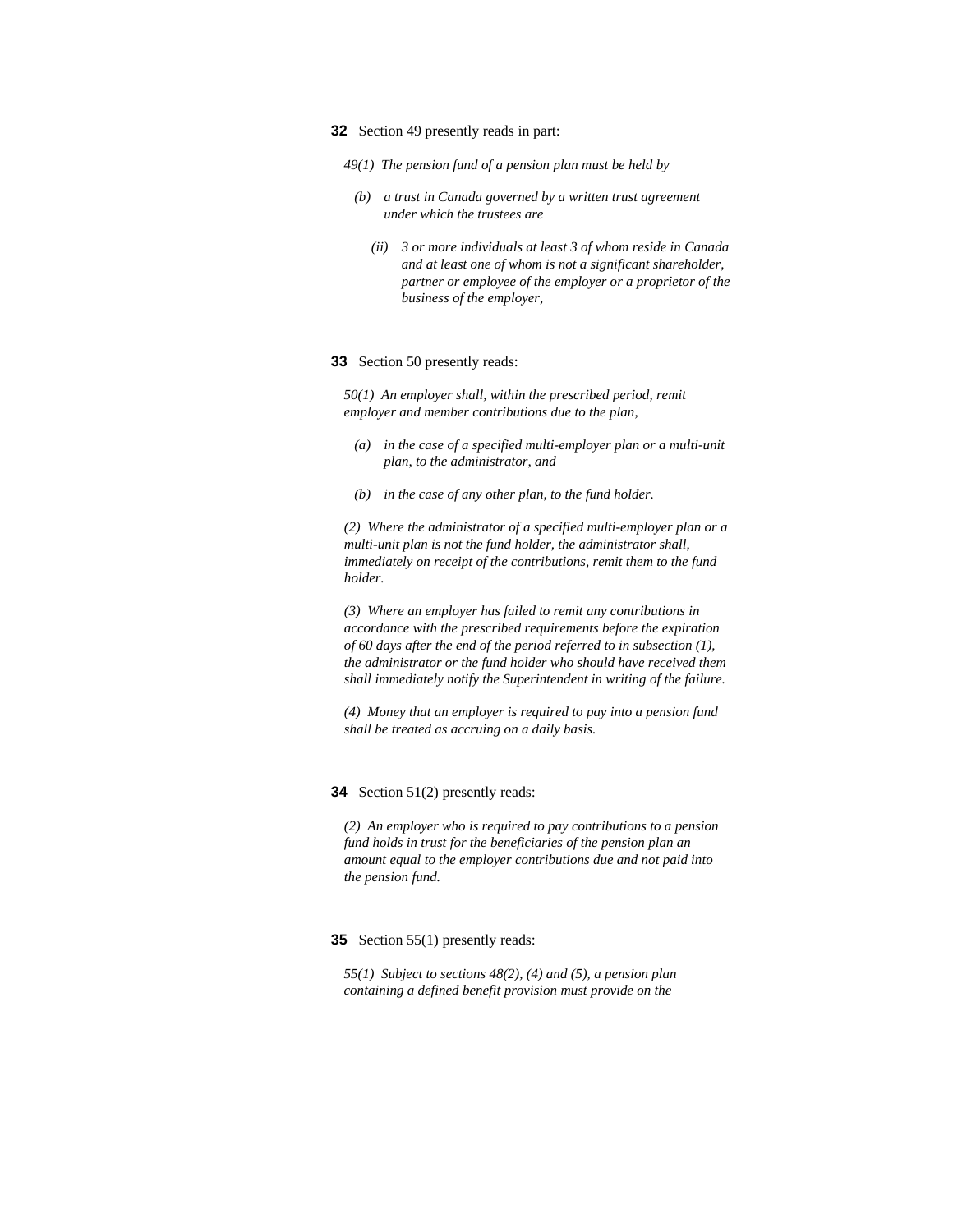**32** Section 49 presently reads in part:

*49(1) The pension fund of a pension plan must be held by*

*(b) a trust in Canada governed by a written trust agreement under which the trustees are*

*(ii) 3 or more individuals at least 3 of whom reside in Canada and at least one of whom is not a significant shareholder, partner or employee of the employer or a proprietor of the business of the employer,*

**33** Section 50 presently reads:

*50(1) An employer shall, within the prescribed period, remit employer and member contributions due to the plan,*

*(a) in the case of a specified multi-employer plan or a multi-unit plan, to the administrator, and*

*(b) in the case of any other plan, to the fund holder.*

*(2) Where the administrator of a specified multi-employer plan or a multi-unit plan is not the fund holder, the administrator shall, immediately on receipt of the contributions, remit them to the fund holder.*

*(3) Where an employer has failed to remit any contributions in accordance with the prescribed requirements before the expiration of 60 days after the end of the period referred to in subsection (1), the administrator or the fund holder who should have received them shall immediately notify the Superintendent in writing of the failure.*

*(4) Money that an employer is required to pay into a pension fund shall be treated as accruing on a daily basis.*

**34** Section 51(2) presently reads:

*(2) An employer who is required to pay contributions to a pension fund holds in trust for the beneficiaries of the pension plan an amount equal to the employer contributions due and not paid into the pension fund.*

**35** Section 55(1) presently reads:

*55(1) Subject to sections 48(2), (4) and (5), a pension plan containing a defined benefit provision must provide on the*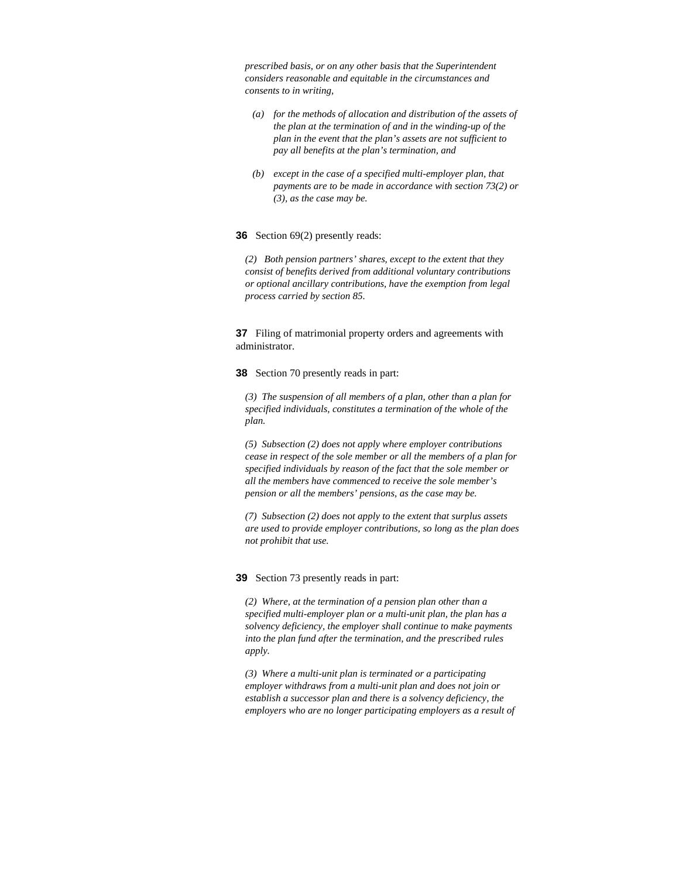*prescribed basis, or on any other basis that the Superintendent considers reasonable and equitable in the circumstances and consents to in writing,*

*(a) for the methods of allocation and distribution of the assets of the plan at the termination of and in the winding-up of the plan in the event that the plan's assets are not sufficient to pay all benefits at the plan's termination, and*

*(b) except in the case of a specified multi-employer plan, that payments are to be made in accordance with section 73(2) or (3), as the case may be.*

**36** Section 69(2) presently reads:

*(2) Both pension partners' shares, except to the extent that they consist of benefits derived from additional voluntary contributions or optional ancillary contributions, have the exemption from legal process carried by section 85.*

**37** Filing of matrimonial property orders and agreements with administrator.

**38** Section 70 presently reads in part:

*(3) The suspension of all members of a plan, other than a plan for specified individuals, constitutes a termination of the whole of the plan.*

*(5) Subsection (2) does not apply where employer contributions cease in respect of the sole member or all the members of a plan for specified individuals by reason of the fact that the sole member or all the members have commenced to receive the sole member's pension or all the members' pensions, as the case may be.*

*(7) Subsection (2) does not apply to the extent that surplus assets are used to provide employer contributions, so long as the plan does not prohibit that use.*

**39** Section 73 presently reads in part:

*(2) Where, at the termination of a pension plan other than a specified multi-employer plan or a multi-unit plan, the plan has a solvency deficiency, the employer shall continue to make payments into the plan fund after the termination, and the prescribed rules apply.*

*(3) Where a multi-unit plan is terminated or a participating employer withdraws from a multi-unit plan and does not join or establish a successor plan and there is a solvency deficiency, the employers who are no longer participating employers as a result of*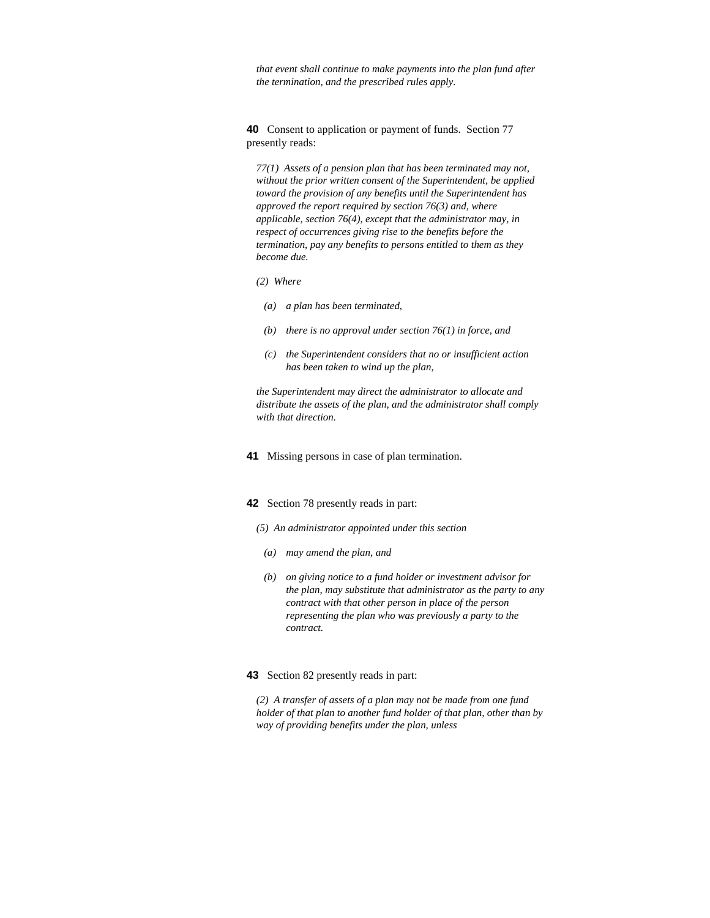*that event shall continue to make payments into the plan fund after the termination, and the prescribed rules apply.*

**40** Consent to application or payment of funds. Section 77 presently reads:

> *77(1) Assets of a pension plan that has been terminated may not, without the prior written consent of the Superintendent, be applied toward the provision of any benefits until the Superintendent has approved the report required by section 76(3) and, where applicable, section 76(4), except that the administrator may, in respect of occurrences giving rise to the benefits before the termination, pay any benefits to persons entitled to them as they become due.*
>
> *(2) Where*
>
> *(a) a plan has been terminated,*
>
> *(b) there is no approval under section 76(1) in force, and*
>
> *(c) the Superintendent considers that no or insufficient action has been taken to wind up the plan,*
>
> *the Superintendent may direct the administrator to allocate and distribute the assets of the plan, and the administrator shall comply with that direction.*

**41** Missing persons in case of plan termination.

**42** Section 78 presently reads in part:

> *(5) An administrator appointed under this section*
>
> *(a) may amend the plan, and*
>
> *(b) on giving notice to a fund holder or investment advisor for the plan, may substitute that administrator as the party to any contract with that other person in place of the person representing the plan who was previously a party to the contract.*

**43** Section 82 presently reads in part:

> *(2) A transfer of assets of a plan may not be made from one fund holder of that plan to another fund holder of that plan, other than by way of providing benefits under the plan, unless*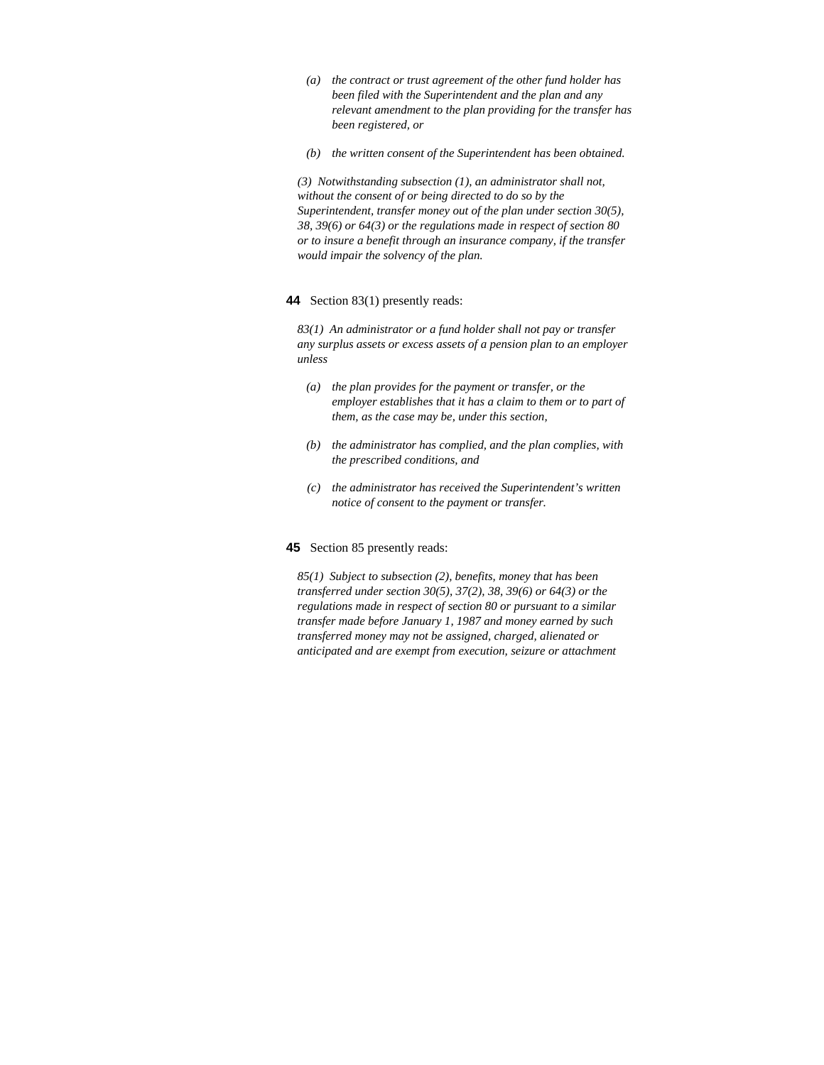*(a) the contract or trust agreement of the other fund holder has been filed with the Superintendent and the plan and any relevant amendment to the plan providing for the transfer has been registered, or*

*(b) the written consent of the Superintendent has been obtained.*

*(3) Notwithstanding subsection (1), an administrator shall not, without the consent of or being directed to do so by the Superintendent, transfer money out of the plan under section 30(5), 38, 39(6) or 64(3) or the regulations made in respect of section 80 or to insure a benefit through an insurance company, if the transfer would impair the solvency of the plan.*

**44** Section 83(1) presently reads:

*83(1) An administrator or a fund holder shall not pay or transfer any surplus assets or excess assets of a pension plan to an employer unless*

*(a) the plan provides for the payment or transfer, or the employer establishes that it has a claim to them or to part of them, as the case may be, under this section,*

*(b) the administrator has complied, and the plan complies, with the prescribed conditions, and*

*(c) the administrator has received the Superintendent's written notice of consent to the payment or transfer.*

**45** Section 85 presently reads:

*85(1) Subject to subsection (2), benefits, money that has been transferred under section 30(5), 37(2), 38, 39(6) or 64(3) or the regulations made in respect of section 80 or pursuant to a similar transfer made before January 1, 1987 and money earned by such transferred money may not be assigned, charged, alienated or anticipated and are exempt from execution, seizure or attachment*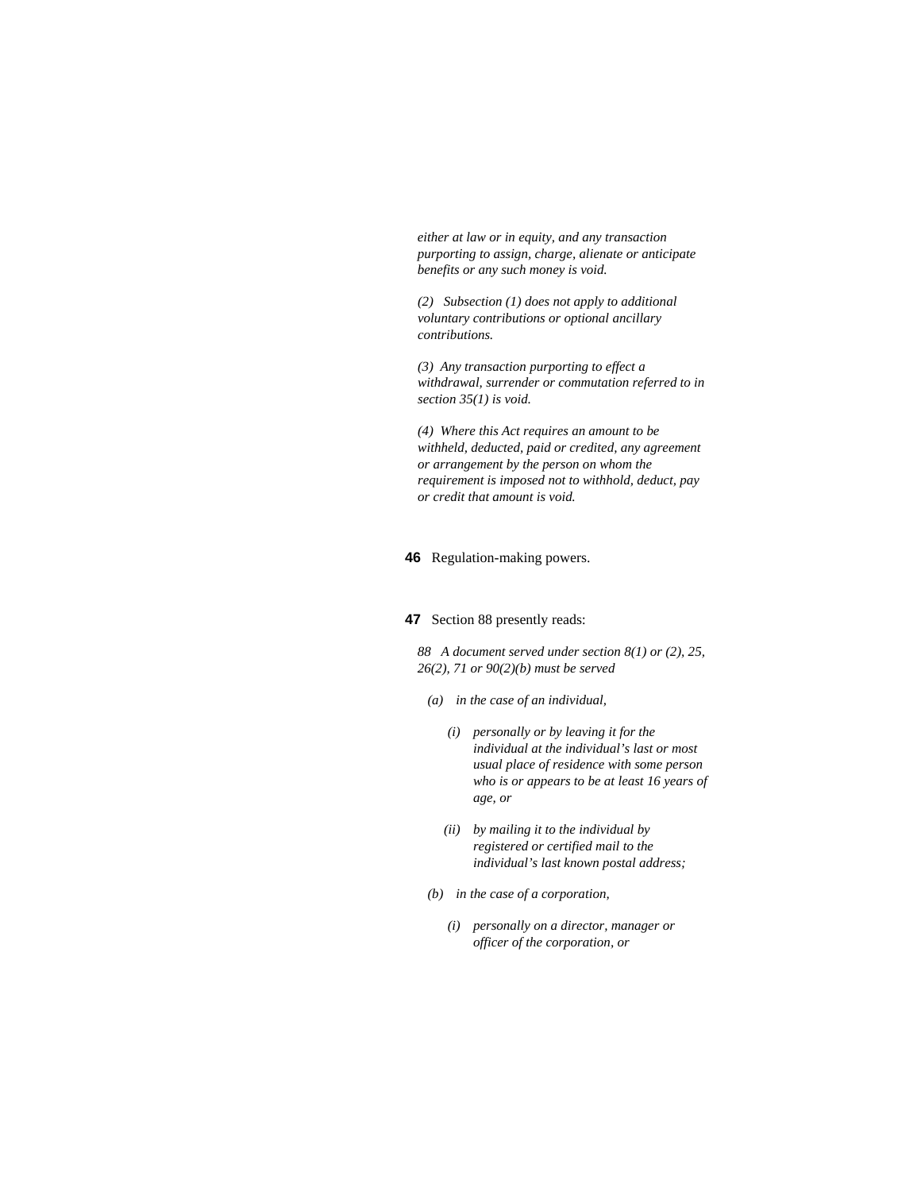*either at law or in equity, and any transaction purporting to assign, charge, alienate or anticipate benefits or any such money is void.*

*(2) Subsection (1) does not apply to additional voluntary contributions or optional ancillary contributions.*

*(3) Any transaction purporting to effect a withdrawal, surrender or commutation referred to in section 35(1) is void.*

*(4) Where this Act requires an amount to be withheld, deducted, paid or credited, any agreement or arrangement by the person on whom the requirement is imposed not to withhold, deduct, pay or credit that amount is void.*

**46** Regulation-making powers.

**47** Section 88 presently reads:

*88 A document served under section 8(1) or (2), 25, 26(2), 71 or 90(2)(b) must be served*

*(a) in the case of an individual,*

*(i) personally or by leaving it for the individual at the individual's last or most usual place of residence with some person who is or appears to be at least 16 years of age, or*

*(ii) by mailing it to the individual by registered or certified mail to the individual's last known postal address;*

*(b) in the case of a corporation,*

*(i) personally on a director, manager or officer of the corporation, or*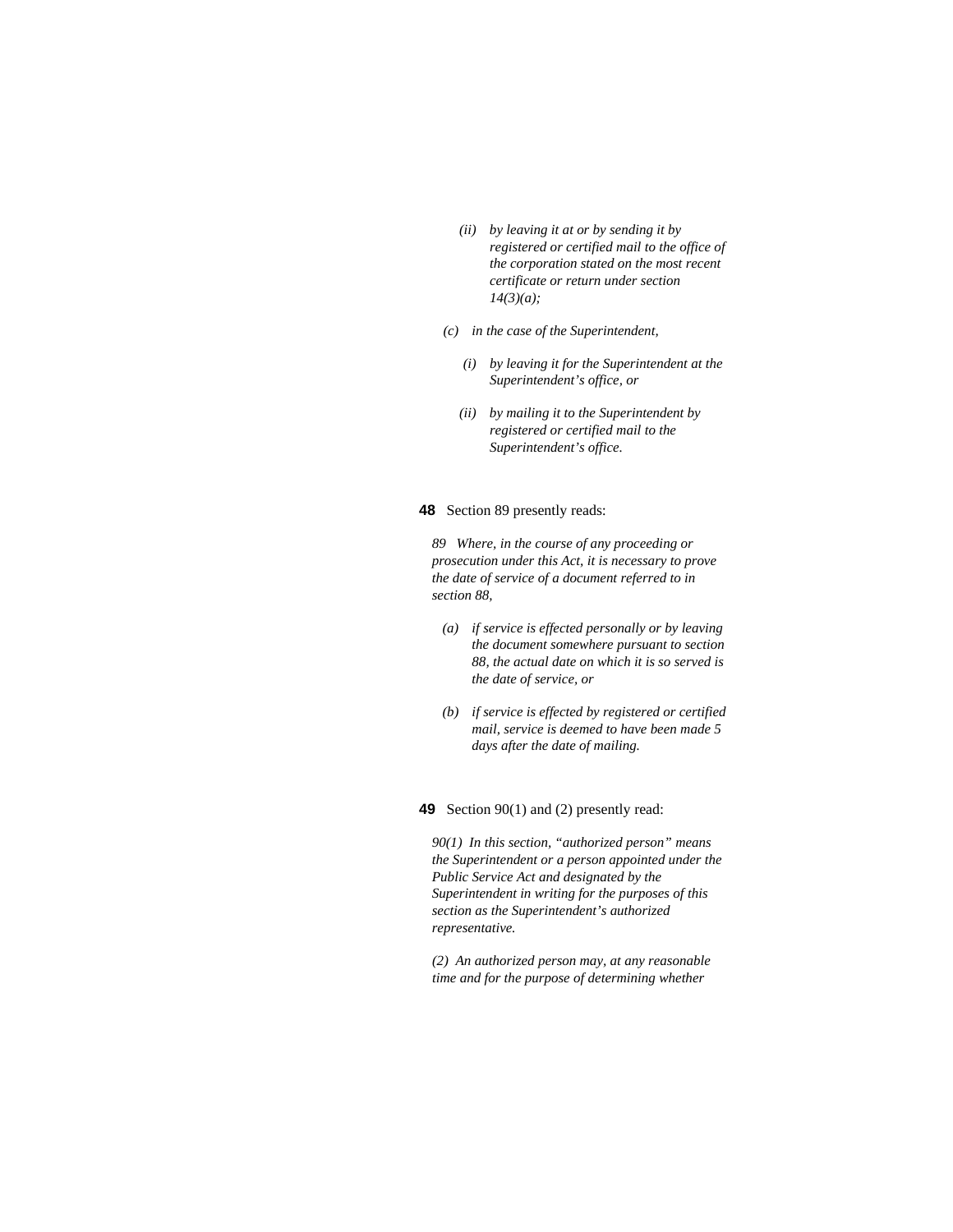*(ii) by leaving it at or by sending it by registered or certified mail to the office of the corporation stated on the most recent certificate or return under section 14(3)(a);*

*(c) in the case of the Superintendent,*

*(i) by leaving it for the Superintendent at the Superintendent's office, or*

*(ii) by mailing it to the Superintendent by registered or certified mail to the Superintendent's office.*

**48** Section 89 presently reads:

*89 Where, in the course of any proceeding or prosecution under this Act, it is necessary to prove the date of service of a document referred to in section 88,*

*(a) if service is effected personally or by leaving the document somewhere pursuant to section 88, the actual date on which it is so served is the date of service, or*

*(b) if service is effected by registered or certified mail, service is deemed to have been made 5 days after the date of mailing.*

**49** Section 90(1) and (2) presently read:

*90(1) In this section, "authorized person" means the Superintendent or a person appointed under the Public Service Act and designated by the Superintendent in writing for the purposes of this section as the Superintendent's authorized representative.*

*(2) An authorized person may, at any reasonable time and for the purpose of determining whether*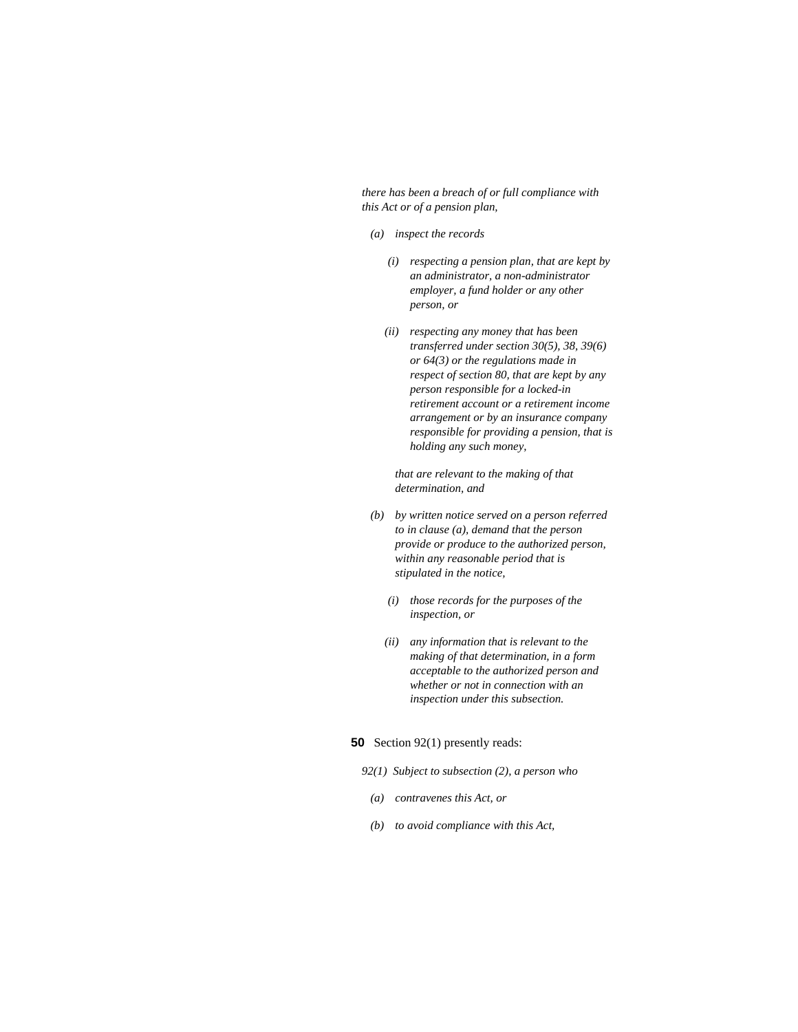*there has been a breach of or full compliance with this Act or of a pension plan,*

*(a) inspect the records*

*(i) respecting a pension plan, that are kept by an administrator, a non-administrator employer, a fund holder or any other person, or*

*(ii) respecting any money that has been transferred under section 30(5), 38, 39(6) or 64(3) or the regulations made in respect of section 80, that are kept by any person responsible for a locked-in retirement account or a retirement income arrangement or by an insurance company responsible for providing a pension, that is holding any such money,*

*that are relevant to the making of that determination, and*

*(b) by written notice served on a person referred to in clause (a), demand that the person provide or produce to the authorized person, within any reasonable period that is stipulated in the notice,*

*(i) those records for the purposes of the inspection, or*

*(ii) any information that is relevant to the making of that determination, in a form acceptable to the authorized person and whether or not in connection with an inspection under this subsection.*

**50** Section 92(1) presently reads:

*92(1) Subject to subsection (2), a person who*

*(a) contravenes this Act, or*

*(b) to avoid compliance with this Act,*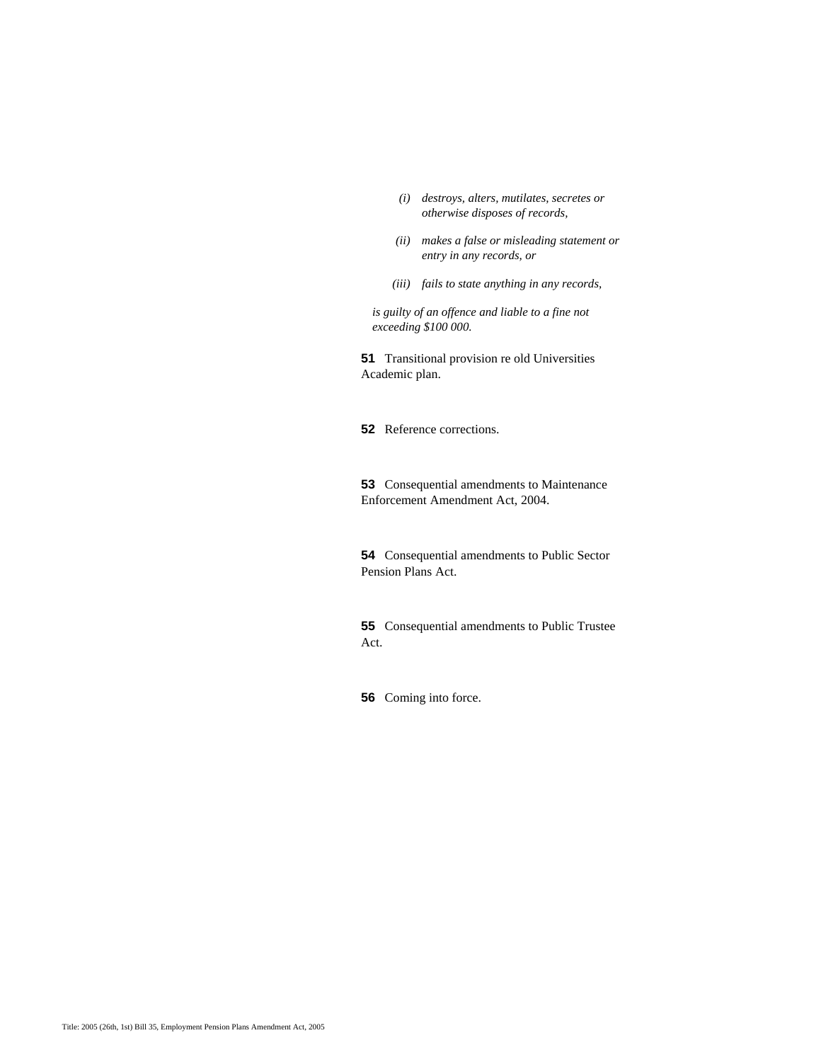*(i) destroys, alters, mutilates, secretes or otherwise disposes of records,*

*(ii) makes a false or misleading statement or entry in any records, or*

*(iii) fails to state anything in any records,*

*is guilty of an offence and liable to a fine not exceeding $100 000.*

**51** Transitional provision re old Universities Academic plan.

**52** Reference corrections.

**53** Consequential amendments to Maintenance Enforcement Amendment Act, 2004.

**54** Consequential amendments to Public Sector Pension Plans Act.

**55** Consequential amendments to Public Trustee Act.

**56** Coming into force.